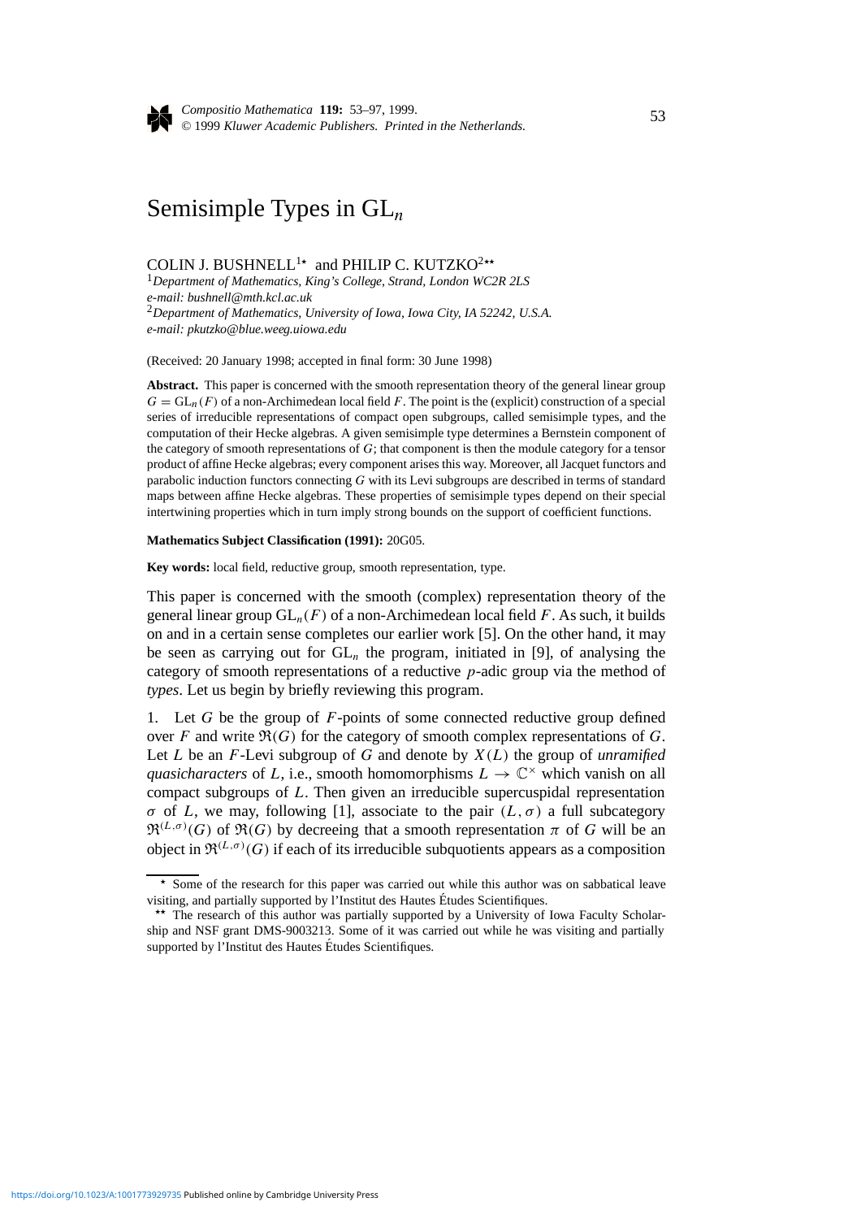# Semisimple Types in $\mathrm{GL}_n$

COLIN J. BUSHNELL[1⋆] and PHILIP C. KUTZKO[2⋆⋆]

[1]*Department of Mathematics, King's College, Strand, London WC2R 2LS*
*e-mail: bushnell@mth.kcl.ac.uk*

[2]*Department of Mathematics, University of Iowa, Iowa City, IA 52242, U.S.A.*
*e-mail: pkutzko@blue.weeg.uiowa.edu*

(Received: 20 January 1998; accepted in final form: 30 June 1998)

**Abstract.** This paper is concerned with the smooth representation theory of the general linear group $G = \mathrm{GL}_n(F)$ of a non-Archimedean local field $F$. The point is the (explicit) construction of a special series of irreducible representations of compact open subgroups, called semisimple types, and the computation of their Hecke algebras. A given semisimple type determines a Bernstein component of the category of smooth representations of $G$; that component is then the module category for a tensor product of affine Hecke algebras; every component arises this way. Moreover, all Jacquet functors and parabolic induction functors connecting $G$ with its Levi subgroups are described in terms of standard maps between affine Hecke algebras. These properties of semisimple types depend on their special intertwining properties which in turn imply strong bounds on the support of coefficient functions.

**Mathematics Subject Classification (1991):** 20G05.

**Key words:** local field, reductive group, smooth representation, type.

This paper is concerned with the smooth (complex) representation theory of the general linear group $\mathrm{GL}_n(F)$ of a non-Archimedean local field $F$. As such, it builds on and in a certain sense completes our earlier work [5]. On the other hand, it may be seen as carrying out for $\mathrm{GL}_n$ the program, initiated in [9], of analysing the category of smooth representations of a reductive $p$-adic group via the method of *types*. Let us begin by briefly reviewing this program.

1. Let $G$ be the group of $F$-points of some connected reductive group defined over $F$ and write $\mathfrak{R}(G)$ for the category of smooth complex representations of $G$. Let $L$ be an $F$-Levi subgroup of $G$ and denote by $X(L)$ the group of *unramified quasicharacters* of $L$, i.e., smooth homomorphisms $L \to \mathbb{C}^\times$ which vanish on all compact subgroups of $L$. Then given an irreducible supercuspidal representation $\sigma$ of $L$, we may, following [1], associate to the pair $(L, \sigma)$ a full subcategory $\mathfrak{R}^{(L,\sigma)}(G)$ of $\mathfrak{R}(G)$ by decreeing that a smooth representation $\pi$ of $G$ will be an object in $\mathfrak{R}^{(L,\sigma)}(G)$ if each of its irreducible subquotients appears as a composition

⋆ Some of the research for this paper was carried out while this author was on sabbatical leave visiting, and partially supported by l'Institut des Hautes Études Scientifiques.

⋆⋆ The research of this author was partially supported by a University of Iowa Faculty Scholarship and NSF grant DMS-9003213. Some of it was carried out while he was visiting and partially supported by l'Institut des Hautes Études Scientifiques.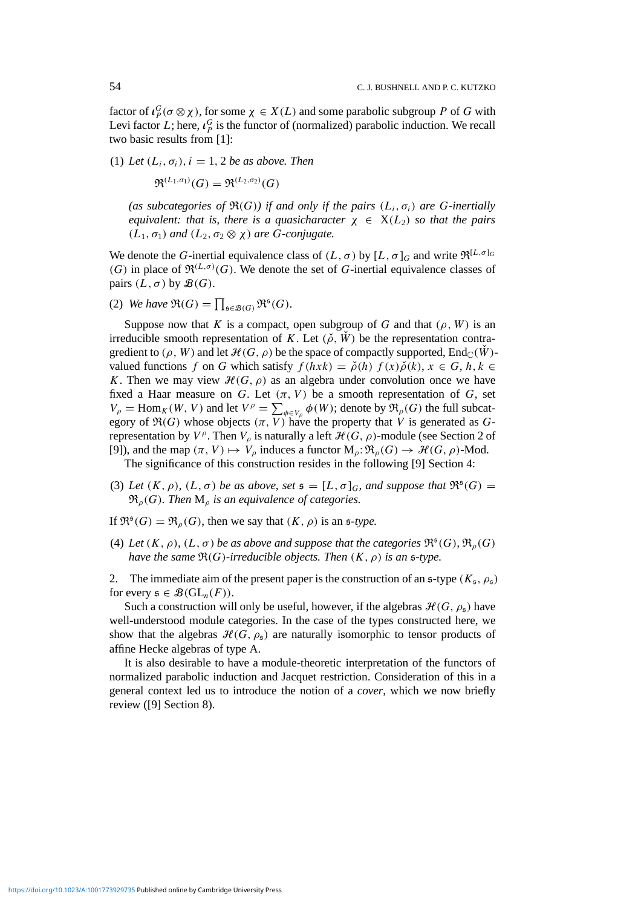factor of $\iota_P^G(\sigma \otimes \chi)$, for some $\chi \in X(L)$ and some parabolic subgroup $P$ of $G$ with Levi factor $L$; here, $\iota_P^G$ is the functor of (normalized) parabolic induction. We recall two basic results from [1]:

(1) *Let $(L_i, \sigma_i)$, $i = 1, 2$ be as above. Then*

$$\mathfrak{R}^{(L_1,\sigma_1)}(G) = \mathfrak{R}^{(L_2,\sigma_2)}(G)$$

*(as subcategories of $\mathfrak{R}(G)$) if and only if the pairs $(L_i, \sigma_i)$ are $G$-inertially equivalent: that is, there is a quasicharacter $\chi \in \mathrm{X}(L_2)$ so that the pairs $(L_1, \sigma_1)$ and $(L_2, \sigma_2 \otimes \chi)$ are $G$-conjugate.*

We denote the $G$-inertial equivalence class of $(L, \sigma)$ by $[L, \sigma]_G$ and write $\mathfrak{R}^{[L,\sigma]_G}(G)$ in place of $\mathfrak{R}^{(L,\sigma)}(G)$. We denote the set of $G$-inertial equivalence classes of pairs $(L, \sigma)$ by $\mathcal{B}(G)$.

(2) *We have $\mathfrak{R}(G) = \prod_{\mathfrak{s}\in\mathcal{B}(G)} \mathfrak{R}^{\mathfrak{s}}(G)$.*

Suppose now that $K$ is a compact, open subgroup of $G$ and that $(\rho, W)$ is an irreducible smooth representation of $K$. Let $(\check{\rho}, \check{W})$ be the representation contragredient to $(\rho, W)$ and let $\mathcal{H}(G, \rho)$ be the space of compactly supported, $\mathrm{End}_{\mathbb{C}}(\check{W})$-valued functions $f$ on $G$ which satisfy $f(hxk) = \check{\rho}(h)\ f(x)\check{\rho}(k)$, $x \in G$, $h, k \in K$. Then we may view $\mathcal{H}(G, \rho)$ as an algebra under convolution once we have fixed a Haar measure on $G$. Let $(\pi, V)$ be a smooth representation of $G$, set $V_\rho = \mathrm{Hom}_K(W, V)$ and let $V^\rho = \sum_{\phi\in V_\rho} \phi(W)$; denote by $\mathfrak{R}_\rho(G)$ the full subcategory of $\mathfrak{R}(G)$ whose objects $(\pi, V)$ have the property that $V$ is generated as $G$-representation by $V^\rho$. Then $V_\rho$ is naturally a left $\mathcal{H}(G, \rho)$-module (see Section 2 of [9]), and the map $(\pi, V) \mapsto V_\rho$ induces a functor $\mathrm{M}_\rho \colon \mathfrak{R}_\rho(G) \to \mathcal{H}(G, \rho)$-Mod.

The significance of this construction resides in the following [9] Section 4:

(3) *Let $(K, \rho)$, $(L, \sigma)$ be as above, set $\mathfrak{s} = [L, \sigma]_G$, and suppose that $\mathfrak{R}^{\mathfrak{s}}(G) = \mathfrak{R}_\rho(G)$. Then $\mathrm{M}_\rho$ is an equivalence of categories.*

If $\mathfrak{R}^{\mathfrak{s}}(G) = \mathfrak{R}_\rho(G)$, then we say that $(K, \rho)$ is an *$\mathfrak{s}$-type.*

(4) *Let $(K, \rho)$, $(L, \sigma)$ be as above and suppose that the categories $\mathfrak{R}^{\mathfrak{s}}(G)$, $\mathfrak{R}_\rho(G)$ have the same $\mathfrak{R}(G)$-irreducible objects. Then $(K, \rho)$ is an $\mathfrak{s}$-type.*

2. The immediate aim of the present paper is the construction of an $\mathfrak{s}$-type $(K_{\mathfrak{s}}, \rho_{\mathfrak{s}})$ for every $\mathfrak{s} \in \mathcal{B}(\mathrm{GL}_n(F))$.

Such a construction will only be useful, however, if the algebras $\mathcal{H}(G, \rho_{\mathfrak{s}})$ have well-understood module categories. In the case of the types constructed here, we show that the algebras $\mathcal{H}(G, \rho_{\mathfrak{s}})$ are naturally isomorphic to tensor products of affine Hecke algebras of type A.

It is also desirable to have a module-theoretic interpretation of the functors of normalized parabolic induction and Jacquet restriction. Consideration of this in a general context led us to introduce the notion of a *cover*, which we now briefly review ([9] Section 8).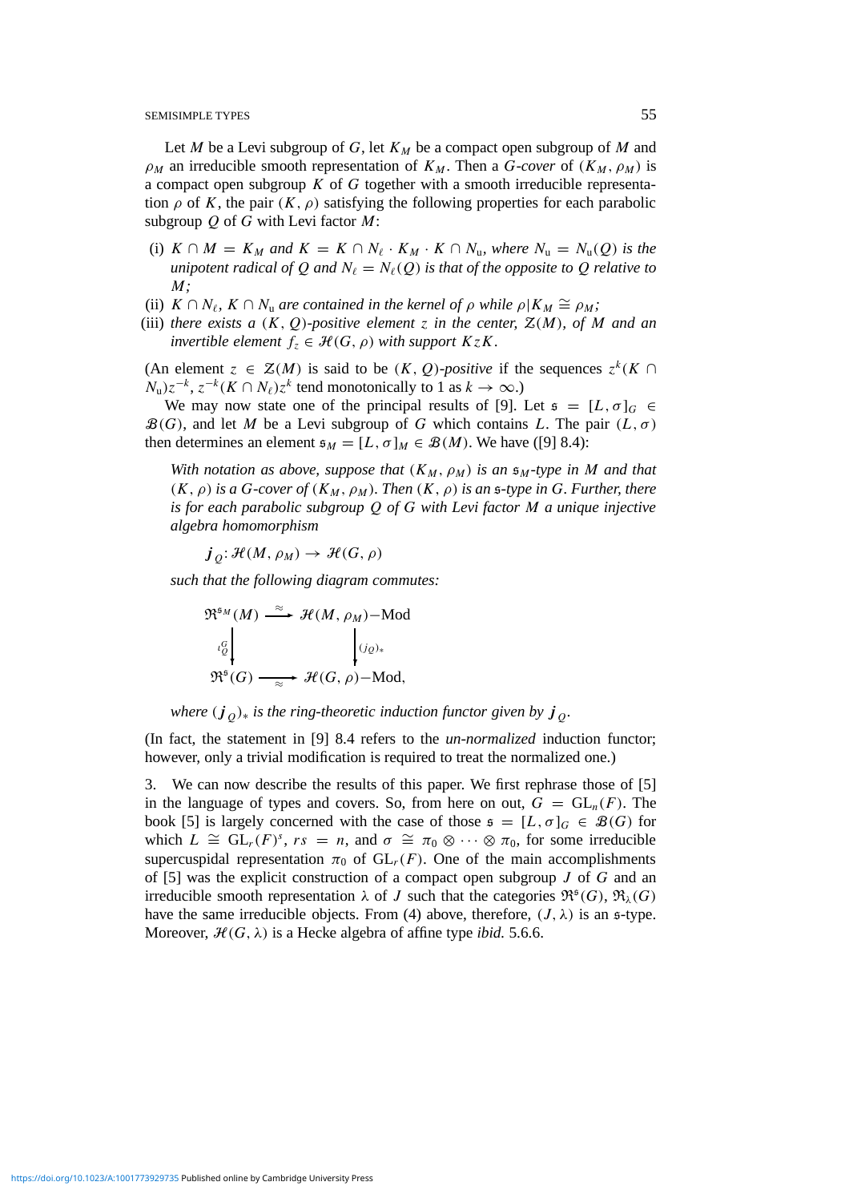Let $M$ be a Levi subgroup of $G$, let $K_M$ be a compact open subgroup of $M$ and $\rho_M$ an irreducible smooth representation of $K_M$. Then a *$G$-cover* of $(K_M, \rho_M)$ is a compact open subgroup $K$ of $G$ together with a smooth irreducible representation $\rho$ of $K$, the pair $(K, \rho)$ satisfying the following properties for each parabolic subgroup $Q$ of $G$ with Levi factor $M$:

(i) *$K \cap M = K_M$ and $K = K \cap N_\ell \cdot K_M \cdot K \cap N_u$, where $N_u = N_u(Q)$ is the unipotent radical of $Q$ and $N_\ell = N_\ell(Q)$ is that of the opposite to $Q$ relative to $M$;*

(ii) *$K \cap N_\ell$, $K \cap N_u$ are contained in the kernel of $\rho$ while $\rho | K_M \cong \rho_M$;*

(iii) *there exists a $(K, Q)$-positive element $z$ in the center, $\mathcal{Z}(M)$, of $M$ and an invertible element $f_z \in \mathcal{H}(G, \rho)$ with support $KzK$.*

(An element $z \in \mathcal{Z}(M)$ is said to be *$(K, Q)$-positive* if the sequences $z^k(K \cap N_u)z^{-k}$, $z^{-k}(K \cap N_\ell)z^k$ tend monotonically to 1 as $k \to \infty$.)

We may now state one of the principal results of [9]. Let $\mathfrak{s} = [L, \sigma]_G \in \mathcal{B}(G)$, and let $M$ be a Levi subgroup of $G$ which contains $L$. The pair $(L, \sigma)$ then determines an element $\mathfrak{s}_M = [L, \sigma]_M \in \mathcal{B}(M)$. We have ([9] 8.4):

*With notation as above, suppose that $(K_M, \rho_M)$ is an $\mathfrak{s}_M$-type in $M$ and that $(K, \rho)$ is a $G$-cover of $(K_M, \rho_M)$. Then $(K, \rho)$ is an $\mathfrak{s}$-type in $G$. Further, there is for each parabolic subgroup $Q$ of $G$ with Levi factor $M$ a unique injective algebra homomorphism*

$$\boldsymbol{j}_Q \colon \mathcal{H}(M, \rho_M) \to \mathcal{H}(G, \rho)$$

*such that the following diagram commutes:*

$$\begin{array}{ccc}
\mathfrak{R}^{\mathfrak{s}_M}(M) & \xrightarrow{\approx} & \mathcal{H}(M, \rho_M)\text{-Mod} \\
\Big\downarrow{\scriptstyle \iota_Q^G} & & \Big\downarrow{\scriptstyle (j_Q)_*} \\
\mathfrak{R}^{\mathfrak{s}}(G) & \xrightarrow[\approx]{} & \mathcal{H}(G, \rho)\text{-Mod},
\end{array}$$

*where $(\boldsymbol{j}_Q)_*$ is the ring-theoretic induction functor given by $\boldsymbol{j}_Q$.*

(In fact, the statement in [9] 8.4 refers to the *un-normalized* induction functor; however, only a trivial modification is required to treat the normalized one.)

3. We can now describe the results of this paper. We first rephrase those of [5] in the language of types and covers. So, from here on out, $G = \mathrm{GL}_n(F)$. The book [5] is largely concerned with the case of those $\mathfrak{s} = [L, \sigma]_G \in \mathcal{B}(G)$ for which $L \cong \mathrm{GL}_r(F)^s$, $rs = n$, and $\sigma \cong \pi_0 \otimes \cdots \otimes \pi_0$, for some irreducible supercuspidal representation $\pi_0$ of $\mathrm{GL}_r(F)$. One of the main accomplishments of [5] was the explicit construction of a compact open subgroup $J$ of $G$ and an irreducible smooth representation $\lambda$ of $J$ such that the categories $\mathfrak{R}^{\mathfrak{s}}(G)$, $\mathfrak{R}_\lambda(G)$ have the same irreducible objects. From (4) above, therefore, $(J, \lambda)$ is an $\mathfrak{s}$-type. Moreover, $\mathcal{H}(G, \lambda)$ is a Hecke algebra of affine type *ibid.* 5.6.6.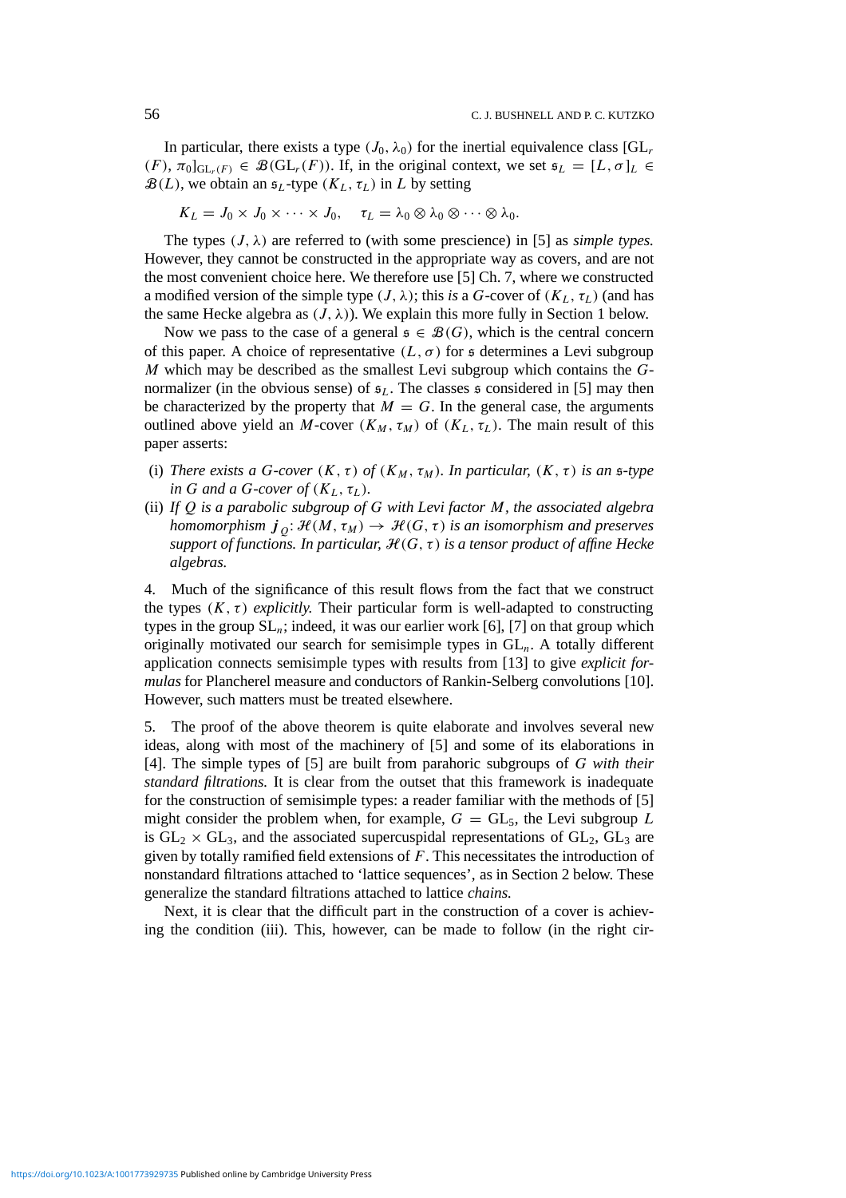In particular, there exists a type $(J_0, \lambda_0)$ for the inertial equivalence class $[\mathrm{GL}_r(F), \pi_0]_{\mathrm{GL}_r(F)} \in \mathcal{B}(\mathrm{GL}_r(F))$. If, in the original context, we set $\mathfrak{s}_L = [L, \sigma]_L \in \mathcal{B}(L)$, we obtain an $\mathfrak{s}_L$-type $(K_L, \tau_L)$ in $L$ by setting

$$K_L = J_0 \times J_0 \times \cdots \times J_0, \quad \tau_L = \lambda_0 \otimes \lambda_0 \otimes \cdots \otimes \lambda_0.$$

The types $(J, \lambda)$ are referred to (with some prescience) in [5] as *simple types.* However, they cannot be constructed in the appropriate way as covers, and are not the most convenient choice here. We therefore use [5] Ch. 7, where we constructed a modified version of the simple type $(J, \lambda)$; this *is* a $G$-cover of $(K_L, \tau_L)$ (and has the same Hecke algebra as $(J, \lambda)$). We explain this more fully in Section 1 below.

Now we pass to the case of a general $\mathfrak{s} \in \mathcal{B}(G)$, which is the central concern of this paper. A choice of representative $(L, \sigma)$ for $\mathfrak{s}$ determines a Levi subgroup $M$ which may be described as the smallest Levi subgroup which contains the $G$-normalizer (in the obvious sense) of $\mathfrak{s}_L$. The classes $\mathfrak{s}$ considered in [5] may then be characterized by the property that $M = G$. In the general case, the arguments outlined above yield an $M$-cover $(K_M, \tau_M)$ of $(K_L, \tau_L)$. The main result of this paper asserts:

(i) *There exists a $G$-cover $(K, \tau)$ of $(K_M, \tau_M)$. In particular, $(K, \tau)$ is an $\mathfrak{s}$-type in $G$ and a $G$-cover of $(K_L, \tau_L)$.*

(ii) *If $Q$ is a parabolic subgroup of $G$ with Levi factor $M$, the associated algebra homomorphism $\boldsymbol{j}_Q\colon \mathcal{H}(M, \tau_M) \to \mathcal{H}(G, \tau)$ is an isomorphism and preserves support of functions. In particular, $\mathcal{H}(G, \tau)$ is a tensor product of affine Hecke algebras.*

4. Much of the significance of this result flows from the fact that we construct the types $(K, \tau)$ *explicitly.* Their particular form is well-adapted to constructing types in the group $\mathrm{SL}_n$; indeed, it was our earlier work [6], [7] on that group which originally motivated our search for semisimple types in $\mathrm{GL}_n$. A totally different application connects semisimple types with results from [13] to give *explicit formulas* for Plancherel measure and conductors of Rankin-Selberg convolutions [10]. However, such matters must be treated elsewhere.

5. The proof of the above theorem is quite elaborate and involves several new ideas, along with most of the machinery of [5] and some of its elaborations in [4]. The simple types of [5] are built from parahoric subgroups of $G$ *with their standard filtrations.* It is clear from the outset that this framework is inadequate for the construction of semisimple types: a reader familiar with the methods of [5] might consider the problem when, for example, $G = \mathrm{GL}_5$, the Levi subgroup $L$ is $\mathrm{GL}_2 \times \mathrm{GL}_3$, and the associated supercuspidal representations of $\mathrm{GL}_2$, $\mathrm{GL}_3$ are given by totally ramified field extensions of $F$. This necessitates the introduction of nonstandard filtrations attached to 'lattice sequences', as in Section 2 below. These generalize the standard filtrations attached to lattice *chains.*

Next, it is clear that the difficult part in the construction of a cover is achieving the condition (iii). This, however, can be made to follow (in the right cir-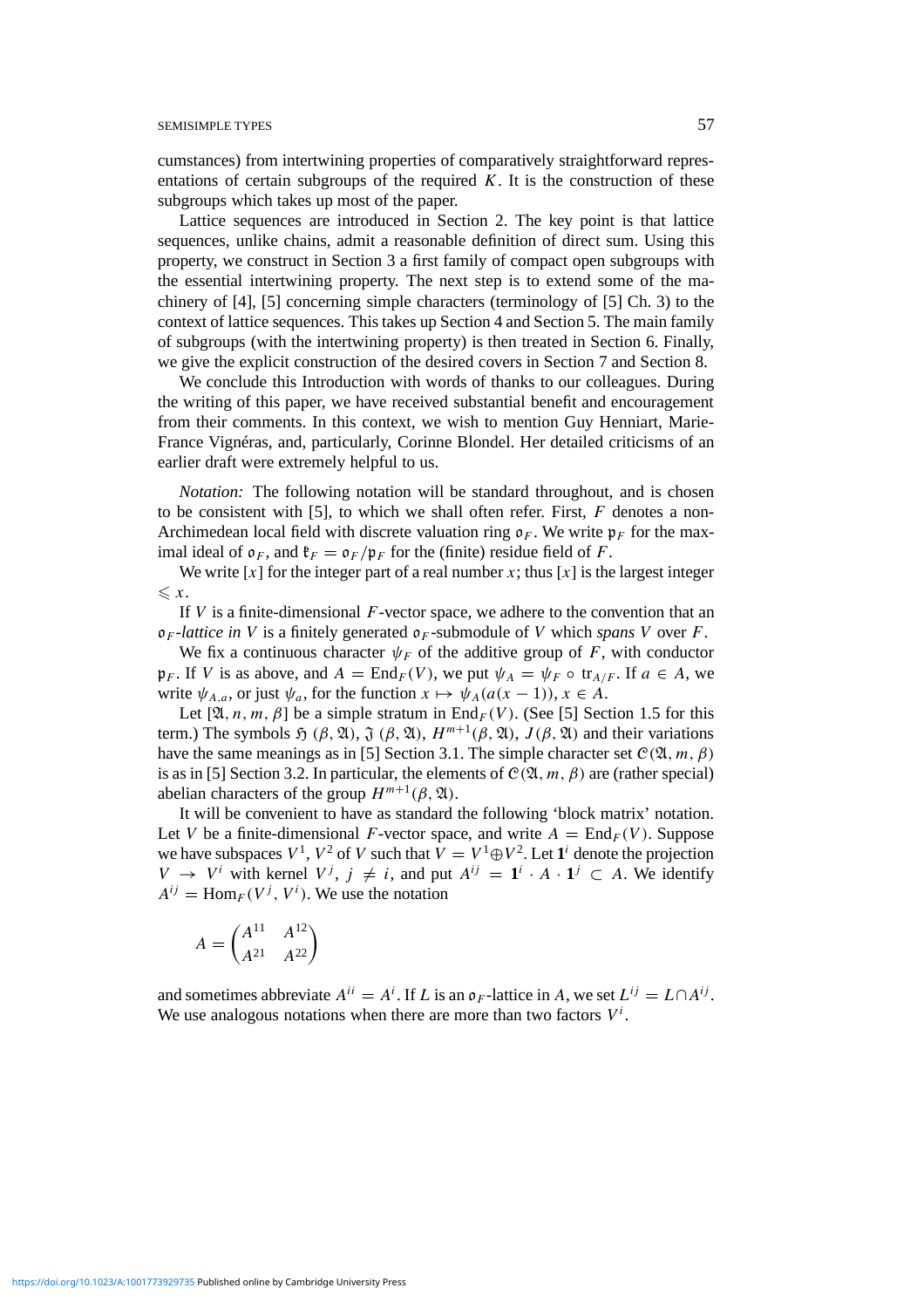cumstances) from intertwining properties of comparatively straightforward representations of certain subgroups of the required $K$. It is the construction of these subgroups which takes up most of the paper.

Lattice sequences are introduced in Section 2. The key point is that lattice sequences, unlike chains, admit a reasonable definition of direct sum. Using this property, we construct in Section 3 a first family of compact open subgroups with the essential intertwining property. The next step is to extend some of the machinery of [4], [5] concerning simple characters (terminology of [5] Ch. 3) to the context of lattice sequences. This takes up Section 4 and Section 5. The main family of subgroups (with the intertwining property) is then treated in Section 6. Finally, we give the explicit construction of the desired covers in Section 7 and Section 8.

We conclude this Introduction with words of thanks to our colleagues. During the writing of this paper, we have received substantial benefit and encouragement from their comments. In this context, we wish to mention Guy Henniart, Marie-France Vignéras, and, particularly, Corinne Blondel. Her detailed criticisms of an earlier draft were extremely helpful to us.

*Notation:* The following notation will be standard throughout, and is chosen to be consistent with [5], to which we shall often refer. First, $F$ denotes a non-Archimedean local field with discrete valuation ring $\mathfrak{o}_F$. We write $\mathfrak{p}_F$ for the maximal ideal of $\mathfrak{o}_F$, and $\mathfrak{k}_F = \mathfrak{o}_F/\mathfrak{p}_F$ for the (finite) residue field of $F$.

We write $[x]$ for the integer part of a real number $x$; thus $[x]$ is the largest integer $\leqslant x$.

If $V$ is a finite-dimensional $F$-vector space, we adhere to the convention that an $\mathfrak{o}_F$*-lattice in* $V$ is a finitely generated $\mathfrak{o}_F$-submodule of $V$ which *spans* $V$ over $F$.

We fix a continuous character $\psi_F$ of the additive group of $F$, with conductor $\mathfrak{p}_F$. If $V$ is as above, and $A = \mathrm{End}_F(V)$, we put $\psi_A = \psi_F \circ \mathrm{tr}_{A/F}$. If $a \in A$, we write $\psi_{A,a}$, or just $\psi_a$, for the function $x \mapsto \psi_A(a(x-1))$, $x \in A$.

Let $[\mathfrak{A}, n, m, \beta]$ be a simple stratum in $\mathrm{End}_F(V)$. (See [5] Section 1.5 for this term.) The symbols $\mathfrak{H}(\beta, \mathfrak{A})$, $\mathfrak{J}(\beta, \mathfrak{A})$, $H^{m+1}(\beta, \mathfrak{A})$, $J(\beta, \mathfrak{A})$ and their variations have the same meanings as in [5] Section 3.1. The simple character set $\mathcal{C}(\mathfrak{A}, m, \beta)$ is as in [5] Section 3.2. In particular, the elements of $\mathcal{C}(\mathfrak{A}, m, \beta)$ are (rather special) abelian characters of the group $H^{m+1}(\beta, \mathfrak{A})$.

It will be convenient to have as standard the following 'block matrix' notation. Let $V$ be a finite-dimensional $F$-vector space, and write $A = \mathrm{End}_F(V)$. Suppose we have subspaces $V^1$, $V^2$ of $V$ such that $V = V^1 \oplus V^2$. Let $\mathbf{1}^i$ denote the projection $V \to V^i$ with kernel $V^j$, $j \neq i$, and put $A^{ij} = \mathbf{1}^i \cdot A \cdot \mathbf{1}^j \subset A$. We identify $A^{ij} = \mathrm{Hom}_F(V^j, V^i)$. We use the notation

$$A = \begin{pmatrix} A^{11} & A^{12} \\ A^{21} & A^{22} \end{pmatrix}$$

and sometimes abbreviate $A^{ii} = A^i$. If $L$ is an $\mathfrak{o}_F$-lattice in $A$, we set $L^{ij} = L \cap A^{ij}$. We use analogous notations when there are more than two factors $V^i$.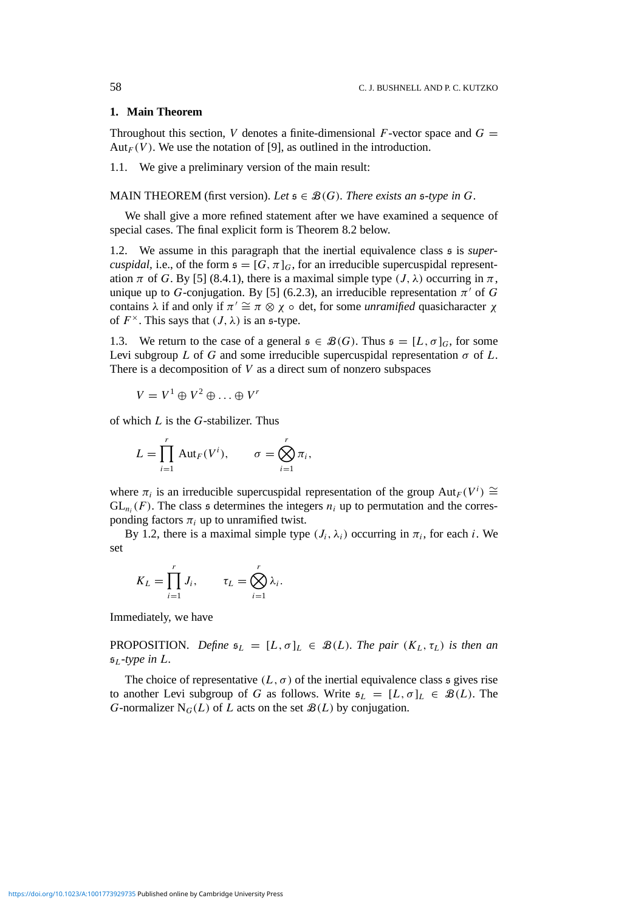## 1. Main Theorem

Throughout this section, $V$ denotes a finite-dimensional $F$-vector space and $G = \mathrm{Aut}_F(V)$. We use the notation of [9], as outlined in the introduction.

1.1. We give a preliminary version of the main result:

MAIN THEOREM (first version). *Let $\mathfrak{s} \in \mathcal{B}(G)$. There exists an $\mathfrak{s}$-type in $G$.*

We shall give a more refined statement after we have examined a sequence of special cases. The final explicit form is Theorem 8.2 below.

1.2. We assume in this paragraph that the inertial equivalence class $\mathfrak{s}$ is *supercuspidal*, i.e., of the form $\mathfrak{s} = [G, \pi]_G$, for an irreducible supercuspidal representation $\pi$ of $G$. By [5] (8.4.1), there is a maximal simple type $(J, \lambda)$ occurring in $\pi$, unique up to $G$-conjugation. By [5] (6.2.3), an irreducible representation $\pi'$ of $G$ contains $\lambda$ if and only if $\pi' \cong \pi \otimes \chi \circ \det$, for some *unramified* quasicharacter $\chi$ of $F^\times$. This says that $(J, \lambda)$ is an $\mathfrak{s}$-type.

1.3. We return to the case of a general $\mathfrak{s} \in \mathcal{B}(G)$. Thus $\mathfrak{s} = [L, \sigma]_G$, for some Levi subgroup $L$ of $G$ and some irreducible supercuspidal representation $\sigma$ of $L$. There is a decomposition of $V$ as a direct sum of nonzero subspaces

$$V = V^1 \oplus V^2 \oplus \ldots \oplus V^r$$

of which $L$ is the $G$-stabilizer. Thus

$$L = \prod_{i=1}^{r} \mathrm{Aut}_F(V^i), \qquad \sigma = \bigotimes_{i=1}^{r} \pi_i,$$

where $\pi_i$ is an irreducible supercuspidal representation of the group $\mathrm{Aut}_F(V^i) \cong \mathrm{GL}_{n_i}(F)$. The class $\mathfrak{s}$ determines the integers $n_i$ up to permutation and the corresponding factors $\pi_i$ up to unramified twist.

By 1.2, there is a maximal simple type $(J_i, \lambda_i)$ occurring in $\pi_i$, for each $i$. We set

$$K_L = \prod_{i=1}^{r} J_i, \qquad \tau_L = \bigotimes_{i=1}^{r} \lambda_i.$$

Immediately, we have

PROPOSITION. *Define $\mathfrak{s}_L = [L, \sigma]_L \in \mathcal{B}(L)$. The pair $(K_L, \tau_L)$ is then an $\mathfrak{s}_L$-type in $L$.*

The choice of representative $(L, \sigma)$ of the inertial equivalence class $\mathfrak{s}$ gives rise to another Levi subgroup of $G$ as follows. Write $\mathfrak{s}_L = [L, \sigma]_L \in \mathcal{B}(L)$. The $G$-normalizer $\mathrm{N}_G(L)$ of $L$ acts on the set $\mathcal{B}(L)$ by conjugation.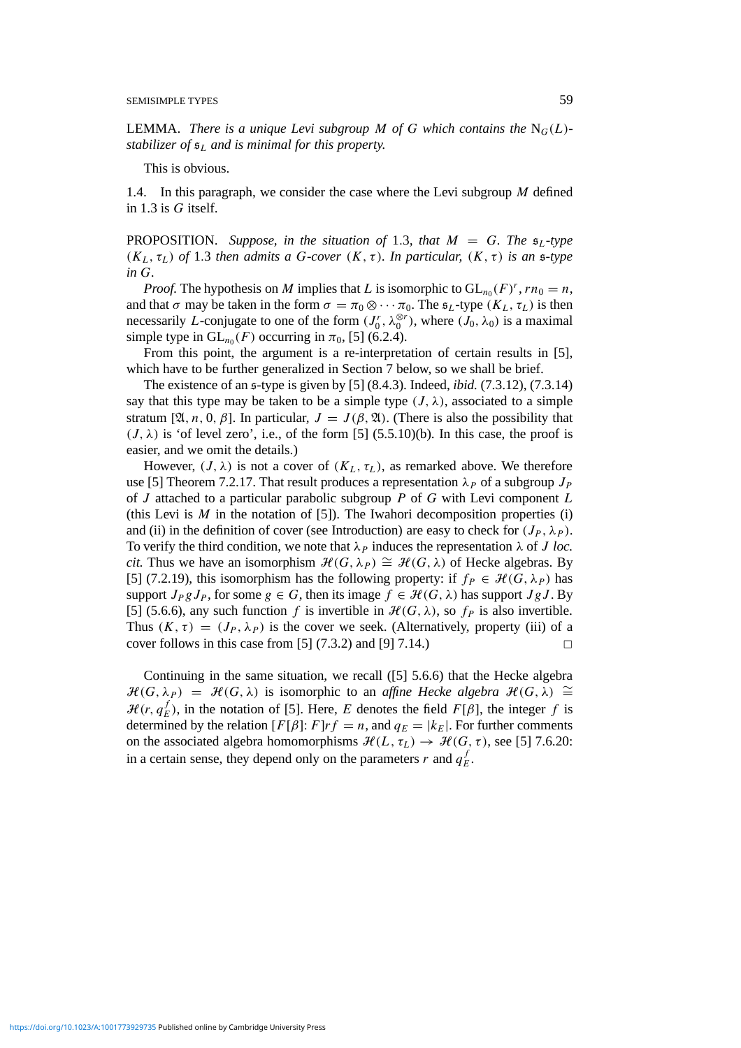LEMMA. *There is a unique Levi subgroup $M$ of $G$ which contains the $\mathrm{N}_G(L)$-stabilizer of $\mathfrak{s}_L$ and is minimal for this property.*

This is obvious.

1.4. In this paragraph, we consider the case where the Levi subgroup $M$ defined in 1.3 is $G$ itself.

PROPOSITION. *Suppose, in the situation of* 1.3, *that $M = G$. The $\mathfrak{s}_L$-type $(K_L, \tau_L)$ of* 1.3 *then admits a $G$-cover $(K, \tau)$. In particular, $(K, \tau)$ is an $\mathfrak{s}$-type in $G$.*

*Proof.* The hypothesis on $M$ implies that $L$ is isomorphic to $\mathrm{GL}_{n_0}(F)^r$, $rn_0 = n$, and that $\sigma$ may be taken in the form $\sigma = \pi_0 \otimes \cdots \pi_0$. The $\mathfrak{s}_L$-type $(K_L, \tau_L)$ is then necessarily $L$-conjugate to one of the form $(J_0^r, \lambda_0^{\otimes r})$, where $(J_0, \lambda_0)$ is a maximal simple type in $\mathrm{GL}_{n_0}(F)$ occurring in $\pi_0$, [5] (6.2.4).

From this point, the argument is a re-interpretation of certain results in [5], which have to be further generalized in Section 7 below, so we shall be brief.

The existence of an $\mathfrak{s}$-type is given by [5] (8.4.3). Indeed, *ibid.* (7.3.12), (7.3.14) say that this type may be taken to be a simple type $(J, \lambda)$, associated to a simple stratum $[\mathfrak{A}, n, 0, \beta]$. In particular, $J = J(\beta, \mathfrak{A})$. (There is also the possibility that $(J, \lambda)$ is 'of level zero', i.e., of the form [5] (5.5.10)(b). In this case, the proof is easier, and we omit the details.)

However, $(J, \lambda)$ is not a cover of $(K_L, \tau_L)$, as remarked above. We therefore use [5] Theorem 7.2.17. That result produces a representation $\lambda_P$ of a subgroup $J_P$ of $J$ attached to a particular parabolic subgroup $P$ of $G$ with Levi component $L$ (this Levi is $M$ in the notation of [5]). The Iwahori decomposition properties (i) and (ii) in the definition of cover (see Introduction) are easy to check for $(J_P, \lambda_P)$. To verify the third condition, we note that $\lambda_P$ induces the representation $\lambda$ of $J$ *loc. cit.* Thus we have an isomorphism $\mathcal{H}(G, \lambda_P) \cong \mathcal{H}(G, \lambda)$ of Hecke algebras. By [5] (7.2.19), this isomorphism has the following property: if $f_P \in \mathcal{H}(G, \lambda_P)$ has support $J_P g J_P$, for some $g \in G$, then its image $f \in \mathcal{H}(G, \lambda)$ has support $JgJ$. By [5] (5.6.6), any such function $f$ is invertible in $\mathcal{H}(G, \lambda)$, so $f_P$ is also invertible. Thus $(K, \tau) = (J_P, \lambda_P)$ is the cover we seek. (Alternatively, property (iii) of a cover follows in this case from [5] (7.3.2) and [9] 7.14.) $\square$

Continuing in the same situation, we recall ([5] 5.6.6) that the Hecke algebra $\mathcal{H}(G, \lambda_P) = \mathcal{H}(G, \lambda)$ is isomorphic to an *affine Hecke algebra* $\mathcal{H}(G, \lambda) \cong \mathcal{H}(r, q_E^f)$, in the notation of [5]. Here, $E$ denotes the field $F[\beta]$, the integer $f$ is determined by the relation $[F[\beta]: F]rf = n$, and $q_E = |k_E|$. For further comments on the associated algebra homomorphisms $\mathcal{H}(L, \tau_L) \to \mathcal{H}(G, \tau)$, see [5] 7.6.20: in a certain sense, they depend only on the parameters $r$ and $q_E^f$.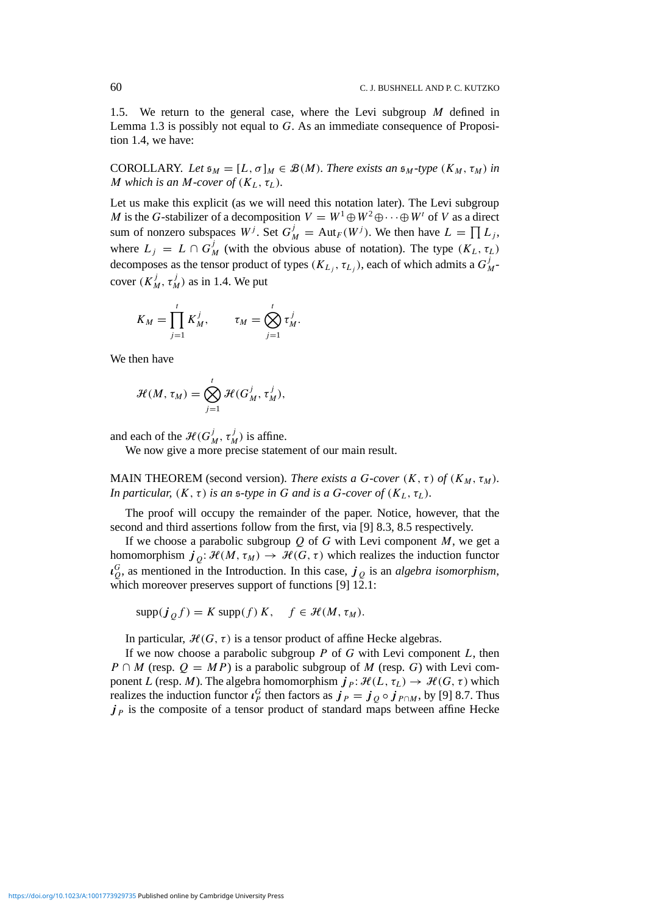1.5. We return to the general case, where the Levi subgroup $M$ defined in Lemma 1.3 is possibly not equal to $G$. As an immediate consequence of Proposition 1.4, we have:

COROLLARY. *Let $\mathfrak{s}_M = [L, \sigma]_M \in \mathcal{B}(M)$. There exists an $\mathfrak{s}_M$-type $(K_M, \tau_M)$ in $M$ which is an $M$-cover of $(K_L, \tau_L)$.*

Let us make this explicit (as we will need this notation later). The Levi subgroup $M$ is the $G$-stabilizer of a decomposition $V = W^1 \oplus W^2 \oplus \cdots \oplus W^t$ of $V$ as a direct sum of nonzero subspaces $W^j$. Set $G_M^j = \mathrm{Aut}_F(W^j)$. We then have $L = \prod L_j$, where $L_j = L \cap G_M^j$ (with the obvious abuse of notation). The type $(K_L, \tau_L)$ decomposes as the tensor product of types $(K_{L_j}, \tau_{L_j})$, each of which admits a $G_M^j$-cover $(K_M^j, \tau_M^j)$ as in 1.4. We put

$$K_M = \prod_{j=1}^{t} K_M^j, \qquad \tau_M = \bigotimes_{j=1}^{t} \tau_M^j.$$

We then have

$$\mathcal{H}(M, \tau_M) = \bigotimes_{j=1}^{t} \mathcal{H}(G_M^j, \tau_M^j),$$

and each of the $\mathcal{H}(G_M^j, \tau_M^j)$ is affine.

We now give a more precise statement of our main result.

MAIN THEOREM (second version). *There exists a $G$-cover $(K, \tau)$ of $(K_M, \tau_M)$. In particular, $(K, \tau)$ is an $\mathfrak{s}$-type in $G$ and is a $G$-cover of $(K_L, \tau_L)$.*

The proof will occupy the remainder of the paper. Notice, however, that the second and third assertions follow from the first, via [9] 8.3, 8.5 respectively.

If we choose a parabolic subgroup $Q$ of $G$ with Levi component $M$, we get a homomorphism $\boldsymbol{j}_Q \colon \mathcal{H}(M, \tau_M) \to \mathcal{H}(G, \tau)$ which realizes the induction functor $\iota_Q^G$, as mentioned in the Introduction. In this case, $\boldsymbol{j}_Q$ is an *algebra isomorphism*, which moreover preserves support of functions [9] 12.1:

$$\mathrm{supp}(\boldsymbol{j}_Q f) = K \,\mathrm{supp}(f)\, K, \quad f \in \mathcal{H}(M, \tau_M).$$

In particular, $\mathcal{H}(G, \tau)$ is a tensor product of affine Hecke algebras.

If we now choose a parabolic subgroup $P$ of $G$ with Levi component $L$, then $P \cap M$ (resp. $Q = MP$) is a parabolic subgroup of $M$ (resp. $G$) with Levi component $L$ (resp. $M$). The algebra homomorphism $\boldsymbol{j}_P \colon \mathcal{H}(L, \tau_L) \to \mathcal{H}(G, \tau)$ which realizes the induction functor $\iota_P^G$ then factors as $\boldsymbol{j}_P = \boldsymbol{j}_Q \circ \boldsymbol{j}_{P \cap M}$, by [9] 8.7. Thus $\boldsymbol{j}_P$ is the composite of a tensor product of standard maps between affine Hecke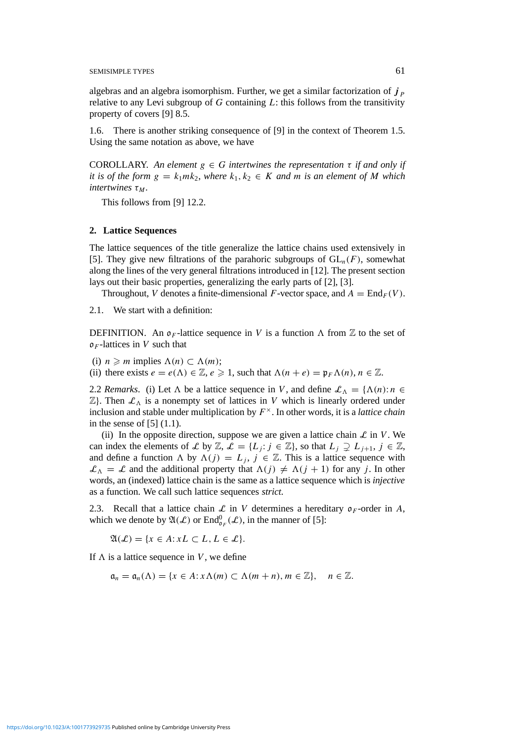algebras and an algebra isomorphism. Further, we get a similar factorization of $\boldsymbol{j}_P$ relative to any Levi subgroup of $G$ containing $L$: this follows from the transitivity property of covers [9] 8.5.

1.6. There is another striking consequence of [9] in the context of Theorem 1.5. Using the same notation as above, we have

COROLLARY. *An element $g \in G$ intertwines the representation $\tau$ if and only if it is of the form $g = k_1 m k_2$, where $k_1, k_2 \in K$ and $m$ is an element of $M$ which intertwines $\tau_M$.*

This follows from [9] 12.2.

## 2. Lattice Sequences

The lattice sequences of the title generalize the lattice chains used extensively in [5]. They give new filtrations of the parahoric subgroups of $\mathrm{GL}_n(F)$, somewhat along the lines of the very general filtrations introduced in [12]. The present section lays out their basic properties, generalizing the early parts of [2], [3].

Throughout, $V$ denotes a finite-dimensional $F$-vector space, and $A = \mathrm{End}_F(V)$.

2.1. We start with a definition:

DEFINITION. An $\mathfrak{o}_F$-lattice sequence in $V$ is a function $\Lambda$ from $\mathbb{Z}$ to the set of $\mathfrak{o}_F$-lattices in $V$ such that

(i) $n \geqslant m$ implies $\Lambda(n) \subset \Lambda(m)$;
(ii) there exists $e = e(\Lambda) \in \mathbb{Z}$, $e \geqslant 1$, such that $\Lambda(n+e) = \mathfrak{p}_F \Lambda(n)$, $n \in \mathbb{Z}$.

2.2 *Remarks*. (i) Let $\Lambda$ be a lattice sequence in $V$, and define $\mathcal{L}_\Lambda = \{\Lambda(n) \colon n \in \mathbb{Z}\}$. Then $\mathcal{L}_\Lambda$ is a nonempty set of lattices in $V$ which is linearly ordered under inclusion and stable under multiplication by $F^\times$. In other words, it is a *lattice chain* in the sense of [5] (1.1).

(ii) In the opposite direction, suppose we are given a lattice chain $\mathcal{L}$ in $V$. We can index the elements of $\mathcal{L}$ by $\mathbb{Z}$, $\mathcal{L} = \{L_j \colon j \in \mathbb{Z}\}$, so that $L_j \supsetneq L_{j+1}$, $j \in \mathbb{Z}$, and define a function $\Lambda$ by $\Lambda(j) = L_j$, $j \in \mathbb{Z}$. This is a lattice sequence with $\mathcal{L}_\Lambda = \mathcal{L}$ and the additional property that $\Lambda(j) \neq \Lambda(j+1)$ for any $j$. In other words, an (indexed) lattice chain is the same as a lattice sequence which is *injective* as a function. We call such lattice sequences *strict*.

2.3. Recall that a lattice chain $\mathcal{L}$ in $V$ determines a hereditary $\mathfrak{o}_F$-order in $A$, which we denote by $\mathfrak{A}(\mathcal{L})$ or $\mathrm{End}^0_{\mathfrak{o}_F}(\mathcal{L})$, in the manner of [5]:

$$\mathfrak{A}(\mathcal{L}) = \{x \in A \colon xL \subset L, L \in \mathcal{L}\}.$$

If $\Lambda$ is a lattice sequence in $V$, we define

$$\mathfrak{a}_n = \mathfrak{a}_n(\Lambda) = \{x \in A \colon x\Lambda(m) \subset \Lambda(m+n), m \in \mathbb{Z}\}, \quad n \in \mathbb{Z}.$$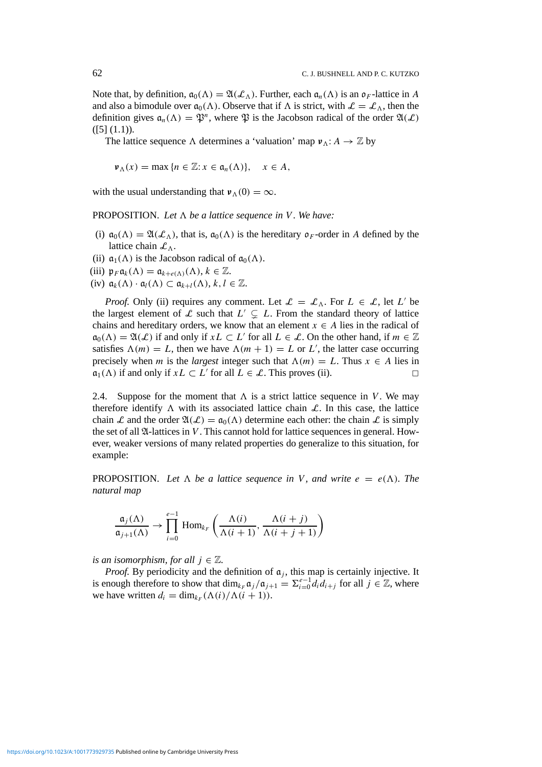Note that, by definition, $\mathfrak{a}_0(\Lambda) = \mathfrak{A}(\mathcal{L}_\Lambda)$. Further, each $\mathfrak{a}_n(\Lambda)$ is an $\mathfrak{o}_F$-lattice in $A$ and also a bimodule over $\mathfrak{a}_0(\Lambda)$. Observe that if $\Lambda$ is strict, with $\mathcal{L} = \mathcal{L}_\Lambda$, then the definition gives $\mathfrak{a}_n(\Lambda) = \mathfrak{P}^n$, where $\mathfrak{P}$ is the Jacobson radical of the order $\mathfrak{A}(\mathcal{L})$ ([5] (1.1)).

The lattice sequence $\Lambda$ determines a 'valuation' map $\boldsymbol{\nu}_\Lambda: A \to \mathbb{Z}$ by

$$\boldsymbol{\nu}_\Lambda(x) = \max\{n \in \mathbb{Z}: x \in \mathfrak{a}_n(\Lambda)\}, \quad x \in A,$$

with the usual understanding that $\boldsymbol{\nu}_\Lambda(0) = \infty$.

PROPOSITION. *Let $\Lambda$ be a lattice sequence in $V$. We have:*

(i) $\mathfrak{a}_0(\Lambda) = \mathfrak{A}(\mathcal{L}_\Lambda)$, that is, $\mathfrak{a}_0(\Lambda)$ is the hereditary $\mathfrak{o}_F$-order in $A$ defined by the lattice chain $\mathcal{L}_\Lambda$.

(ii) $\mathfrak{a}_1(\Lambda)$ is the Jacobson radical of $\mathfrak{a}_0(\Lambda)$.

(iii) $\mathfrak{p}_F \mathfrak{a}_k(\Lambda) = \mathfrak{a}_{k+e(\Lambda)}(\Lambda)$, $k \in \mathbb{Z}$.

(iv) $\mathfrak{a}_k(\Lambda) \cdot \mathfrak{a}_l(\Lambda) \subset \mathfrak{a}_{k+l}(\Lambda)$, $k, l \in \mathbb{Z}$.

*Proof.* Only (ii) requires any comment. Let $\mathcal{L} = \mathcal{L}_\Lambda$. For $L \in \mathcal{L}$, let $L'$ be the largest element of $\mathcal{L}$ such that $L' \subsetneq L$. From the standard theory of lattice chains and hereditary orders, we know that an element $x \in A$ lies in the radical of $\mathfrak{a}_0(\Lambda) = \mathfrak{A}(\mathcal{L})$ if and only if $xL \subset L'$ for all $L \in \mathcal{L}$. On the other hand, if $m \in \mathbb{Z}$ satisfies $\Lambda(m) = L$, then we have $\Lambda(m+1) = L$ or $L'$, the latter case occurring precisely when $m$ is the *largest* integer such that $\Lambda(m) = L$. Thus $x \in A$ lies in $\mathfrak{a}_1(\Lambda)$ if and only if $xL \subset L'$ for all $L \in \mathcal{L}$. This proves (ii). $\square$

2.4. Suppose for the moment that $\Lambda$ is a strict lattice sequence in $V$. We may therefore identify $\Lambda$ with its associated lattice chain $\mathcal{L}$. In this case, the lattice chain $\mathcal{L}$ and the order $\mathfrak{A}(\mathcal{L}) = \mathfrak{a}_0(\Lambda)$ determine each other: the chain $\mathcal{L}$ is simply the set of all $\mathfrak{A}$-lattices in $V$. This cannot hold for lattice sequences in general. However, weaker versions of many related properties do generalize to this situation, for example:

PROPOSITION. *Let $\Lambda$ be a lattice sequence in $V$, and write $e = e(\Lambda)$. The natural map*

$$\frac{\mathfrak{a}_j(\Lambda)}{\mathfrak{a}_{j+1}(\Lambda)} \to \prod_{i=0}^{e-1} \operatorname{Hom}_{k_F}\left(\frac{\Lambda(i)}{\Lambda(i+1)}, \frac{\Lambda(i+j)}{\Lambda(i+j+1)}\right)$$

*is an isomorphism, for all $j \in \mathbb{Z}$.*

*Proof.* By periodicity and the definition of $\mathfrak{a}_j$, this map is certainly injective. It is enough therefore to show that $\dim_{k_F} \mathfrak{a}_j/\mathfrak{a}_{j+1} = \Sigma_{i=0}^{e-1} d_i d_{i+j}$ for all $j \in \mathbb{Z}$, where we have written $d_i = \dim_{k_F}(\Lambda(i)/\Lambda(i+1))$.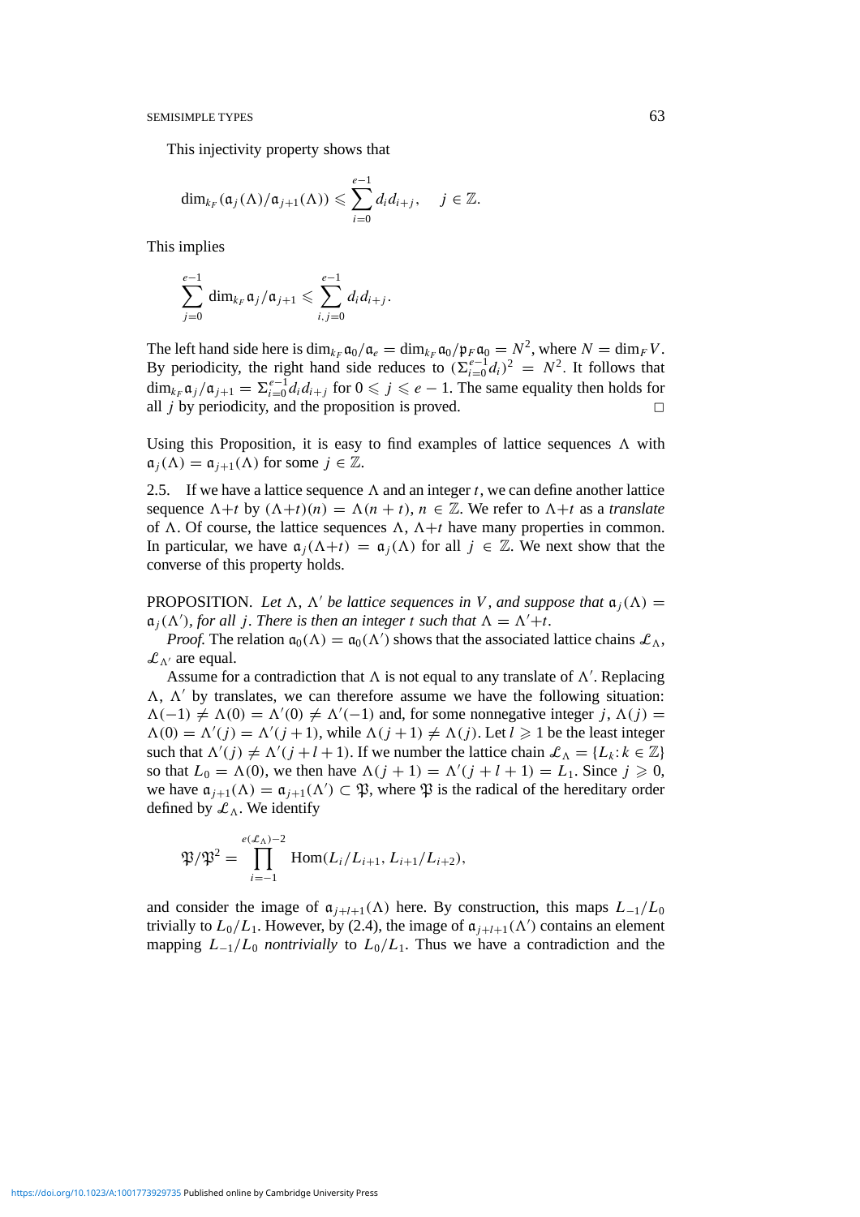This injectivity property shows that

$$\dim_{k_F}(\mathfrak{a}_j(\Lambda)/\mathfrak{a}_{j+1}(\Lambda)) \leqslant \sum_{i=0}^{e-1} d_i d_{i+j}, \quad j \in \mathbb{Z}.$$

This implies

$$\sum_{j=0}^{e-1} \dim_{k_F} \mathfrak{a}_j/\mathfrak{a}_{j+1} \leqslant \sum_{i,j=0}^{e-1} d_i d_{i+j}.$$

The left hand side here is $\dim_{k_F} \mathfrak{a}_0/\mathfrak{a}_e = \dim_{k_F} \mathfrak{a}_0/\mathfrak{p}_F\mathfrak{a}_0 = N^2$, where $N = \dim_F V$. By periodicity, the right hand side reduces to $(\Sigma_{i=0}^{e-1} d_i)^2 = N^2$. It follows that $\dim_{k_F} \mathfrak{a}_j/\mathfrak{a}_{j+1} = \Sigma_{i=0}^{e-1} d_i d_{i+j}$ for $0 \leqslant j \leqslant e-1$. The same equality then holds for all $j$ by periodicity, and the proposition is proved. $\square$

Using this Proposition, it is easy to find examples of lattice sequences $\Lambda$ with $\mathfrak{a}_j(\Lambda) = \mathfrak{a}_{j+1}(\Lambda)$ for some $j \in \mathbb{Z}$.

2.5. If we have a lattice sequence $\Lambda$ and an integer $t$, we can define another lattice sequence $\Lambda{+}t$ by $(\Lambda{+}t)(n) = \Lambda(n+t)$, $n \in \mathbb{Z}$. We refer to $\Lambda{+}t$ as a *translate* of $\Lambda$. Of course, the lattice sequences $\Lambda$, $\Lambda{+}t$ have many properties in common. In particular, we have $\mathfrak{a}_j(\Lambda{+}t) = \mathfrak{a}_j(\Lambda)$ for all $j \in \mathbb{Z}$. We next show that the converse of this property holds.

PROPOSITION. *Let $\Lambda$, $\Lambda'$ be lattice sequences in $V$, and suppose that $\mathfrak{a}_j(\Lambda) = \mathfrak{a}_j(\Lambda')$, for all $j$. There is then an integer $t$ such that $\Lambda = \Lambda'{+}t$.*

*Proof.* The relation $\mathfrak{a}_0(\Lambda) = \mathfrak{a}_0(\Lambda')$ shows that the associated lattice chains $\mathcal{L}_\Lambda$, $\mathcal{L}_{\Lambda'}$ are equal.

Assume for a contradiction that $\Lambda$ is not equal to any translate of $\Lambda'$. Replacing $\Lambda$, $\Lambda'$ by translates, we can therefore assume we have the following situation: $\Lambda(-1) \neq \Lambda(0) = \Lambda'(0) \neq \Lambda'(-1)$ and, for some nonnegative integer $j$, $\Lambda(j) = \Lambda(0) = \Lambda'(j) = \Lambda'(j+1)$, while $\Lambda(j+1) \neq \Lambda(j)$. Let $l \geqslant 1$ be the least integer such that $\Lambda'(j) \neq \Lambda'(j+l+1)$. If we number the lattice chain $\mathcal{L}_\Lambda = \{L_k : k \in \mathbb{Z}\}$ so that $L_0 = \Lambda(0)$, we then have $\Lambda(j+1) = \Lambda'(j+l+1) = L_1$. Since $j \geqslant 0$, we have $\mathfrak{a}_{j+1}(\Lambda) = \mathfrak{a}_{j+1}(\Lambda') \subset \mathfrak{P}$, where $\mathfrak{P}$ is the radical of the hereditary order defined by $\mathcal{L}_\Lambda$. We identify

$$\mathfrak{P}/\mathfrak{P}^2 = \prod_{i=-1}^{e(\mathcal{L}_\Lambda)-2} \operatorname{Hom}(L_i/L_{i+1}, L_{i+1}/L_{i+2}),$$

and consider the image of $\mathfrak{a}_{j+l+1}(\Lambda)$ here. By construction, this maps $L_{-1}/L_0$ trivially to $L_0/L_1$. However, by (2.4), the image of $\mathfrak{a}_{j+l+1}(\Lambda')$ contains an element mapping $L_{-1}/L_0$ *nontrivially* to $L_0/L_1$. Thus we have a contradiction and the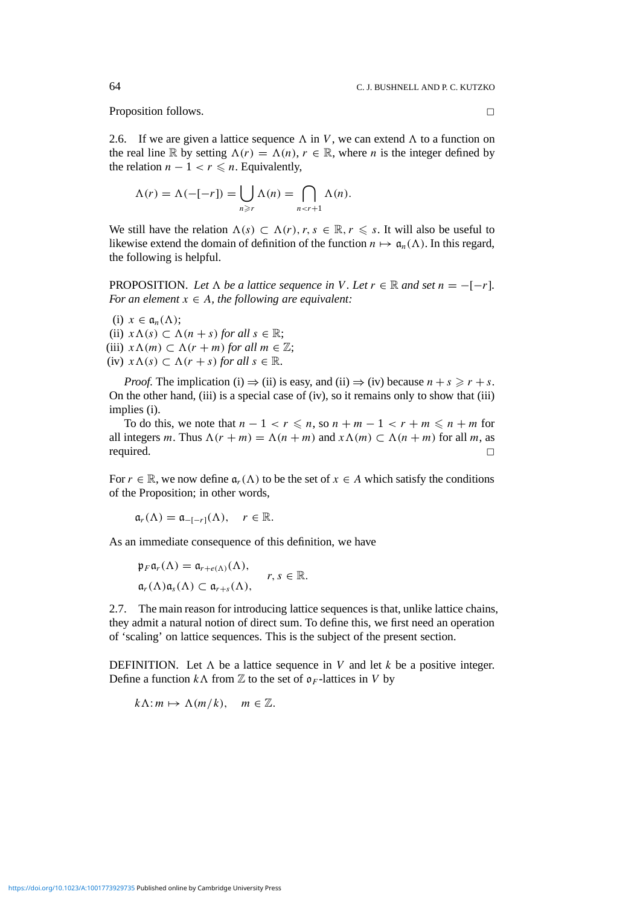Proposition follows. $\square$

2.6. If we are given a lattice sequence $\Lambda$ in $V$, we can extend $\Lambda$ to a function on the real line $\mathbb{R}$ by setting $\Lambda(r) = \Lambda(n)$, $r \in \mathbb{R}$, where $n$ is the integer defined by the relation $n - 1 < r \leqslant n$. Equivalently,

$$\Lambda(r) = \Lambda(-[-r]) = \bigcup_{n \geqslant r} \Lambda(n) = \bigcap_{n < r+1} \Lambda(n).$$

We still have the relation $\Lambda(s) \subset \Lambda(r)$, $r, s \in \mathbb{R}$, $r \leqslant s$. It will also be useful to likewise extend the domain of definition of the function $n \mapsto \mathfrak{a}_n(\Lambda)$. In this regard, the following is helpful.

PROPOSITION. *Let $\Lambda$ be a lattice sequence in $V$. Let $r \in \mathbb{R}$ and set $n = -[-r]$. For an element $x \in A$, the following are equivalent:*

(i) $x \in \mathfrak{a}_n(\Lambda)$;
(ii) $x\Lambda(s) \subset \Lambda(n + s)$ *for all* $s \in \mathbb{R}$;
(iii) $x\Lambda(m) \subset \Lambda(r + m)$ *for all* $m \in \mathbb{Z}$;
(iv) $x\Lambda(s) \subset \Lambda(r + s)$ *for all* $s \in \mathbb{R}$.

*Proof.* The implication (i) $\Rightarrow$ (ii) is easy, and (ii) $\Rightarrow$ (iv) because $n + s \geqslant r + s$. On the other hand, (iii) is a special case of (iv), so it remains only to show that (iii) implies (i).

To do this, we note that $n - 1 < r \leqslant n$, so $n + m - 1 < r + m \leqslant n + m$ for all integers $m$. Thus $\Lambda(r + m) = \Lambda(n + m)$ and $x\Lambda(m) \subset \Lambda(n + m)$ for all $m$, as required. $\square$

For $r \in \mathbb{R}$, we now define $\mathfrak{a}_r(\Lambda)$ to be the set of $x \in A$ which satisfy the conditions of the Proposition; in other words,

$$\mathfrak{a}_r(\Lambda) = \mathfrak{a}_{-[-r]}(\Lambda), \quad r \in \mathbb{R}.$$

As an immediate consequence of this definition, we have

$$\begin{aligned} \mathfrak{p}_F \mathfrak{a}_r(\Lambda) &= \mathfrak{a}_{r+e(\Lambda)}(\Lambda), \\ \mathfrak{a}_r(\Lambda)\mathfrak{a}_s(\Lambda) &\subset \mathfrak{a}_{r+s}(\Lambda), \end{aligned} \qquad r, s \in \mathbb{R}.$$

2.7. The main reason for introducing lattice sequences is that, unlike lattice chains, they admit a natural notion of direct sum. To define this, we first need an operation of 'scaling' on lattice sequences. This is the subject of the present section.

DEFINITION. Let $\Lambda$ be a lattice sequence in $V$ and let $k$ be a positive integer. Define a function $k\Lambda$ from $\mathbb{Z}$ to the set of $\mathfrak{o}_F$-lattices in $V$ by

$$k\Lambda\colon m \mapsto \Lambda(m/k), \quad m \in \mathbb{Z}.$$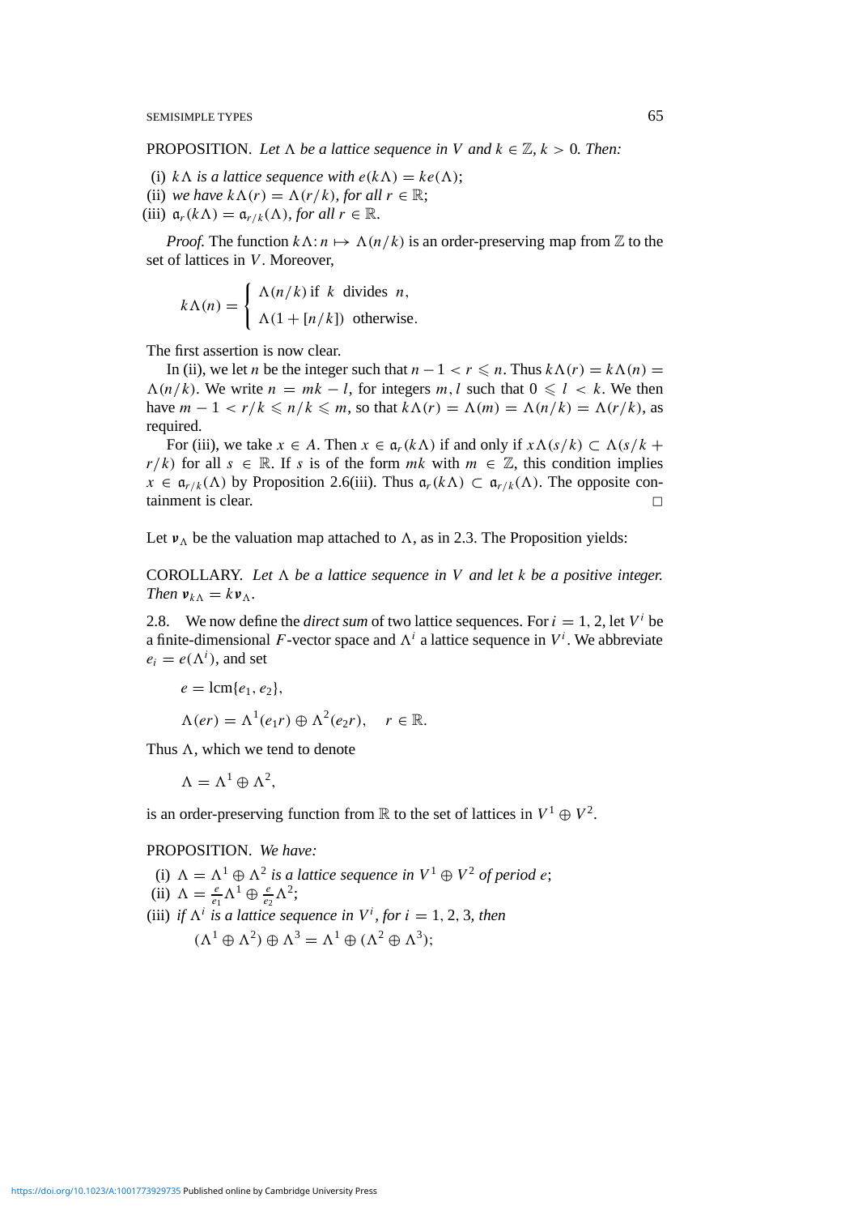PROPOSITION. *Let $\Lambda$ be a lattice sequence in $V$ and $k \in \mathbb{Z}$, $k > 0$. Then:*

(i) *$k\Lambda$ is a lattice sequence with $e(k\Lambda) = ke(\Lambda)$;*
(ii) *we have $k\Lambda(r) = \Lambda(r/k)$, for all $r \in \mathbb{R}$;*
(iii) *$\mathfrak{a}_r(k\Lambda) = \mathfrak{a}_{r/k}(\Lambda)$, for all $r \in \mathbb{R}$.*

*Proof.* The function $k\Lambda\colon n \mapsto \Lambda(n/k)$ is an order-preserving map from $\mathbb{Z}$ to the set of lattices in $V$. Moreover,

$$k\Lambda(n) = \begin{cases} \Lambda(n/k) \text{ if } k \text{ divides } n, \\ \Lambda(1 + [n/k]) \text{ otherwise.} \end{cases}$$

The first assertion is now clear.

In (ii), we let $n$ be the integer such that $n - 1 < r \leqslant n$. Thus $k\Lambda(r) = k\Lambda(n) = \Lambda(n/k)$. We write $n = mk - l$, for integers $m, l$ such that $0 \leqslant l < k$. We then have $m - 1 < r/k \leqslant n/k \leqslant m$, so that $k\Lambda(r) = \Lambda(m) = \Lambda(n/k) = \Lambda(r/k)$, as required.

For (iii), we take $x \in A$. Then $x \in \mathfrak{a}_r(k\Lambda)$ if and only if $x\Lambda(s/k) \subset \Lambda(s/k + r/k)$ for all $s \in \mathbb{R}$. If $s$ is of the form $mk$ with $m \in \mathbb{Z}$, this condition implies $x \in \mathfrak{a}_{r/k}(\Lambda)$ by Proposition 2.6(iii). Thus $\mathfrak{a}_r(k\Lambda) \subset \mathfrak{a}_{r/k}(\Lambda)$. The opposite containment is clear. $\square$

Let $\boldsymbol{v}_\Lambda$ be the valuation map attached to $\Lambda$, as in 2.3. The Proposition yields:

COROLLARY. *Let $\Lambda$ be a lattice sequence in $V$ and let $k$ be a positive integer. Then $\boldsymbol{v}_{k\Lambda} = k\boldsymbol{v}_\Lambda$.*

2.8. We now define the *direct sum* of two lattice sequences. For $i = 1, 2$, let $V^i$ be a finite-dimensional $F$-vector space and $\Lambda^i$ a lattice sequence in $V^i$. We abbreviate $e_i = e(\Lambda^i)$, and set

$$e = \operatorname{lcm}\{e_1, e_2\},$$

$$\Lambda(er) = \Lambda^1(e_1 r) \oplus \Lambda^2(e_2 r), \quad r \in \mathbb{R}.$$

Thus $\Lambda$, which we tend to denote

$$\Lambda = \Lambda^1 \oplus \Lambda^2,$$

is an order-preserving function from $\mathbb{R}$ to the set of lattices in $V^1 \oplus V^2$.

PROPOSITION. *We have:*

(i) *$\Lambda = \Lambda^1 \oplus \Lambda^2$ is a lattice sequence in $V^1 \oplus V^2$ of period $e$;*
(ii) *$\Lambda = \frac{e}{e_1}\Lambda^1 \oplus \frac{e}{e_2}\Lambda^2$;*
(iii) *if $\Lambda^i$ is a lattice sequence in $V^i$, for $i = 1, 2, 3$, then*

$$(\Lambda^1 \oplus \Lambda^2) \oplus \Lambda^3 = \Lambda^1 \oplus (\Lambda^2 \oplus \Lambda^3);$$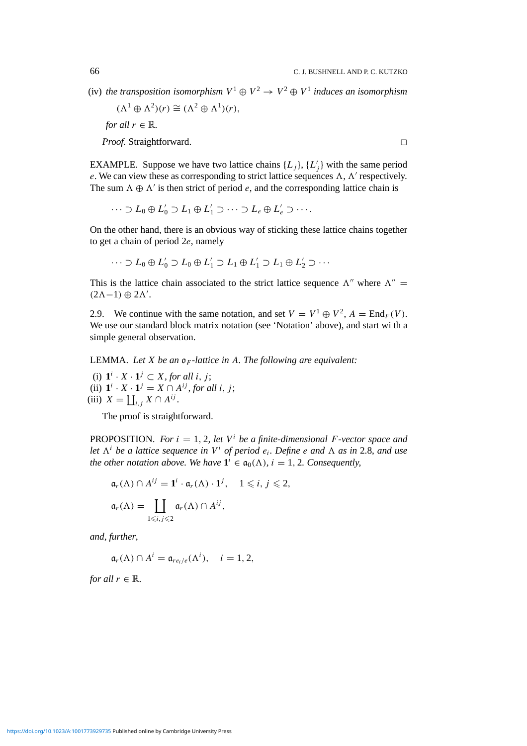(iv) *the transposition isomorphism* $V^1 \oplus V^2 \to V^2 \oplus V^1$ *induces an isomorphism*

$$(\Lambda^1 \oplus \Lambda^2)(r) \cong (\Lambda^2 \oplus \Lambda^1)(r),$$

*for all* $r \in \mathbb{R}$.

*Proof.* Straightforward. □

EXAMPLE. Suppose we have two lattice chains $\{L_j\}$, $\{L'_j\}$ with the same period $e$. We can view these as corresponding to strict lattice sequences $\Lambda$, $\Lambda'$ respectively. The sum $\Lambda \oplus \Lambda'$ is then strict of period $e$, and the corresponding lattice chain is

$$\cdots \supset L_0 \oplus L'_0 \supset L_1 \oplus L'_1 \supset \cdots \supset L_e \oplus L'_e \supset \cdots.$$

On the other hand, there is an obvious way of sticking these lattice chains together to get a chain of period $2e$, namely

$$\cdots \supset L_0 \oplus L'_0 \supset L_0 \oplus L'_1 \supset L_1 \oplus L'_1 \supset L_1 \oplus L'_2 \supset \cdots$$

This is the lattice chain associated to the strict lattice sequence $\Lambda''$ where $\Lambda'' = (2\Lambda - 1) \oplus 2\Lambda'$.

2.9. We continue with the same notation, and set $V = V^1 \oplus V^2$, $A = \mathrm{End}_F(V)$. We use our standard block matrix notation (see 'Notation' above), and start wi th a simple general observation.

LEMMA. *Let $X$ be an $\mathfrak{o}_F$-lattice in $A$. The following are equivalent:*

(i) $\mathbf{1}^i \cdot X \cdot \mathbf{1}^j \subset X$, *for all* $i, j$;
(ii) $\mathbf{1}^i \cdot X \cdot \mathbf{1}^j = X \cap A^{ij}$, *for all* $i, j$;
(iii) $X = \coprod_{i,j} X \cap A^{ij}$.

The proof is straightforward.

PROPOSITION. *For $i = 1, 2$, let $V^i$ be a finite-dimensional $F$-vector space and let $\Lambda^i$ be a lattice sequence in $V^i$ of period $e_i$. Define $e$ and $\Lambda$ as in* 2.8, *and use the other notation above. We have $\mathbf{1}^i \in \mathfrak{a}_0(\Lambda)$, $i = 1, 2$. Consequently,*

$$\mathfrak{a}_r(\Lambda) \cap A^{ij} = \mathbf{1}^i \cdot \mathfrak{a}_r(\Lambda) \cdot \mathbf{1}^j, \quad 1 \leqslant i, j \leqslant 2,$$

$$\mathfrak{a}_r(\Lambda) = \coprod_{1 \leqslant i, j \leqslant 2} \mathfrak{a}_r(\Lambda) \cap A^{ij},$$

*and, further,*

$$\mathfrak{a}_r(\Lambda) \cap A^i = \mathfrak{a}_{re_i/e}(\Lambda^i), \quad i = 1, 2,$$

*for all* $r \in \mathbb{R}$.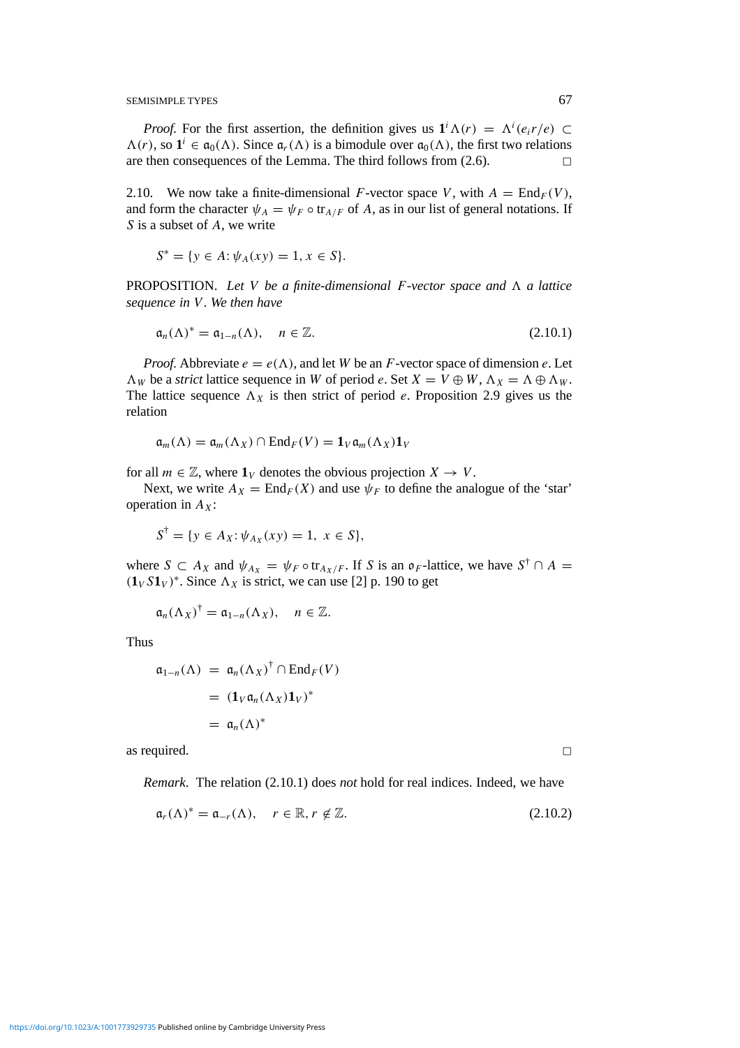*Proof.* For the first assertion, the definition gives us $\mathbf{1}^i\Lambda(r) = \Lambda^i(e_i r/e) \subset \Lambda(r)$, so $\mathbf{1}^i \in \mathfrak{a}_0(\Lambda)$. Since $\mathfrak{a}_r(\Lambda)$ is a bimodule over $\mathfrak{a}_0(\Lambda)$, the first two relations are then consequences of the Lemma. The third follows from (2.6). □

2.10. We now take a finite-dimensional $F$-vector space $V$, with $A = \mathrm{End}_F(V)$, and form the character $\psi_A = \psi_F \circ \mathrm{tr}_{A/F}$ of $A$, as in our list of general notations. If $S$ is a subset of $A$, we write

$$S^* = \{y \in A \colon \psi_A(xy) = 1,\ x \in S\}.$$

PROPOSITION. *Let $V$ be a finite-dimensional $F$-vector space and $\Lambda$ a lattice sequence in $V$. We then have*

$$\mathfrak{a}_n(\Lambda)^* = \mathfrak{a}_{1-n}(\Lambda), \quad n \in \mathbb{Z}. \tag{2.10.1}$$

*Proof.* Abbreviate $e = e(\Lambda)$, and let $W$ be an $F$-vector space of dimension $e$. Let $\Lambda_W$ be a *strict* lattice sequence in $W$ of period $e$. Set $X = V \oplus W$, $\Lambda_X = \Lambda \oplus \Lambda_W$. The lattice sequence $\Lambda_X$ is then strict of period $e$. Proposition 2.9 gives us the relation

$$\mathfrak{a}_m(\Lambda) = \mathfrak{a}_m(\Lambda_X) \cap \mathrm{End}_F(V) = \mathbf{1}_V \mathfrak{a}_m(\Lambda_X)\mathbf{1}_V$$

for all $m \in \mathbb{Z}$, where $\mathbf{1}_V$ denotes the obvious projection $X \to V$.

Next, we write $A_X = \mathrm{End}_F(X)$ and use $\psi_F$ to define the analogue of the 'star' operation in $A_X$:

$$S^\dagger = \{y \in A_X \colon \psi_{A_X}(xy) = 1,\ x \in S\},$$

where $S \subset A_X$ and $\psi_{A_X} = \psi_F \circ \mathrm{tr}_{A_X/F}$. If $S$ is an $\mathfrak{o}_F$-lattice, we have $S^\dagger \cap A = (\mathbf{1}_V S \mathbf{1}_V)^*$. Since $\Lambda_X$ is strict, we can use [2] p. 190 to get

$$\mathfrak{a}_n(\Lambda_X)^\dagger = \mathfrak{a}_{1-n}(\Lambda_X), \quad n \in \mathbb{Z}.$$

Thus

$$\begin{aligned}
\mathfrak{a}_{1-n}(\Lambda) &= \mathfrak{a}_n(\Lambda_X)^\dagger \cap \mathrm{End}_F(V) \\
&= (\mathbf{1}_V \mathfrak{a}_n(\Lambda_X)\mathbf{1}_V)^* \\
&= \mathfrak{a}_n(\Lambda)^*
\end{aligned}$$

as required. □

*Remark.* The relation (2.10.1) does *not* hold for real indices. Indeed, we have

$$\mathfrak{a}_r(\Lambda)^* = \mathfrak{a}_{-r}(\Lambda), \quad r \in \mathbb{R},\ r \notin \mathbb{Z}. \tag{2.10.2}$$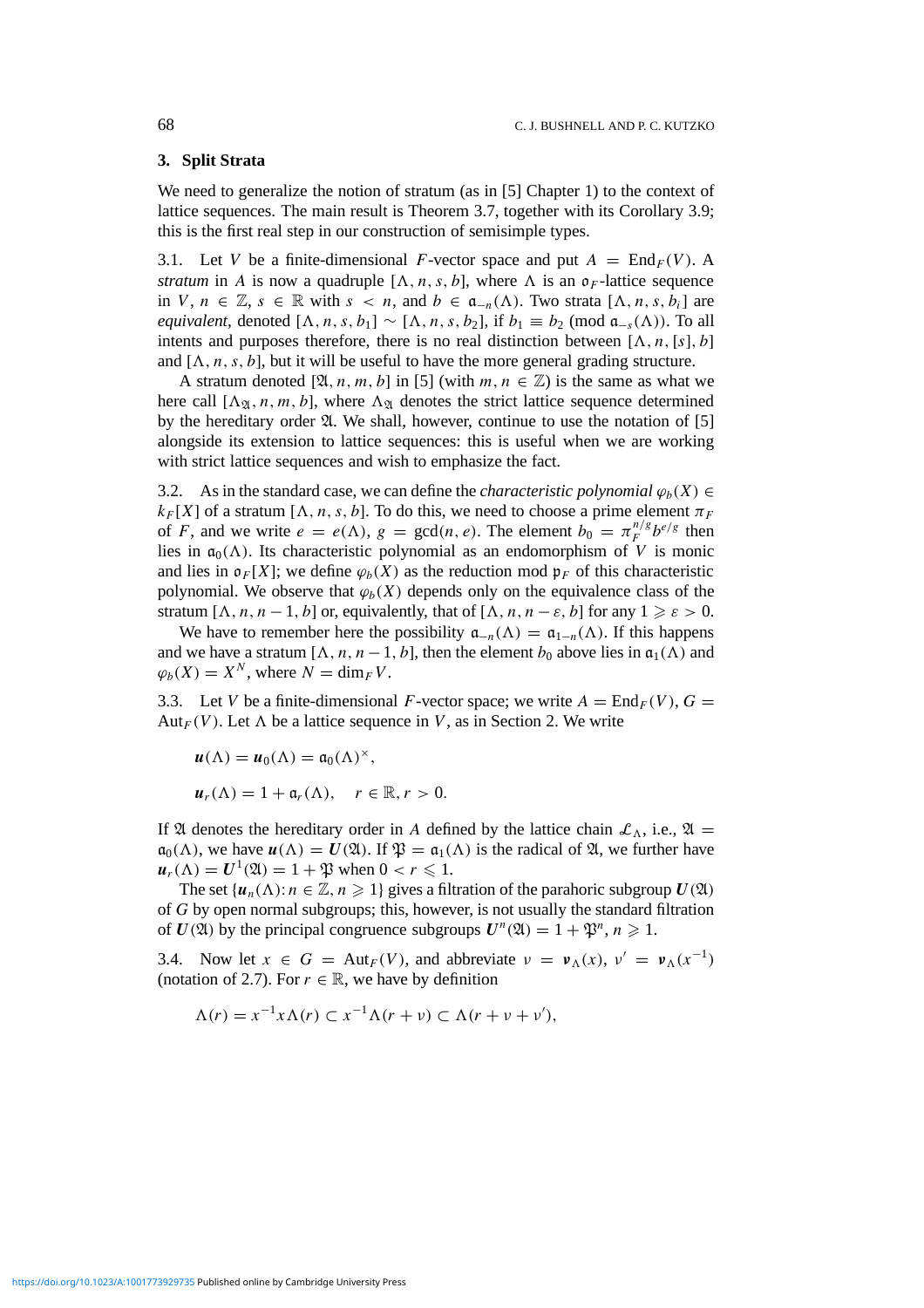## 3. Split Strata

We need to generalize the notion of stratum (as in [5] Chapter 1) to the context of lattice sequences. The main result is Theorem 3.7, together with its Corollary 3.9; this is the first real step in our construction of semisimple types.

3.1. Let $V$ be a finite-dimensional $F$-vector space and put $A = \mathrm{End}_F(V)$. A *stratum* in $A$ is now a quadruple $[\Lambda, n, s, b]$, where $\Lambda$ is an $\mathfrak{o}_F$-lattice sequence in $V$, $n \in \mathbb{Z}$, $s \in \mathbb{R}$ with $s < n$, and $b \in \mathfrak{a}_{-n}(\Lambda)$. Two strata $[\Lambda, n, s, b_i]$ are *equivalent*, denoted $[\Lambda, n, s, b_1] \sim [\Lambda, n, s, b_2]$, if $b_1 \equiv b_2 \pmod{\mathfrak{a}_{-s}(\Lambda)}$. To all intents and purposes therefore, there is no real distinction between $[\Lambda, n, [s], b]$ and $[\Lambda, n, s, b]$, but it will be useful to have the more general grading structure.

A stratum denoted $[\mathfrak{A}, n, m, b]$ in [5] (with $m, n \in \mathbb{Z}$) is the same as what we here call $[\Lambda_{\mathfrak{A}}, n, m, b]$, where $\Lambda_{\mathfrak{A}}$ denotes the strict lattice sequence determined by the hereditary order $\mathfrak{A}$. We shall, however, continue to use the notation of [5] alongside its extension to lattice sequences: this is useful when we are working with strict lattice sequences and wish to emphasize the fact.

3.2. As in the standard case, we can define the *characteristic polynomial* $\varphi_b(X) \in k_F[X]$ of a stratum $[\Lambda, n, s, b]$. To do this, we need to choose a prime element $\pi_F$ of $F$, and we write $e = e(\Lambda)$, $g = \gcd(n, e)$. The element $b_0 = \pi_F^{n/g} b^{e/g}$ then lies in $\mathfrak{a}_0(\Lambda)$. Its characteristic polynomial as an endomorphism of $V$ is monic and lies in $\mathfrak{o}_F[X]$; we define $\varphi_b(X)$ as the reduction mod $\mathfrak{p}_F$ of this characteristic polynomial. We observe that $\varphi_b(X)$ depends only on the equivalence class of the stratum $[\Lambda, n, n-1, b]$ or, equivalently, that of $[\Lambda, n, n-\varepsilon, b]$ for any $1 \geqslant \varepsilon > 0$.

We have to remember here the possibility $\mathfrak{a}_{-n}(\Lambda) = \mathfrak{a}_{1-n}(\Lambda)$. If this happens and we have a stratum $[\Lambda, n, n-1, b]$, then the element $b_0$ above lies in $\mathfrak{a}_1(\Lambda)$ and $\varphi_b(X) = X^N$, where $N = \dim_F V$.

3.3. Let $V$ be a finite-dimensional $F$-vector space; we write $A = \mathrm{End}_F(V)$, $G = \mathrm{Aut}_F(V)$. Let $\Lambda$ be a lattice sequence in $V$, as in Section 2. We write

$$\boldsymbol{u}(\Lambda) = \boldsymbol{u}_0(\Lambda) = \mathfrak{a}_0(\Lambda)^\times,$$

$$\boldsymbol{u}_r(\Lambda) = 1 + \mathfrak{a}_r(\Lambda), \quad r \in \mathbb{R}, r > 0.$$

If $\mathfrak{A}$ denotes the hereditary order in $A$ defined by the lattice chain $\mathcal{L}_\Lambda$, i.e., $\mathfrak{A} = \mathfrak{a}_0(\Lambda)$, we have $\boldsymbol{u}(\Lambda) = \boldsymbol{U}(\mathfrak{A})$. If $\mathfrak{P} = \mathfrak{a}_1(\Lambda)$ is the radical of $\mathfrak{A}$, we further have $\boldsymbol{u}_r(\Lambda) = \boldsymbol{U}^1(\mathfrak{A}) = 1 + \mathfrak{P}$ when $0 < r \leqslant 1$.

The set $\{\boldsymbol{u}_n(\Lambda) : n \in \mathbb{Z}, n \geqslant 1\}$ gives a filtration of the parahoric subgroup $\boldsymbol{U}(\mathfrak{A})$ of $G$ by open normal subgroups; this, however, is not usually the standard filtration of $\boldsymbol{U}(\mathfrak{A})$ by the principal congruence subgroups $\boldsymbol{U}^n(\mathfrak{A}) = 1 + \mathfrak{P}^n$, $n \geqslant 1$.

3.4. Now let $x \in G = \mathrm{Aut}_F(V)$, and abbreviate $\nu = \boldsymbol{v}_\Lambda(x)$, $\nu' = \boldsymbol{v}_\Lambda(x^{-1})$ (notation of 2.7). For $r \in \mathbb{R}$, we have by definition

$$\Lambda(r) = x^{-1} x \Lambda(r) \subset x^{-1} \Lambda(r + \nu) \subset \Lambda(r + \nu + \nu'),$$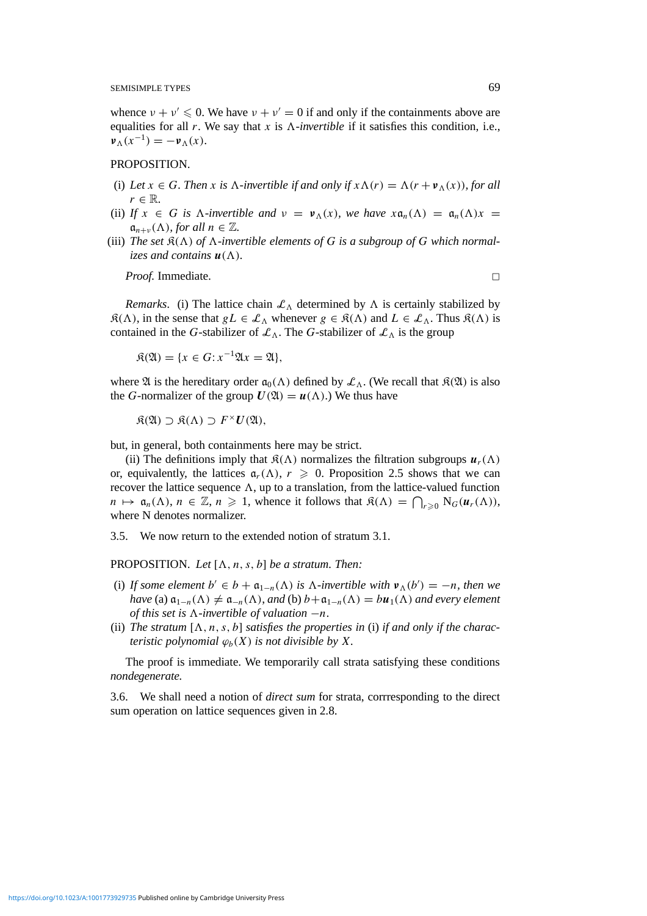whence $\nu + \nu' \leqslant 0$. We have $\nu + \nu' = 0$ if and only if the containments above are equalities for all $r$. We say that $x$ is $\Lambda$-*invertible* if it satisfies this condition, i.e., $\boldsymbol{v}_\Lambda(x^{-1}) = -\boldsymbol{v}_\Lambda(x)$.

PROPOSITION.

(i) *Let $x \in G$. Then $x$ is $\Lambda$-invertible if and only if $x\Lambda(r) = \Lambda(r + \boldsymbol{v}_\Lambda(x))$, for all $r \in \mathbb{R}$.*

(ii) *If $x \in G$ is $\Lambda$-invertible and $\nu = \boldsymbol{v}_\Lambda(x)$, we have $x\mathfrak{a}_n(\Lambda) = \mathfrak{a}_n(\Lambda)x = \mathfrak{a}_{n+\nu}(\Lambda)$, for all $n \in \mathbb{Z}$.*

(iii) *The set $\mathfrak{K}(\Lambda)$ of $\Lambda$-invertible elements of $G$ is a subgroup of $G$ which normalizes and contains $\boldsymbol{u}(\Lambda)$.*

*Proof.* Immediate. □

*Remarks*. (i) The lattice chain $\mathcal{L}_\Lambda$ determined by $\Lambda$ is certainly stabilized by $\mathfrak{K}(\Lambda)$, in the sense that $gL \in \mathcal{L}_\Lambda$ whenever $g \in \mathfrak{K}(\Lambda)$ and $L \in \mathcal{L}_\Lambda$. Thus $\mathfrak{K}(\Lambda)$ is contained in the $G$-stabilizer of $\mathcal{L}_\Lambda$. The $G$-stabilizer of $\mathcal{L}_\Lambda$ is the group

$$\mathfrak{K}(\mathfrak{A}) = \{x \in G\colon x^{-1}\mathfrak{A}x = \mathfrak{A}\},$$

where $\mathfrak{A}$ is the hereditary order $\mathfrak{a}_0(\Lambda)$ defined by $\mathcal{L}_\Lambda$. (We recall that $\mathfrak{K}(\mathfrak{A})$ is also the $G$-normalizer of the group $\boldsymbol{U}(\mathfrak{A}) = \boldsymbol{u}(\Lambda)$.) We thus have

$$\mathfrak{K}(\mathfrak{A}) \supset \mathfrak{K}(\Lambda) \supset F^\times \boldsymbol{U}(\mathfrak{A}),$$

but, in general, both containments here may be strict.

(ii) The definitions imply that $\mathfrak{K}(\Lambda)$ normalizes the filtration subgroups $\boldsymbol{u}_r(\Lambda)$ or, equivalently, the lattices $\mathfrak{a}_r(\Lambda)$, $r \geqslant 0$. Proposition 2.5 shows that we can recover the lattice sequence $\Lambda$, up to a translation, from the lattice-valued function $n \mapsto \mathfrak{a}_n(\Lambda)$, $n \in \mathbb{Z}$, $n \geqslant 1$, whence it follows that $\mathfrak{K}(\Lambda) = \bigcap_{r \geqslant 0} \mathrm{N}_G(\boldsymbol{u}_r(\Lambda))$, where N denotes normalizer.

3.5. We now return to the extended notion of stratum 3.1.

PROPOSITION. *Let $[\Lambda, n, s, b]$ be a stratum. Then:*

(i) *If some element $b' \in b + \mathfrak{a}_{1-n}(\Lambda)$ is $\Lambda$-invertible with $\boldsymbol{v}_\Lambda(b') = -n$, then we have* (a) $\mathfrak{a}_{1-n}(\Lambda) \neq \mathfrak{a}_{-n}(\Lambda)$, *and* (b) $b + \mathfrak{a}_{1-n}(\Lambda) = b\boldsymbol{u}_1(\Lambda)$ *and every element of this set is $\Lambda$-invertible of valuation $-n$.*

(ii) *The stratum $[\Lambda, n, s, b]$ satisfies the properties in* (i) *if and only if the characteristic polynomial $\varphi_b(X)$ is not divisible by $X$.*

The proof is immediate. We temporarily call strata satisfying these conditions *nondegenerate.*

3.6. We shall need a notion of *direct sum* for strata, corrresponding to the direct sum operation on lattice sequences given in 2.8.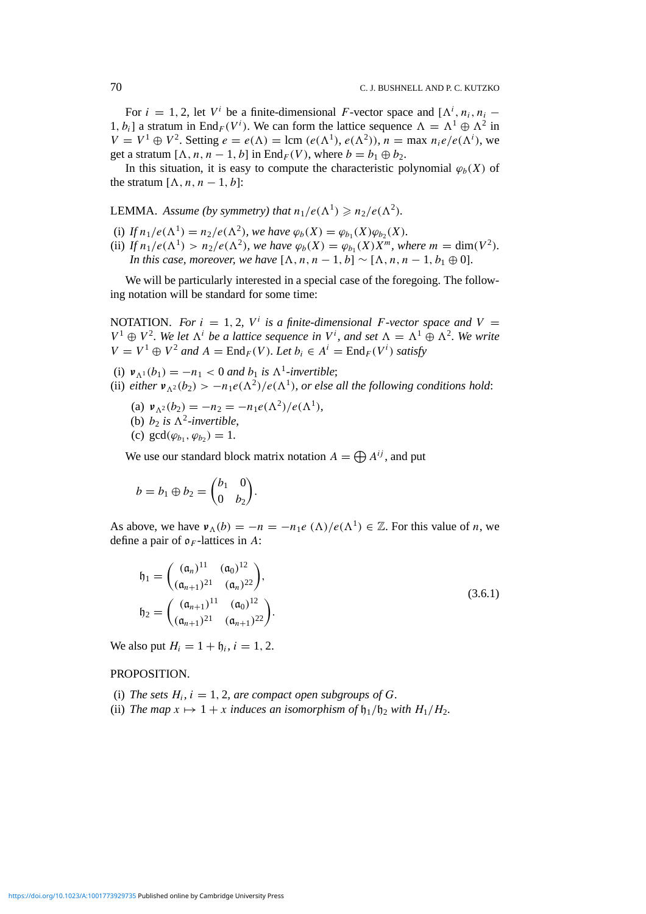For $i = 1, 2$, let $V^i$ be a finite-dimensional $F$-vector space and $[\Lambda^i, n_i, n_i - 1, b_i]$ a stratum in $\mathrm{End}_F(V^i)$. We can form the lattice sequence $\Lambda = \Lambda^1 \oplus \Lambda^2$ in $V = V^1 \oplus V^2$. Setting $e = e(\Lambda) = \mathrm{lcm}\,(e(\Lambda^1), e(\Lambda^2))$, $n = \max n_i e/e(\Lambda^i)$, we get a stratum $[\Lambda, n, n-1, b]$ in $\mathrm{End}_F(V)$, where $b = b_1 \oplus b_2$.

In this situation, it is easy to compute the characteristic polynomial $\varphi_b(X)$ of the stratum $[\Lambda, n, n-1, b]$:

LEMMA. *Assume (by symmetry) that $n_1/e(\Lambda^1) \geqslant n_2/e(\Lambda^2)$.*

(i) *If $n_1/e(\Lambda^1) = n_2/e(\Lambda^2)$, we have $\varphi_b(X) = \varphi_{b_1}(X)\varphi_{b_2}(X)$.*
(ii) *If $n_1/e(\Lambda^1) > n_2/e(\Lambda^2)$, we have $\varphi_b(X) = \varphi_{b_1}(X)X^m$, where $m = \dim(V^2)$. In this case, moreover, we have $[\Lambda, n, n-1, b] \sim [\Lambda, n, n-1, b_1 \oplus 0]$.*

We will be particularly interested in a special case of the foregoing. The following notation will be standard for some time:

NOTATION. *For $i = 1, 2$, $V^i$ is a finite-dimensional $F$-vector space and $V = V^1 \oplus V^2$. We let $\Lambda^i$ be a lattice sequence in $V^i$, and set $\Lambda = \Lambda^1 \oplus \Lambda^2$. We write $V = V^1 \oplus V^2$ and $A = \mathrm{End}_F(V)$. Let $b_i \in A^i = \mathrm{End}_F(V^i)$ satisfy*

(i) *$\boldsymbol{\nu}_{\Lambda^1}(b_1) = -n_1 < 0$ and $b_1$ is $\Lambda^1$-invertible*;
(ii) *either $\boldsymbol{\nu}_{\Lambda^2}(b_2) > -n_1 e(\Lambda^2)/e(\Lambda^1)$, or else all the following conditions hold*:

   (a) $\boldsymbol{\nu}_{\Lambda^2}(b_2) = -n_2 = -n_1 e(\Lambda^2)/e(\Lambda^1)$,
   (b) *$b_2$ is $\Lambda^2$-invertible*,
   (c) $\gcd(\varphi_{b_1}, \varphi_{b_2}) = 1$.

We use our standard block matrix notation $A = \bigoplus A^{ij}$, and put

$$b = b_1 \oplus b_2 = \begin{pmatrix} b_1 & 0 \\ 0 & b_2 \end{pmatrix}.$$

As above, we have $\boldsymbol{\nu}_\Lambda(b) = -n = -n_1 e\,(\Lambda)/e(\Lambda^1) \in \mathbb{Z}$. For this value of $n$, we define a pair of $\mathfrak{o}_F$-lattices in $A$:

$$\begin{aligned}
\mathfrak{h}_1 &= \begin{pmatrix} (\mathfrak{a}_n)^{11} & (\mathfrak{a}_0)^{12} \\ (\mathfrak{a}_{n+1})^{21} & (\mathfrak{a}_n)^{22} \end{pmatrix}, \\
\mathfrak{h}_2 &= \begin{pmatrix} (\mathfrak{a}_{n+1})^{11} & (\mathfrak{a}_0)^{12} \\ (\mathfrak{a}_{n+1})^{21} & (\mathfrak{a}_{n+1})^{22} \end{pmatrix}.
\end{aligned} \tag{3.6.1}$$

We also put $H_i = 1 + \mathfrak{h}_i$, $i = 1, 2$.

PROPOSITION.

(i) *The sets $H_i$, $i = 1, 2$, are compact open subgroups of $G$.*
(ii) *The map $x \mapsto 1 + x$ induces an isomorphism of $\mathfrak{h}_1/\mathfrak{h}_2$ with $H_1/H_2$.*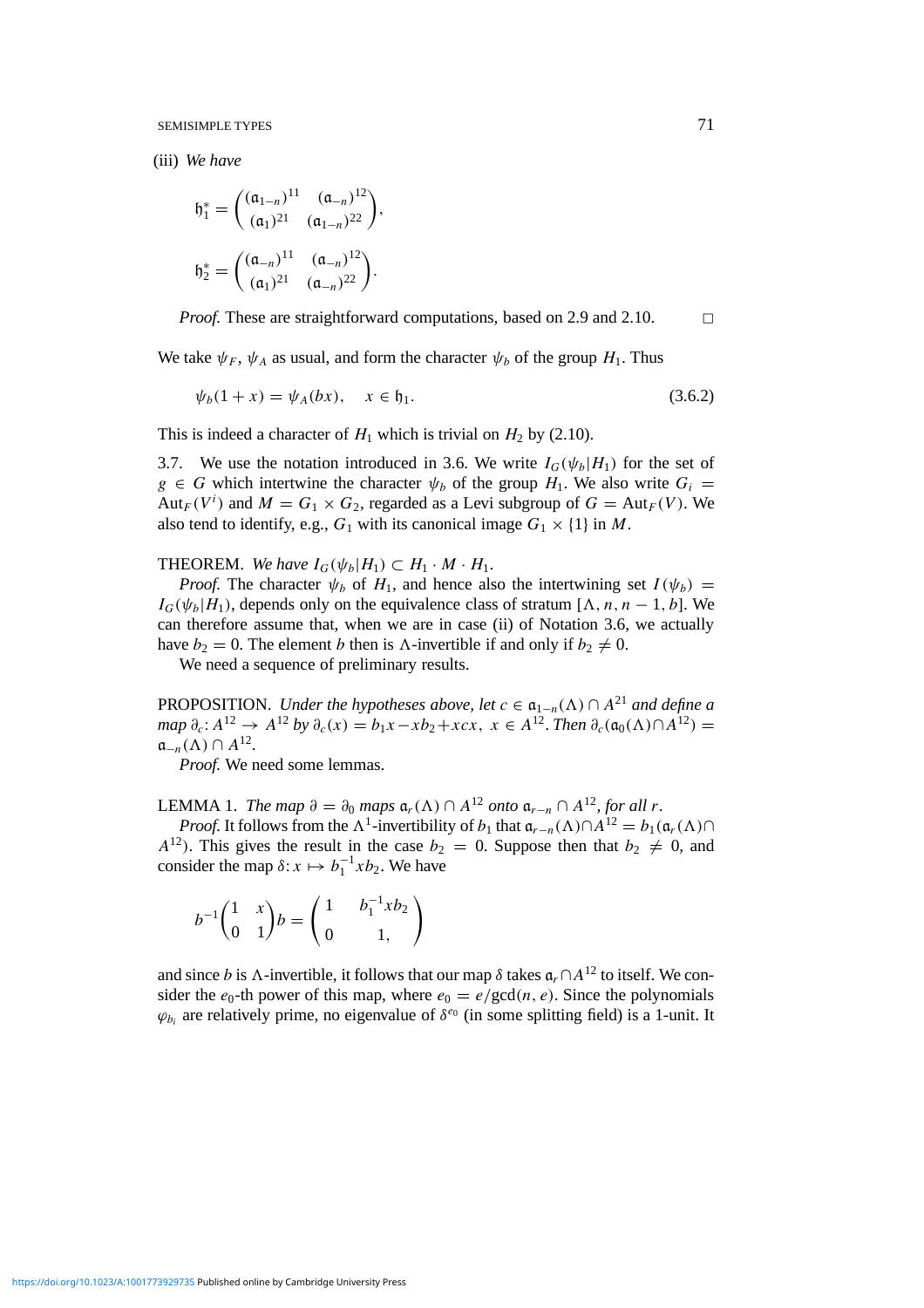(iii) *We have*

$$\mathfrak{h}_1^* = \begin{pmatrix} (\mathfrak{a}_{1-n})^{11} & (\mathfrak{a}_{-n})^{12} \\ (\mathfrak{a}_1)^{21} & (\mathfrak{a}_{1-n})^{22} \end{pmatrix},$$

$$\mathfrak{h}_2^* = \begin{pmatrix} (\mathfrak{a}_{-n})^{11} & (\mathfrak{a}_{-n})^{12} \\ (\mathfrak{a}_1)^{21} & (\mathfrak{a}_{-n})^{22} \end{pmatrix}.$$

*Proof.* These are straightforward computations, based on 2.9 and 2.10. □

We take $\psi_F$, $\psi_A$ as usual, and form the character $\psi_b$ of the group $H_1$. Thus

$$\psi_b(1+x) = \psi_A(bx), \quad x \in \mathfrak{h}_1. \tag{3.6.2}$$

This is indeed a character of $H_1$ which is trivial on $H_2$ by (2.10).

3.7. We use the notation introduced in 3.6. We write $I_G(\psi_b|H_1)$ for the set of $g \in G$ which intertwine the character $\psi_b$ of the group $H_1$. We also write $G_i = \mathrm{Aut}_F(V^i)$ and $M = G_1 \times G_2$, regarded as a Levi subgroup of $G = \mathrm{Aut}_F(V)$. We also tend to identify, e.g., $G_1$ with its canonical image $G_1 \times \{1\}$ in $M$.

THEOREM. *We have* $I_G(\psi_b|H_1) \subset H_1 \cdot M \cdot H_1$.

*Proof.* The character $\psi_b$ of $H_1$, and hence also the intertwining set $I(\psi_b) = I_G(\psi_b|H_1)$, depends only on the equivalence class of stratum $[\Lambda, n, n-1, b]$. We can therefore assume that, when we are in case (ii) of Notation 3.6, we actually have $b_2 = 0$. The element $b$ then is $\Lambda$-invertible if and only if $b_2 \neq 0$.

We need a sequence of preliminary results.

PROPOSITION. *Under the hypotheses above, let* $c \in \mathfrak{a}_{1-n}(\Lambda) \cap A^{21}$ *and define a map* $\partial_c \colon A^{12} \to A^{12}$ *by* $\partial_c(x) = b_1 x - x b_2 + x c x$, $x \in A^{12}$. *Then* $\partial_c(\mathfrak{a}_0(\Lambda) \cap A^{12}) = \mathfrak{a}_{-n}(\Lambda) \cap A^{12}$.

*Proof.* We need some lemmas.

LEMMA 1. *The map* $\partial = \partial_0$ *maps* $\mathfrak{a}_r(\Lambda) \cap A^{12}$ *onto* $\mathfrak{a}_{r-n} \cap A^{12}$, *for all* $r$.

*Proof.* It follows from the $\Lambda^1$-invertibility of $b_1$ that $\mathfrak{a}_{r-n}(\Lambda) \cap A^{12} = b_1(\mathfrak{a}_r(\Lambda) \cap A^{12})$. This gives the result in the case $b_2 = 0$. Suppose then that $b_2 \neq 0$, and consider the map $\delta \colon x \mapsto b_1^{-1} x b_2$. We have

$$b^{-1} \begin{pmatrix} 1 & x \\ 0 & 1 \end{pmatrix} b = \begin{pmatrix} 1 & b_1^{-1} x b_2 \\ 0 & 1, \end{pmatrix}$$

and since $b$ is $\Lambda$-invertible, it follows that our map $\delta$ takes $\mathfrak{a}_r \cap A^{12}$ to itself. We consider the $e_0$-th power of this map, where $e_0 = e/\gcd(n, e)$. Since the polynomials $\varphi_{b_i}$ are relatively prime, no eigenvalue of $\delta^{e_0}$ (in some splitting field) is a 1-unit. It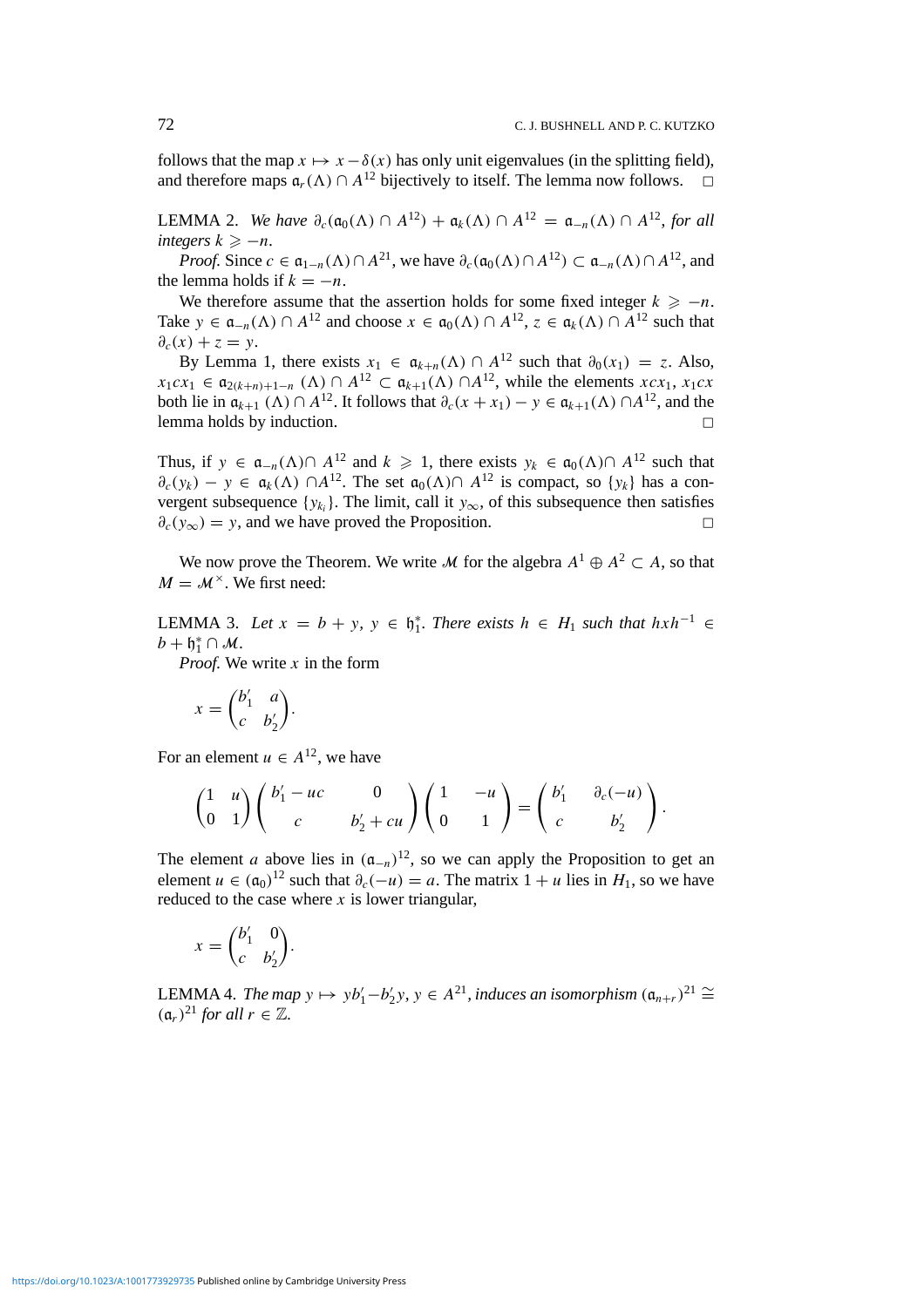follows that the map $x \mapsto x - \delta(x)$ has only unit eigenvalues (in the splitting field), and therefore maps $\mathfrak{a}_r(\Lambda) \cap A^{12}$ bijectively to itself. The lemma now follows. $\square$

LEMMA 2. *We have* $\partial_c(\mathfrak{a}_0(\Lambda) \cap A^{12}) + \mathfrak{a}_k(\Lambda) \cap A^{12} = \mathfrak{a}_{-n}(\Lambda) \cap A^{12}$, *for all integers* $k \geqslant -n$.

*Proof.* Since $c \in \mathfrak{a}_{1-n}(\Lambda) \cap A^{21}$, we have $\partial_c(\mathfrak{a}_0(\Lambda) \cap A^{12}) \subset \mathfrak{a}_{-n}(\Lambda) \cap A^{12}$, and the lemma holds if $k = -n$.

We therefore assume that the assertion holds for some fixed integer $k \geqslant -n$. Take $y \in \mathfrak{a}_{-n}(\Lambda) \cap A^{12}$ and choose $x \in \mathfrak{a}_0(\Lambda) \cap A^{12}$, $z \in \mathfrak{a}_k(\Lambda) \cap A^{12}$ such that $\partial_c(x) + z = y$.

By Lemma 1, there exists $x_1 \in \mathfrak{a}_{k+n}(\Lambda) \cap A^{12}$ such that $\partial_0(x_1) = z$. Also, $x_1 c x_1 \in \mathfrak{a}_{2(k+n)+1-n}(\Lambda) \cap A^{12} \subset \mathfrak{a}_{k+1}(\Lambda) \cap A^{12}$, while the elements $xcx_1$, $x_1cx$ both lie in $\mathfrak{a}_{k+1}(\Lambda) \cap A^{12}$. It follows that $\partial_c(x + x_1) - y \in \mathfrak{a}_{k+1}(\Lambda) \cap A^{12}$, and the lemma holds by induction. $\square$

Thus, if $y \in \mathfrak{a}_{-n}(\Lambda) \cap A^{12}$ and $k \geqslant 1$, there exists $y_k \in \mathfrak{a}_0(\Lambda) \cap A^{12}$ such that $\partial_c(y_k) - y \in \mathfrak{a}_k(\Lambda) \cap A^{12}$. The set $\mathfrak{a}_0(\Lambda) \cap A^{12}$ is compact, so $\{y_k\}$ has a convergent subsequence $\{y_{k_i}\}$. The limit, call it $y_\infty$, of this subsequence then satisfies $\partial_c(y_\infty) = y$, and we have proved the Proposition. $\square$

We now prove the Theorem. We write $\mathcal{M}$ for the algebra $A^1 \oplus A^2 \subset A$, so that $M = \mathcal{M}^\times$. We first need:

LEMMA 3. *Let* $x = b + y$, $y \in \mathfrak{h}_1^*$. *There exists* $h \in H_1$ *such that* $hxh^{-1} \in b + \mathfrak{h}_1^* \cap \mathcal{M}$.

*Proof.* We write $x$ in the form

$$x = \begin{pmatrix} b_1' & a \\ c & b_2' \end{pmatrix}.$$

For an element $u \in A^{12}$, we have

$$\begin{pmatrix} 1 & u \\ 0 & 1 \end{pmatrix} \begin{pmatrix} b_1' - uc & 0 \\ c & b_2' + cu \end{pmatrix} \begin{pmatrix} 1 & -u \\ 0 & 1 \end{pmatrix} = \begin{pmatrix} b_1' & \partial_c(-u) \\ c & b_2' \end{pmatrix}.$$

The element $a$ above lies in $(\mathfrak{a}_{-n})^{12}$, so we can apply the Proposition to get an element $u \in (\mathfrak{a}_0)^{12}$ such that $\partial_c(-u) = a$. The matrix $1 + u$ lies in $H_1$, so we have reduced to the case where $x$ is lower triangular,

$$x = \begin{pmatrix} b_1' & 0 \\ c & b_2' \end{pmatrix}.$$

LEMMA 4. *The map* $y \mapsto yb_1' - b_2'y$, $y \in A^{21}$, *induces an isomorphism* $(\mathfrak{a}_{n+r})^{21} \cong (\mathfrak{a}_r)^{21}$ *for all* $r \in \mathbb{Z}$.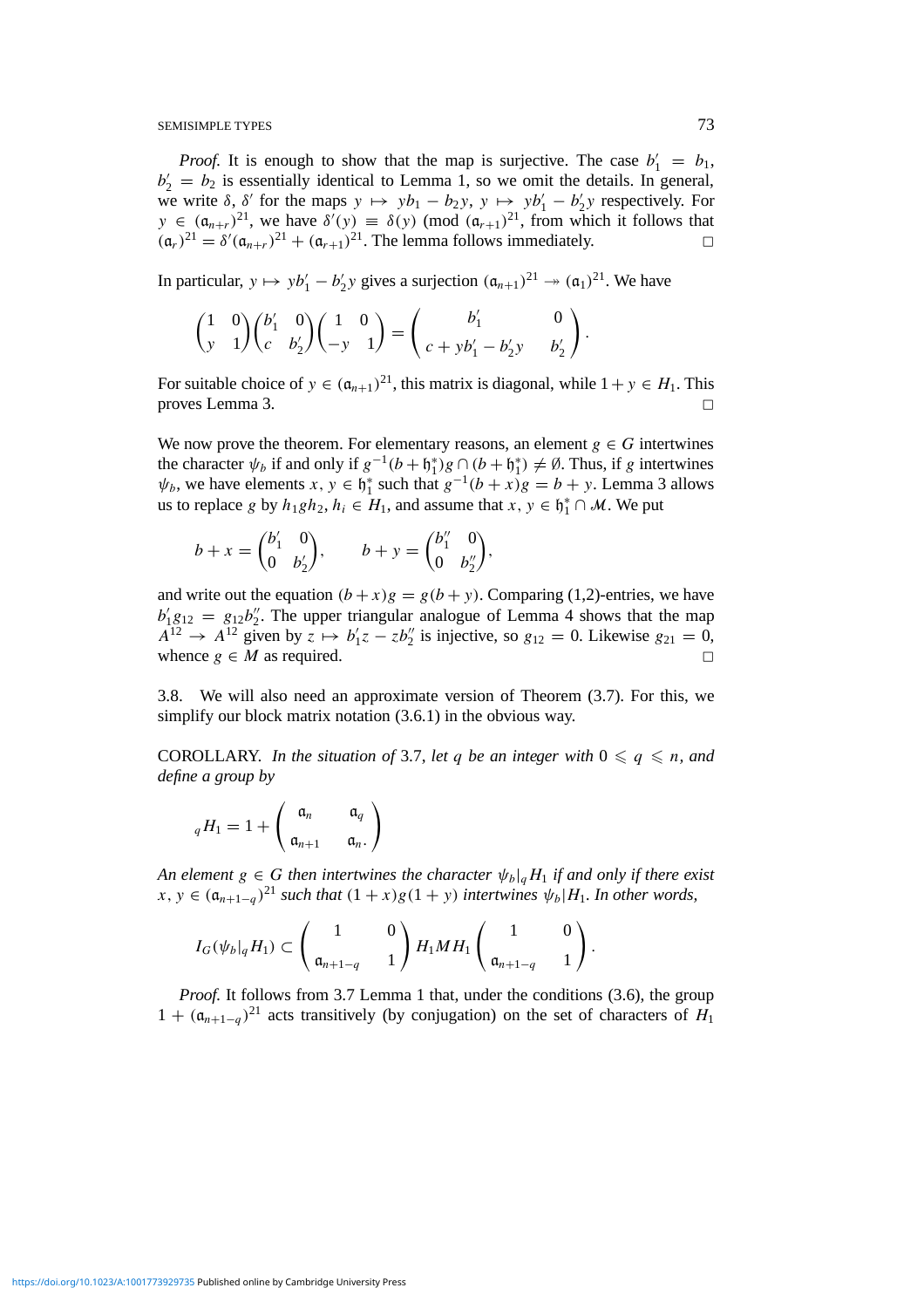*Proof.* It is enough to show that the map is surjective. The case $b_1' = b_1$, $b_2' = b_2$ is essentially identical to Lemma 1, so we omit the details. In general, we write $\delta$, $\delta'$ for the maps $y \mapsto yb_1 - b_2y$, $y \mapsto yb_1' - b_2'y$ respectively. For $y \in (\mathfrak{a}_{n+r})^{21}$, we have $\delta'(y) \equiv \delta(y) \pmod{(\mathfrak{a}_{r+1})^{21}}$, from which it follows that $(\mathfrak{a}_r)^{21} = \delta'(\mathfrak{a}_{n+r})^{21} + (\mathfrak{a}_{r+1})^{21}$. The lemma follows immediately. $\square$

In particular, $y \mapsto yb_1' - b_2'y$ gives a surjection $(\mathfrak{a}_{n+1})^{21} \twoheadrightarrow (\mathfrak{a}_1)^{21}$. We have

$$\begin{pmatrix} 1 & 0 \\ y & 1 \end{pmatrix} \begin{pmatrix} b_1' & 0 \\ c & b_2' \end{pmatrix} \begin{pmatrix} 1 & 0 \\ -y & 1 \end{pmatrix} = \begin{pmatrix} b_1' & 0 \\ c + yb_1' - b_2'y & b_2' \end{pmatrix}.$$

For suitable choice of $y \in (\mathfrak{a}_{n+1})^{21}$, this matrix is diagonal, while $1 + y \in H_1$. This proves Lemma 3. $\square$

We now prove the theorem. For elementary reasons, an element $g \in G$ intertwines the character $\psi_b$ if and only if $g^{-1}(b + \mathfrak{h}_1^*)g \cap (b + \mathfrak{h}_1^*) \neq \emptyset$. Thus, if $g$ intertwines $\psi_b$, we have elements $x, y \in \mathfrak{h}_1^*$ such that $g^{-1}(b + x)g = b + y$. Lemma 3 allows us to replace $g$ by $h_1 g h_2$, $h_i \in H_1$, and assume that $x, y \in \mathfrak{h}_1^* \cap \mathcal{M}$. We put

$$b + x = \begin{pmatrix} b_1' & 0 \\ 0 & b_2' \end{pmatrix}, \qquad b + y = \begin{pmatrix} b_1'' & 0 \\ 0 & b_2'' \end{pmatrix},$$

and write out the equation $(b + x)g = g(b + y)$. Comparing (1,2)-entries, we have $b_1' g_{12} = g_{12} b_2''$. The upper triangular analogue of Lemma 4 shows that the map $A^{12} \to A^{12}$ given by $z \mapsto b_1' z - z b_2''$ is injective, so $g_{12} = 0$. Likewise $g_{21} = 0$, whence $g \in M$ as required. $\square$

3.8. We will also need an approximate version of Theorem (3.7). For this, we simplify our block matrix notation (3.6.1) in the obvious way.

COROLLARY. *In the situation of* 3.7, *let $q$ be an integer with $0 \leqslant q \leqslant n$, and define a group by*

$${}_qH_1 = 1 + \begin{pmatrix} \mathfrak{a}_n & \mathfrak{a}_q \\ \mathfrak{a}_{n+1} & \mathfrak{a}_n. \end{pmatrix}$$

*An element $g \in G$ then intertwines the character $\psi_b|_q H_1$ if and only if there exist $x, y \in (\mathfrak{a}_{n+1-q})^{21}$ such that $(1 + x)g(1 + y)$ intertwines $\psi_b|H_1$. In other words,*

$$I_G(\psi_b|_q H_1) \subset \begin{pmatrix} 1 & 0 \\ \mathfrak{a}_{n+1-q} & 1 \end{pmatrix} H_1 M H_1 \begin{pmatrix} 1 & 0 \\ \mathfrak{a}_{n+1-q} & 1 \end{pmatrix}.$$

*Proof.* It follows from 3.7 Lemma 1 that, under the conditions (3.6), the group $1 + (\mathfrak{a}_{n+1-q})^{21}$ acts transitively (by conjugation) on the set of characters of $H_1$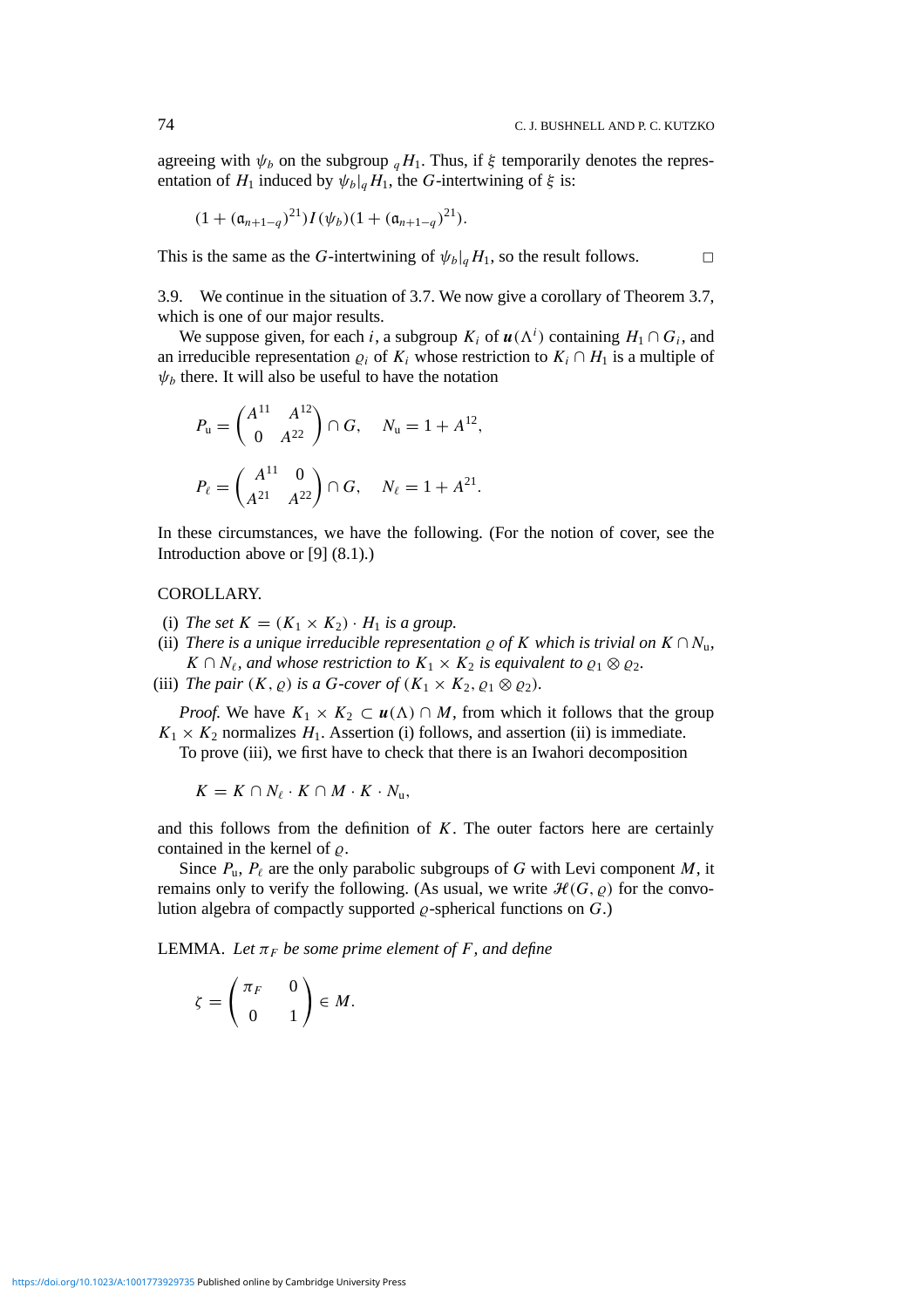agreeing with $\psi_b$ on the subgroup ${}_qH_1$. Thus, if $\xi$ temporarily denotes the representation of $H_1$ induced by $\psi_b|_q H_1$, the $G$-intertwining of $\xi$ is:

$$(1 + (\mathfrak{a}_{n+1-q})^{21}) I(\psi_b)(1 + (\mathfrak{a}_{n+1-q})^{21}).$$

This is the same as the $G$-intertwining of $\psi_b|_q H_1$, so the result follows. $\square$

3.9. We continue in the situation of 3.7. We now give a corollary of Theorem 3.7, which is one of our major results.

We suppose given, for each $i$, a subgroup $K_i$ of $\boldsymbol{u}(\Lambda^i)$ containing $H_1 \cap G_i$, and an irreducible representation $\varrho_i$ of $K_i$ whose restriction to $K_i \cap H_1$ is a multiple of $\psi_b$ there. It will also be useful to have the notation

$$P_{\mathrm{u}} = \begin{pmatrix} A^{11} & A^{12} \\ 0 & A^{22} \end{pmatrix} \cap G, \quad N_{\mathrm{u}} = 1 + A^{12},$$

$$P_{\ell} = \begin{pmatrix} A^{11} & 0 \\ A^{21} & A^{22} \end{pmatrix} \cap G, \quad N_{\ell} = 1 + A^{21}.$$

In these circumstances, we have the following. (For the notion of cover, see the Introduction above or [9] (8.1).)

COROLLARY.

(i) *The set $K = (K_1 \times K_2) \cdot H_1$ is a group.*

(ii) *There is a unique irreducible representation $\varrho$ of $K$ which is trivial on $K \cap N_{\mathrm{u}}$, $K \cap N_{\ell}$, and whose restriction to $K_1 \times K_2$ is equivalent to $\varrho_1 \otimes \varrho_2$.*

(iii) *The pair $(K, \varrho)$ is a $G$-cover of $(K_1 \times K_2, \varrho_1 \otimes \varrho_2)$.*

*Proof.* We have $K_1 \times K_2 \subset \boldsymbol{u}(\Lambda) \cap M$, from which it follows that the group $K_1 \times K_2$ normalizes $H_1$. Assertion (i) follows, and assertion (ii) is immediate.

To prove (iii), we first have to check that there is an Iwahori decomposition

$$K = K \cap N_{\ell} \cdot K \cap M \cdot K \cdot N_{\mathrm{u}},$$

and this follows from the definition of $K$. The outer factors here are certainly contained in the kernel of $\varrho$.

Since $P_{\mathrm{u}}$, $P_{\ell}$ are the only parabolic subgroups of $G$ with Levi component $M$, it remains only to verify the following. (As usual, we write $\mathcal{H}(G, \varrho)$ for the convolution algebra of compactly supported $\varrho$-spherical functions on $G$.)

LEMMA. *Let $\pi_F$ be some prime element of $F$, and define*

$$\zeta = \begin{pmatrix} \pi_F & 0 \\ 0 & 1 \end{pmatrix} \in M.$$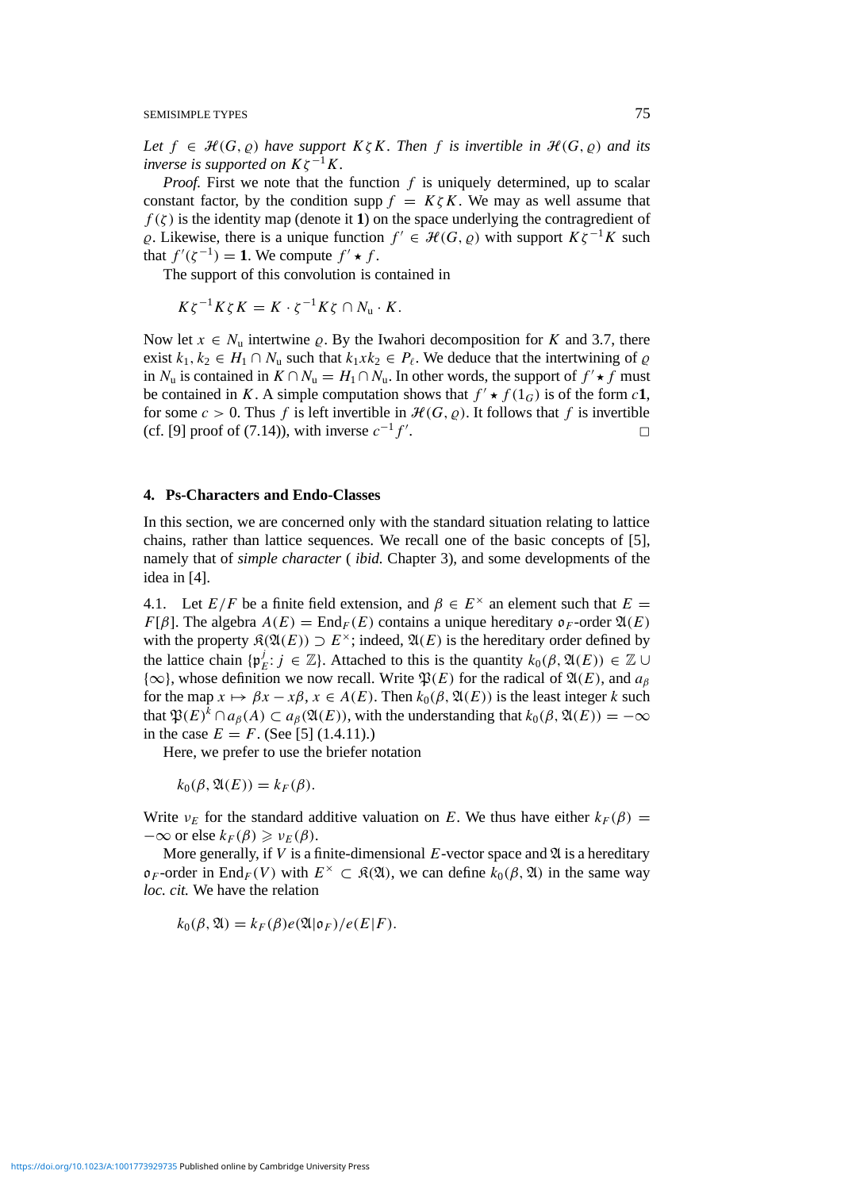*Let $f \in \mathcal{H}(G, \varrho)$ have support $K\zeta K$. Then $f$ is invertible in $\mathcal{H}(G, \varrho)$ and its inverse is supported on $K\zeta^{-1}K$.*

*Proof.* First we note that the function $f$ is uniquely determined, up to scalar constant factor, by the condition $\operatorname{supp} f = K\zeta K$. We may as well assume that $f(\zeta)$ is the identity map (denote it $\mathbf{1}$) on the space underlying the contragredient of $\varrho$. Likewise, there is a unique function $f' \in \mathcal{H}(G, \varrho)$ with support $K\zeta^{-1}K$ such that $f'(\zeta^{-1}) = \mathbf{1}$. We compute $f' \star f$.

The support of this convolution is contained in

$$K\zeta^{-1}K\zeta K = K \cdot \zeta^{-1}K\zeta \cap N_{\mathrm{u}} \cdot K.$$

Now let $x \in N_{\mathrm{u}}$ intertwine $\varrho$. By the Iwahori decomposition for $K$ and 3.7, there exist $k_1, k_2 \in H_1 \cap N_{\mathrm{u}}$ such that $k_1 x k_2 \in P_\ell$. We deduce that the intertwining of $\varrho$ in $N_{\mathrm{u}}$ is contained in $K \cap N_{\mathrm{u}} = H_1 \cap N_{\mathrm{u}}$. In other words, the support of $f' \star f$ must be contained in $K$. A simple computation shows that $f' \star f(1_G)$ is of the form $c\mathbf{1}$, for some $c > 0$. Thus $f$ is left invertible in $\mathcal{H}(G, \varrho)$. It follows that $f$ is invertible (cf. [9] proof of (7.14)), with inverse $c^{-1}f'$. □

## 4. Ps-Characters and Endo-Classes

In this section, we are concerned only with the standard situation relating to lattice chains, rather than lattice sequences. We recall one of the basic concepts of [5], namely that of *simple character* ( *ibid.* Chapter 3), and some developments of the idea in [4].

4.1. Let $E/F$ be a finite field extension, and $\beta \in E^\times$ an element such that $E = F[\beta]$. The algebra $A(E) = \operatorname{End}_F(E)$ contains a unique hereditary $\mathfrak{o}_F$-order $\mathfrak{A}(E)$ with the property $\mathfrak{K}(\mathfrak{A}(E)) \supset E^\times$; indeed, $\mathfrak{A}(E)$ is the hereditary order defined by the lattice chain $\{\mathfrak{p}_E^j : j \in \mathbb{Z}\}$. Attached to this is the quantity $k_0(\beta, \mathfrak{A}(E)) \in \mathbb{Z} \cup \{\infty\}$, whose definition we now recall. Write $\mathfrak{P}(E)$ for the radical of $\mathfrak{A}(E)$, and $a_\beta$ for the map $x \mapsto \beta x - x\beta$, $x \in A(E)$. Then $k_0(\beta, \mathfrak{A}(E))$ is the least integer $k$ such that $\mathfrak{P}(E)^k \cap a_\beta(A) \subset a_\beta(\mathfrak{A}(E))$, with the understanding that $k_0(\beta, \mathfrak{A}(E)) = -\infty$ in the case $E = F$. (See [5] (1.4.11).)

Here, we prefer to use the briefer notation

$$k_0(\beta, \mathfrak{A}(E)) = k_F(\beta).$$

Write $\nu_E$ for the standard additive valuation on $E$. We thus have either $k_F(\beta) = -\infty$ or else $k_F(\beta) \geqslant \nu_E(\beta)$.

More generally, if $V$ is a finite-dimensional $E$-vector space and $\mathfrak{A}$ is a hereditary $\mathfrak{o}_F$-order in $\operatorname{End}_F(V)$ with $E^\times \subset \mathfrak{K}(\mathfrak{A})$, we can define $k_0(\beta, \mathfrak{A})$ in the same way *loc. cit.* We have the relation

$$k_0(\beta, \mathfrak{A}) = k_F(\beta)e(\mathfrak{A}|\mathfrak{o}_F)/e(E|F).$$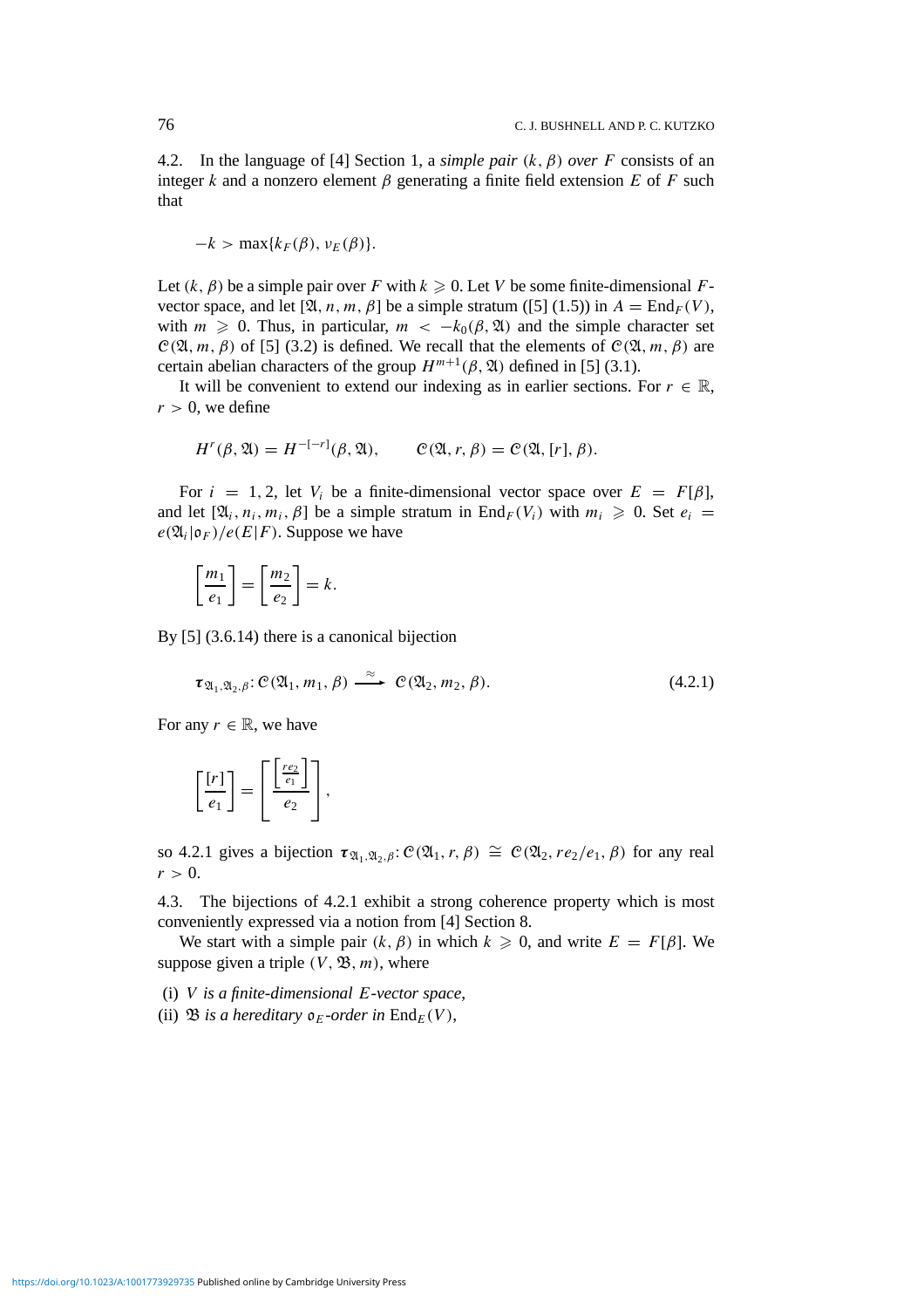4.2. In the language of [4] Section 1, a *simple pair $(k, \beta)$ over $F$* consists of an integer $k$ and a nonzero element $\beta$ generating a finite field extension $E$ of $F$ such that

$$-k > \max\{k_F(\beta), \nu_E(\beta)\}.$$

Let $(k, \beta)$ be a simple pair over $F$ with $k \geqslant 0$. Let $V$ be some finite-dimensional $F$-vector space, and let $[\mathfrak{A}, n, m, \beta]$ be a simple stratum ([5] (1.5)) in $A = \mathrm{End}_F(V)$, with $m \geqslant 0$. Thus, in particular, $m < -k_0(\beta, \mathfrak{A})$ and the simple character set $\mathcal{C}(\mathfrak{A}, m, \beta)$ of [5] (3.2) is defined. We recall that the elements of $\mathcal{C}(\mathfrak{A}, m, \beta)$ are certain abelian characters of the group $H^{m+1}(\beta, \mathfrak{A})$ defined in [5] (3.1).

It will be convenient to extend our indexing as in earlier sections. For $r \in \mathbb{R}$, $r > 0$, we define

$$H^r(\beta, \mathfrak{A}) = H^{-[-r]}(\beta, \mathfrak{A}), \qquad \mathcal{C}(\mathfrak{A}, r, \beta) = \mathcal{C}(\mathfrak{A}, [r], \beta).$$

For $i = 1, 2$, let $V_i$ be a finite-dimensional vector space over $E = F[\beta]$, and let $[\mathfrak{A}_i, n_i, m_i, \beta]$ be a simple stratum in $\mathrm{End}_F(V_i)$ with $m_i \geqslant 0$. Set $e_i = e(\mathfrak{A}_i|\mathfrak{o}_F)/e(E|F)$. Suppose we have

$$\left[\frac{m_1}{e_1}\right] = \left[\frac{m_2}{e_2}\right] = k.$$

By [5] (3.6.14) there is a canonical bijection

$$\boldsymbol{\tau}_{\mathfrak{A}_1, \mathfrak{A}_2, \beta} : \mathcal{C}(\mathfrak{A}_1, m_1, \beta) \xrightarrow{\approx} \mathcal{C}(\mathfrak{A}_2, m_2, \beta). \tag{4.2.1}$$

For any $r \in \mathbb{R}$, we have

$$\left[\frac{[r]}{e_1}\right] = \left[\frac{\left[\frac{re_2}{e_1}\right]}{e_2}\right],$$

so 4.2.1 gives a bijection $\boldsymbol{\tau}_{\mathfrak{A}_1, \mathfrak{A}_2, \beta} : \mathcal{C}(\mathfrak{A}_1, r, \beta) \cong \mathcal{C}(\mathfrak{A}_2, re_2/e_1, \beta)$ for any real $r > 0$.

4.3. The bijections of 4.2.1 exhibit a strong coherence property which is most conveniently expressed via a notion from [4] Section 8.

We start with a simple pair $(k, \beta)$ in which $k \geqslant 0$, and write $E = F[\beta]$. We suppose given a triple $(V, \mathfrak{B}, m)$, where

(i) *$V$ is a finite-dimensional $E$-vector space,*
(ii) *$\mathfrak{B}$ is a hereditary $\mathfrak{o}_E$-order in $\mathrm{End}_E(V)$,*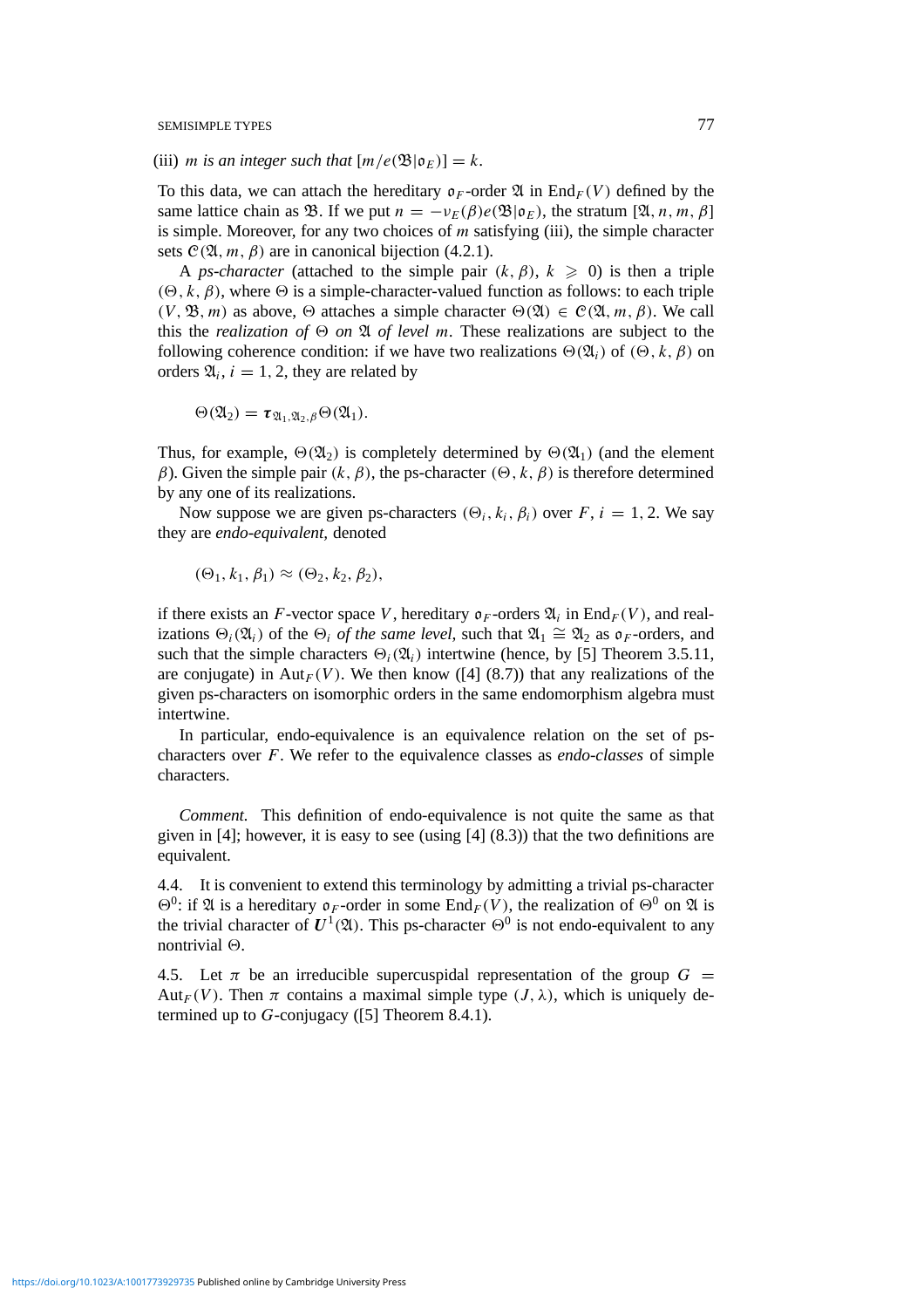(iii) *$m$ is an integer such that* $[m/e(\mathfrak{B}|\mathfrak{o}_E)] = k$.

To this data, we can attach the hereditary $\mathfrak{o}_F$-order $\mathfrak{A}$ in $\mathrm{End}_F(V)$ defined by the same lattice chain as $\mathfrak{B}$. If we put $n = -\nu_E(\beta)e(\mathfrak{B}|\mathfrak{o}_E)$, the stratum $[\mathfrak{A}, n, m, \beta]$ is simple. Moreover, for any two choices of $m$ satisfying (iii), the simple character sets $\mathcal{C}(\mathfrak{A}, m, \beta)$ are in canonical bijection (4.2.1).

A *ps-character* (attached to the simple pair $(k, \beta)$, $k \geqslant 0$) is then a triple $(\Theta, k, \beta)$, where $\Theta$ is a simple-character-valued function as follows: to each triple $(V, \mathfrak{B}, m)$ as above, $\Theta$ attaches a simple character $\Theta(\mathfrak{A}) \in \mathcal{C}(\mathfrak{A}, m, \beta)$. We call this the *realization of* $\Theta$ *on* $\mathfrak{A}$ *of level* $m$. These realizations are subject to the following coherence condition: if we have two realizations $\Theta(\mathfrak{A}_i)$ of $(\Theta, k, \beta)$ on orders $\mathfrak{A}_i$, $i = 1, 2$, they are related by

$$\Theta(\mathfrak{A}_2) = \boldsymbol{\tau}_{\mathfrak{A}_1, \mathfrak{A}_2, \beta}\Theta(\mathfrak{A}_1).$$

Thus, for example, $\Theta(\mathfrak{A}_2)$ is completely determined by $\Theta(\mathfrak{A}_1)$ (and the element $\beta$). Given the simple pair $(k, \beta)$, the ps-character $(\Theta, k, \beta)$ is therefore determined by any one of its realizations.

Now suppose we are given ps-characters $(\Theta_i, k_i, \beta_i)$ over $F$, $i = 1, 2$. We say they are *endo-equivalent,* denoted

$$(\Theta_1, k_1, \beta_1) \approx (\Theta_2, k_2, \beta_2),$$

if there exists an $F$-vector space $V$, hereditary $\mathfrak{o}_F$-orders $\mathfrak{A}_i$ in $\mathrm{End}_F(V)$, and realizations $\Theta_i(\mathfrak{A}_i)$ of the $\Theta_i$ *of the same level,* such that $\mathfrak{A}_1 \cong \mathfrak{A}_2$ as $\mathfrak{o}_F$-orders, and such that the simple characters $\Theta_i(\mathfrak{A}_i)$ intertwine (hence, by [5] Theorem 3.5.11, are conjugate) in $\mathrm{Aut}_F(V)$. We then know ([4] (8.7)) that any realizations of the given ps-characters on isomorphic orders in the same endomorphism algebra must intertwine.

In particular, endo-equivalence is an equivalence relation on the set of ps-characters over $F$. We refer to the equivalence classes as *endo-classes* of simple characters.

*Comment.* This definition of endo-equivalence is not quite the same as that given in [4]; however, it is easy to see (using [4] (8.3)) that the two definitions are equivalent.

4.4. It is convenient to extend this terminology by admitting a trivial ps-character $\Theta^0$: if $\mathfrak{A}$ is a hereditary $\mathfrak{o}_F$-order in some $\mathrm{End}_F(V)$, the realization of $\Theta^0$ on $\mathfrak{A}$ is the trivial character of $\boldsymbol{U}^1(\mathfrak{A})$. This ps-character $\Theta^0$ is not endo-equivalent to any nontrivial $\Theta$.

4.5. Let $\pi$ be an irreducible supercuspidal representation of the group $G = \mathrm{Aut}_F(V)$. Then $\pi$ contains a maximal simple type $(J, \lambda)$, which is uniquely determined up to $G$-conjugacy ([5] Theorem 8.4.1).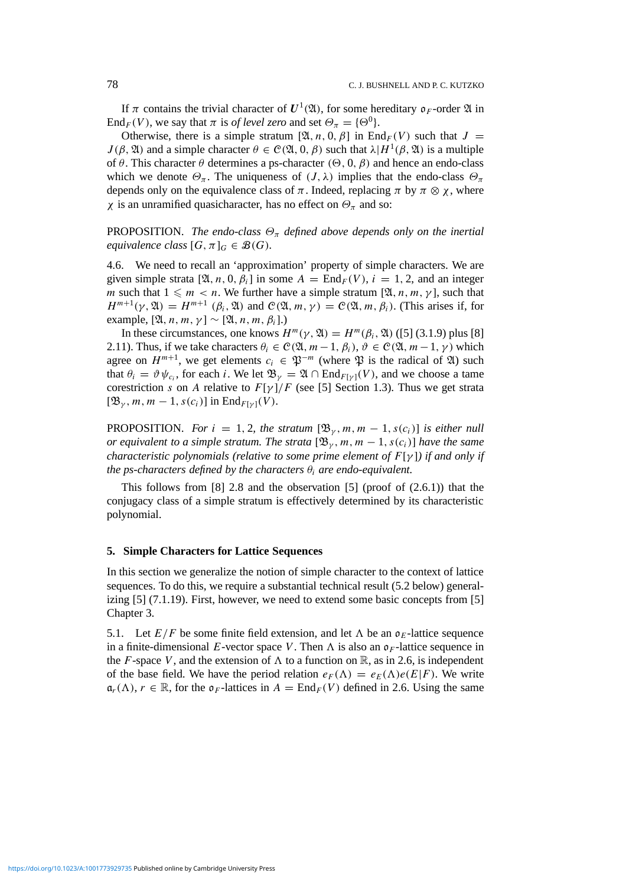If $\pi$ contains the trivial character of $\boldsymbol{U}^1(\mathfrak{A})$, for some hereditary $\mathfrak{o}_F$-order $\mathfrak{A}$ in $\mathrm{End}_F(V)$, we say that $\pi$ is *of level zero* and set $\Theta_\pi = \{\Theta^0\}$.

Otherwise, there is a simple stratum $[\mathfrak{A}, n, 0, \beta]$ in $\mathrm{End}_F(V)$ such that $J = J(\beta, \mathfrak{A})$ and a simple character $\theta \in \mathcal{C}(\mathfrak{A}, 0, \beta)$ such that $\lambda | H^1(\beta, \mathfrak{A})$ is a multiple of $\theta$. This character $\theta$ determines a ps-character $(\Theta, 0, \beta)$ and hence an endo-class which we denote $\Theta_\pi$. The uniqueness of $(J, \lambda)$ implies that the endo-class $\Theta_\pi$ depends only on the equivalence class of $\pi$. Indeed, replacing $\pi$ by $\pi \otimes \chi$, where $\chi$ is an unramified quasicharacter, has no effect on $\Theta_\pi$ and so:

PROPOSITION. *The endo-class $\Theta_\pi$ defined above depends only on the inertial equivalence class $[G, \pi]_G \in \mathcal{B}(G)$.*

4.6. We need to recall an 'approximation' property of simple characters. We are given simple strata $[\mathfrak{A}, n, 0, \beta_i]$ in some $A = \mathrm{End}_F(V)$, $i = 1, 2$, and an integer $m$ such that $1 \leqslant m < n$. We further have a simple stratum $[\mathfrak{A}, n, m, \gamma]$, such that $H^{m+1}(\gamma, \mathfrak{A}) = H^{m+1}(\beta_i, \mathfrak{A})$ and $\mathcal{C}(\mathfrak{A}, m, \gamma) = \mathcal{C}(\mathfrak{A}, m, \beta_i)$. (This arises if, for example, $[\mathfrak{A}, n, m, \gamma] \sim [\mathfrak{A}, n, m, \beta_i]$.)

In these circumstances, one knows $H^m(\gamma, \mathfrak{A}) = H^m(\beta_i, \mathfrak{A})$ ([5] (3.1.9) plus [8] 2.11). Thus, if we take characters $\theta_i \in \mathcal{C}(\mathfrak{A}, m-1, \beta_i)$, $\vartheta \in \mathcal{C}(\mathfrak{A}, m-1, \gamma)$ which agree on $H^{m+1}$, we get elements $c_i \in \mathfrak{P}^{-m}$ (where $\mathfrak{P}$ is the radical of $\mathfrak{A}$) such that $\theta_i = \vartheta \psi_{c_i}$, for each $i$. We let $\mathfrak{B}_\gamma = \mathfrak{A} \cap \mathrm{End}_{F[\gamma]}(V)$, and we choose a tame corestriction $s$ on $A$ relative to $F[\gamma]/F$ (see [5] Section 1.3). Thus we get strata $[\mathfrak{B}_\gamma, m, m-1, s(c_i)]$ in $\mathrm{End}_{F[\gamma]}(V)$.

PROPOSITION. *For $i = 1, 2$, the stratum $[\mathfrak{B}_\gamma, m, m-1, s(c_i)]$ is either null or equivalent to a simple stratum. The strata $[\mathfrak{B}_\gamma, m, m-1, s(c_i)]$ have the same characteristic polynomials (relative to some prime element of $F[\gamma]$) if and only if the ps-characters defined by the characters $\theta_i$ are endo-equivalent.*

This follows from [8] 2.8 and the observation [5] (proof of (2.6.1)) that the conjugacy class of a simple stratum is effectively determined by its characteristic polynomial.

## 5. Simple Characters for Lattice Sequences

In this section we generalize the notion of simple character to the context of lattice sequences. To do this, we require a substantial technical result (5.2 below) generalizing [5] (7.1.19). First, however, we need to extend some basic concepts from [5] Chapter 3.

5.1. Let $E/F$ be some finite field extension, and let $\Lambda$ be an $\mathfrak{o}_E$-lattice sequence in a finite-dimensional $E$-vector space $V$. Then $\Lambda$ is also an $\mathfrak{o}_F$-lattice sequence in the $F$-space $V$, and the extension of $\Lambda$ to a function on $\mathbb{R}$, as in 2.6, is independent of the base field. We have the period relation $e_F(\Lambda) = e_E(\Lambda)e(E|F)$. We write $\mathfrak{a}_r(\Lambda)$, $r \in \mathbb{R}$, for the $\mathfrak{o}_F$-lattices in $A = \mathrm{End}_F(V)$ defined in 2.6. Using the same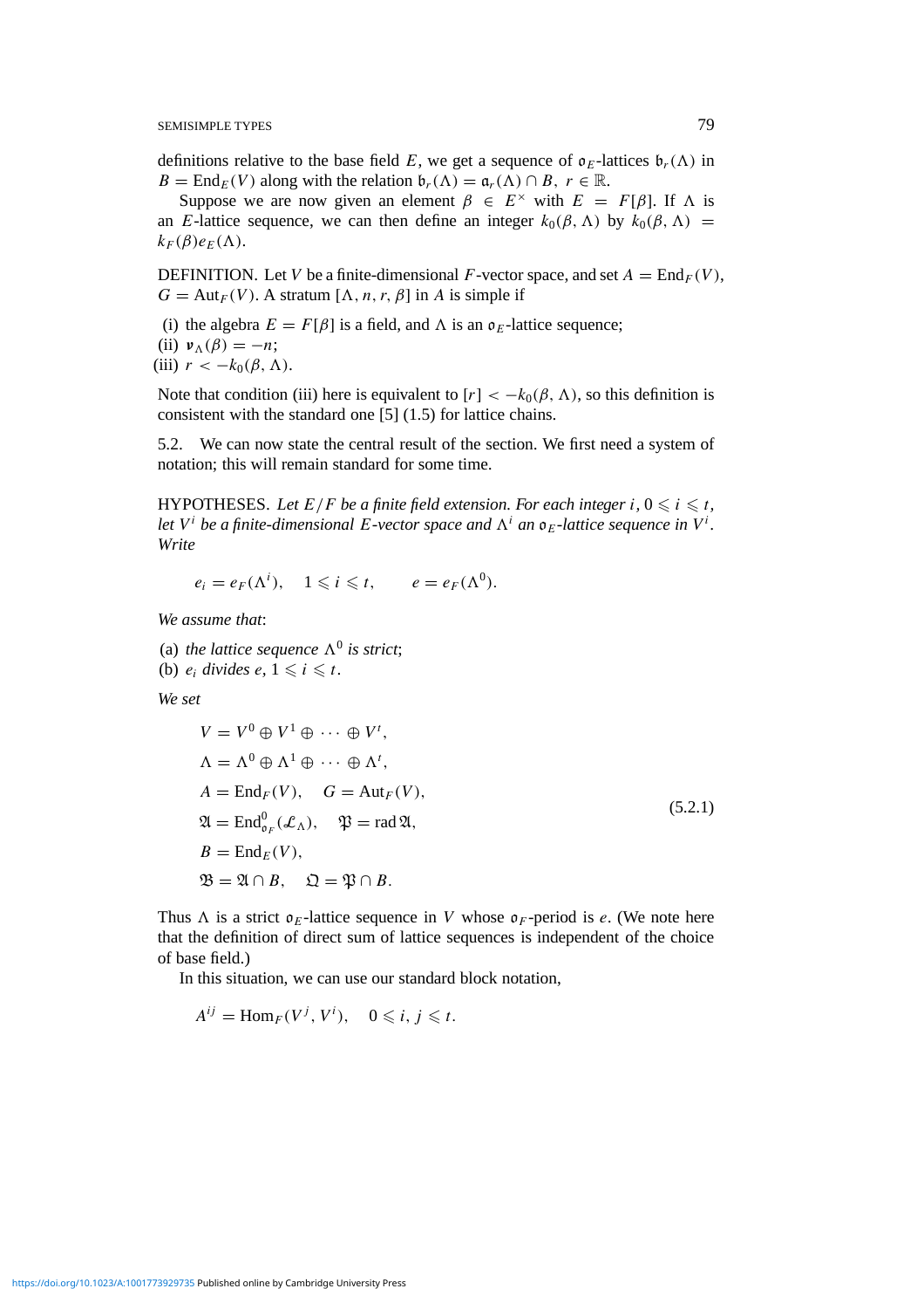definitions relative to the base field $E$, we get a sequence of $\mathfrak{o}_E$-lattices $\mathfrak{b}_r(\Lambda)$ in $B = \mathrm{End}_E(V)$ along with the relation $\mathfrak{b}_r(\Lambda) = \mathfrak{a}_r(\Lambda) \cap B$, $r \in \mathbb{R}$.

Suppose we are now given an element $\beta \in E^\times$ with $E = F[\beta]$. If $\Lambda$ is an $E$-lattice sequence, we can then define an integer $k_0(\beta, \Lambda)$ by $k_0(\beta, \Lambda) = k_F(\beta) e_E(\Lambda)$.

DEFINITION. Let $V$ be a finite-dimensional $F$-vector space, and set $A = \mathrm{End}_F(V)$, $G = \mathrm{Aut}_F(V)$. A stratum $[\Lambda, n, r, \beta]$ in $A$ is simple if

(i) the algebra $E = F[\beta]$ is a field, and $\Lambda$ is an $\mathfrak{o}_E$-lattice sequence;
(ii) $\boldsymbol{\nu}_\Lambda(\beta) = -n$;
(iii) $r < -k_0(\beta, \Lambda)$.

Note that condition (iii) here is equivalent to $[r] < -k_0(\beta, \Lambda)$, so this definition is consistent with the standard one [5] (1.5) for lattice chains.

5.2. We can now state the central result of the section. We first need a system of notation; this will remain standard for some time.

HYPOTHESES. *Let $E/F$ be a finite field extension. For each integer $i$, $0 \leqslant i \leqslant t$, let $V^i$ be a finite-dimensional $E$-vector space and $\Lambda^i$ an $\mathfrak{o}_E$-lattice sequence in $V^i$. Write*

$$e_i = e_F(\Lambda^i), \quad 1 \leqslant i \leqslant t, \qquad e = e_F(\Lambda^0).$$

*We assume that*:

(a) *the lattice sequence $\Lambda^0$ is strict*;
(b) *$e_i$ divides $e$, $1 \leqslant i \leqslant t$.*

*We set*

$$\begin{aligned}
&V = V^0 \oplus V^1 \oplus \cdots \oplus V^t,\\
&\Lambda = \Lambda^0 \oplus \Lambda^1 \oplus \cdots \oplus \Lambda^t,\\
&A = \mathrm{End}_F(V), \quad G = \mathrm{Aut}_F(V),\\
&\mathfrak{A} = \mathrm{End}^0_{\mathfrak{o}_F}(\mathcal{L}_\Lambda), \quad \mathfrak{P} = \mathrm{rad}\,\mathfrak{A},\\
&B = \mathrm{End}_E(V),\\
&\mathfrak{B} = \mathfrak{A} \cap B, \quad \mathfrak{Q} = \mathfrak{P} \cap B.
\end{aligned} \tag{5.2.1}$$

Thus $\Lambda$ is a strict $\mathfrak{o}_E$-lattice sequence in $V$ whose $\mathfrak{o}_F$-period is $e$. (We note here that the definition of direct sum of lattice sequences is independent of the choice of base field.)

In this situation, we can use our standard block notation,

$$A^{ij} = \mathrm{Hom}_F(V^j, V^i), \quad 0 \leqslant i, j \leqslant t.$$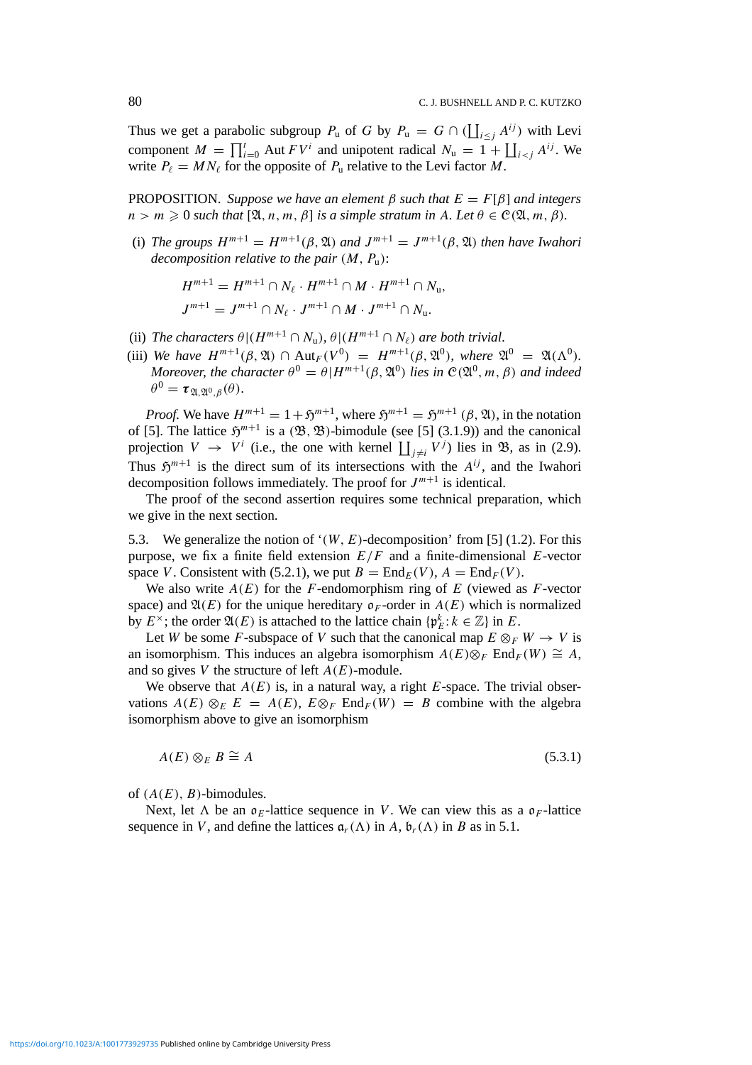Thus we get a parabolic subgroup $P_{\mathrm{u}}$ of $G$ by $P_{\mathrm{u}} = G \cap (\coprod_{i \le j} A^{ij})$ with Levi component $M = \prod_{i=0}^{t} \mathrm{Aut}\, FV^i$ and unipotent radical $N_{\mathrm{u}} = 1 + \coprod_{i<j} A^{ij}$. We write $P_\ell = MN_\ell$ for the opposite of $P_{\mathrm{u}}$ relative to the Levi factor $M$.

PROPOSITION. *Suppose we have an element $\beta$ such that $E = F[\beta]$ and integers $n > m \geqslant 0$ such that $[\mathfrak{A}, n, m, \beta]$ is a simple stratum in $A$. Let $\theta \in \mathcal{C}(\mathfrak{A}, m, \beta)$.*

(i) *The groups $H^{m+1} = H^{m+1}(\beta, \mathfrak{A})$ and $J^{m+1} = J^{m+1}(\beta, \mathfrak{A})$ then have Iwahori decomposition relative to the pair $(M, P_{\mathrm{u}})$:*

$$H^{m+1} = H^{m+1} \cap N_\ell \cdot H^{m+1} \cap M \cdot H^{m+1} \cap N_{\mathrm{u}},$$
$$J^{m+1} = J^{m+1} \cap N_\ell \cdot J^{m+1} \cap M \cdot J^{m+1} \cap N_{\mathrm{u}}.$$

(ii) *The characters $\theta|(H^{m+1} \cap N_{\mathrm{u}})$, $\theta|(H^{m+1} \cap N_\ell)$ are both trivial.*

(iii) *We have $H^{m+1}(\beta, \mathfrak{A}) \cap \mathrm{Aut}_F(V^0) = H^{m+1}(\beta, \mathfrak{A}^0)$, where $\mathfrak{A}^0 = \mathfrak{A}(\Lambda^0)$. Moreover, the character $\theta^0 = \theta|H^{m+1}(\beta, \mathfrak{A}^0)$ lies in $\mathcal{C}(\mathfrak{A}^0, m, \beta)$ and indeed $\theta^0 = \boldsymbol{\tau}_{\mathfrak{A}, \mathfrak{A}^0, \beta}(\theta)$.*

*Proof.* We have $H^{m+1} = 1 + \mathfrak{H}^{m+1}$, where $\mathfrak{H}^{m+1} = \mathfrak{H}^{m+1}(\beta, \mathfrak{A})$, in the notation of [5]. The lattice $\mathfrak{H}^{m+1}$ is a $(\mathfrak{B}, \mathfrak{B})$-bimodule (see [5] (3.1.9)) and the canonical projection $V \to V^i$ (i.e., the one with kernel $\coprod_{j \ne i} V^j$) lies in $\mathfrak{B}$, as in (2.9). Thus $\mathfrak{H}^{m+1}$ is the direct sum of its intersections with the $A^{ij}$, and the Iwahori decomposition follows immediately. The proof for $J^{m+1}$ is identical.

The proof of the second assertion requires some technical preparation, which we give in the next section.

5.3. We generalize the notion of '$(W, E)$-decomposition' from [5] (1.2). For this purpose, we fix a finite field extension $E/F$ and a finite-dimensional $E$-vector space $V$. Consistent with (5.2.1), we put $B = \mathrm{End}_E(V)$, $A = \mathrm{End}_F(V)$.

We also write $A(E)$ for the $F$-endomorphism ring of $E$ (viewed as $F$-vector space) and $\mathfrak{A}(E)$ for the unique hereditary $\mathfrak{o}_F$-order in $A(E)$ which is normalized by $E^\times$; the order $\mathfrak{A}(E)$ is attached to the lattice chain $\{\mathfrak{p}_E^k : k \in \mathbb{Z}\}$ in $E$.

Let $W$ be some $F$-subspace of $V$ such that the canonical map $E \otimes_F W \to V$ is an isomorphism. This induces an algebra isomorphism $A(E) \otimes_F \mathrm{End}_F(W) \cong A$, and so gives $V$ the structure of left $A(E)$-module.

We observe that $A(E)$ is, in a natural way, a right $E$-space. The trivial observations $A(E) \otimes_E E = A(E)$, $E \otimes_F \mathrm{End}_F(W) = B$ combine with the algebra isomorphism above to give an isomorphism

$$A(E) \otimes_E B \cong A \tag{5.3.1}$$

of $(A(E), B)$-bimodules.

Next, let $\Lambda$ be an $\mathfrak{o}_E$-lattice sequence in $V$. We can view this as a $\mathfrak{o}_F$-lattice sequence in $V$, and define the lattices $\mathfrak{a}_r(\Lambda)$ in $A$, $\mathfrak{b}_r(\Lambda)$ in $B$ as in 5.1.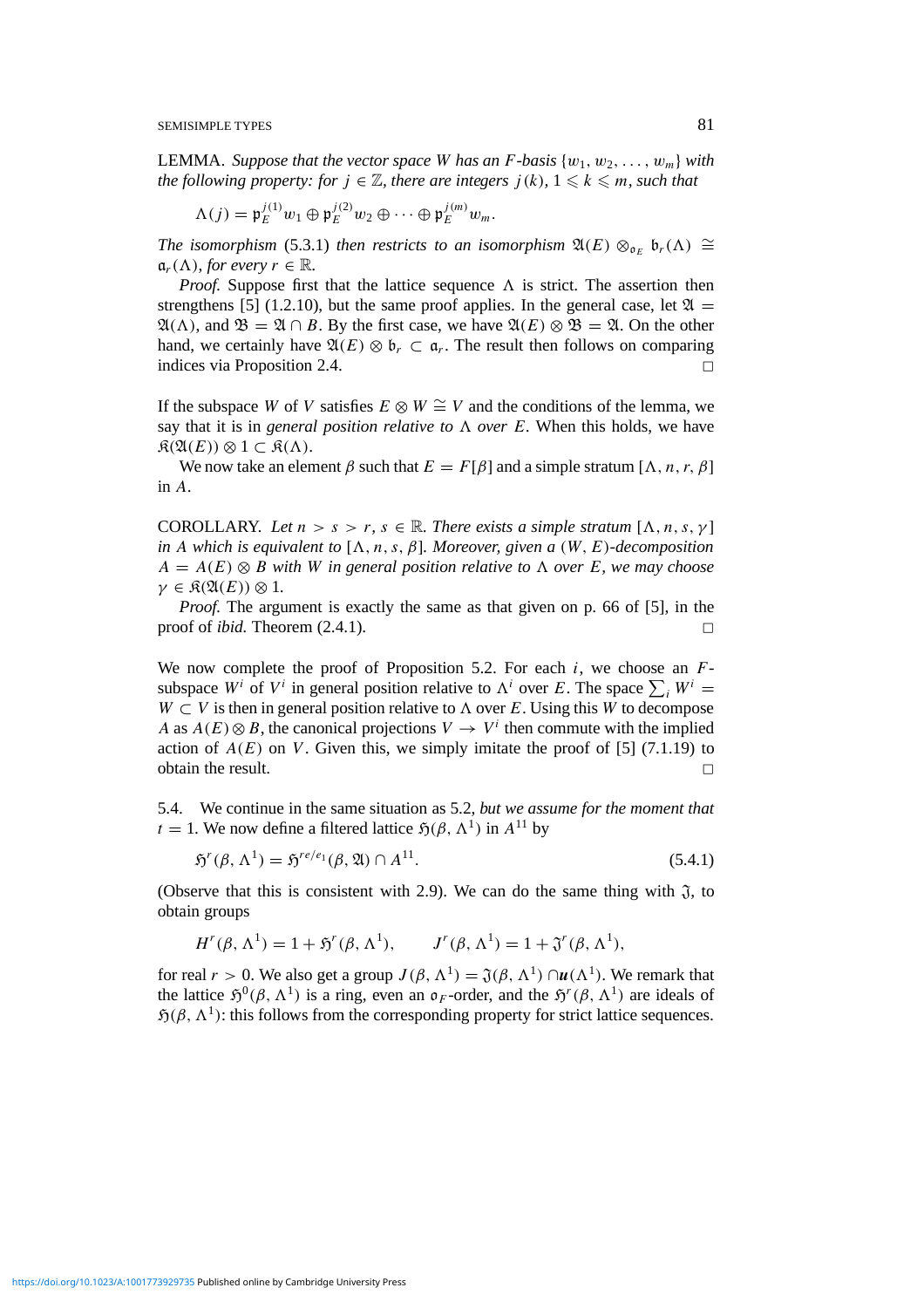LEMMA. *Suppose that the vector space $W$ has an $F$-basis $\{w_1, w_2, \ldots, w_m\}$ with the following property: for $j \in \mathbb{Z}$, there are integers $j(k)$, $1 \leqslant k \leqslant m$, such that*

$$\Lambda(j) = \mathfrak{p}_E^{j(1)} w_1 \oplus \mathfrak{p}_E^{j(2)} w_2 \oplus \cdots \oplus \mathfrak{p}_E^{j(m)} w_m.$$

*The isomorphism* (5.3.1) *then restricts to an isomorphism $\mathfrak{A}(E) \otimes_{\mathfrak{o}_E} \mathfrak{b}_r(\Lambda) \cong \mathfrak{a}_r(\Lambda)$, for every $r \in \mathbb{R}$.*

*Proof.* Suppose first that the lattice sequence $\Lambda$ is strict. The assertion then strengthens [5] (1.2.10), but the same proof applies. In the general case, let $\mathfrak{A} = \mathfrak{A}(\Lambda)$, and $\mathfrak{B} = \mathfrak{A} \cap B$. By the first case, we have $\mathfrak{A}(E) \otimes \mathfrak{B} = \mathfrak{A}$. On the other hand, we certainly have $\mathfrak{A}(E) \otimes \mathfrak{b}_r \subset \mathfrak{a}_r$. The result then follows on comparing indices via Proposition 2.4. $\square$

If the subspace $W$ of $V$ satisfies $E \otimes W \cong V$ and the conditions of the lemma, we say that it is in *general position relative to* $\Lambda$ *over* $E$. When this holds, we have $\mathfrak{K}(\mathfrak{A}(E)) \otimes 1 \subset \mathfrak{K}(\Lambda)$.

We now take an element $\beta$ such that $E = F[\beta]$ and a simple stratum $[\Lambda, n, r, \beta]$ in $A$.

COROLLARY. *Let $n > s > r$, $s \in \mathbb{R}$. There exists a simple stratum $[\Lambda, n, s, \gamma]$ in $A$ which is equivalent to $[\Lambda, n, s, \beta]$. Moreover, given a $(W, E)$-decomposition $A = A(E) \otimes B$ with $W$ in general position relative to $\Lambda$ over $E$, we may choose $\gamma \in \mathfrak{K}(\mathfrak{A}(E)) \otimes 1$.*

*Proof.* The argument is exactly the same as that given on p. 66 of [5], in the proof of *ibid.* Theorem (2.4.1). $\square$

We now complete the proof of Proposition 5.2. For each $i$, we choose an $F$-subspace $W^i$ of $V^i$ in general position relative to $\Lambda^i$ over $E$. The space $\sum_i W^i = W \subset V$ is then in general position relative to $\Lambda$ over $E$. Using this $W$ to decompose $A$ as $A(E) \otimes B$, the canonical projections $V \to V^i$ then commute with the implied action of $A(E)$ on $V$. Given this, we simply imitate the proof of [5] (7.1.19) to obtain the result. $\square$

5.4. We continue in the same situation as 5.2, *but we assume for the moment that* $t = 1$. We now define a filtered lattice $\mathfrak{H}(\beta, \Lambda^1)$ in $A^{11}$ by

$$\mathfrak{H}^r(\beta, \Lambda^1) = \mathfrak{H}^{re/e_1}(\beta, \mathfrak{A}) \cap A^{11}. \tag{5.4.1}$$

(Observe that this is consistent with 2.9). We can do the same thing with $\mathfrak{J}$, to obtain groups

$$H^r(\beta, \Lambda^1) = 1 + \mathfrak{H}^r(\beta, \Lambda^1), \qquad J^r(\beta, \Lambda^1) = 1 + \mathfrak{J}^r(\beta, \Lambda^1),$$

for real $r > 0$. We also get a group $J(\beta, \Lambda^1) = \mathfrak{J}(\beta, \Lambda^1) \cap \boldsymbol{u}(\Lambda^1)$. We remark that the lattice $\mathfrak{H}^0(\beta, \Lambda^1)$ is a ring, even an $\mathfrak{o}_F$-order, and the $\mathfrak{H}^r(\beta, \Lambda^1)$ are ideals of $\mathfrak{H}(\beta, \Lambda^1)$: this follows from the corresponding property for strict lattice sequences.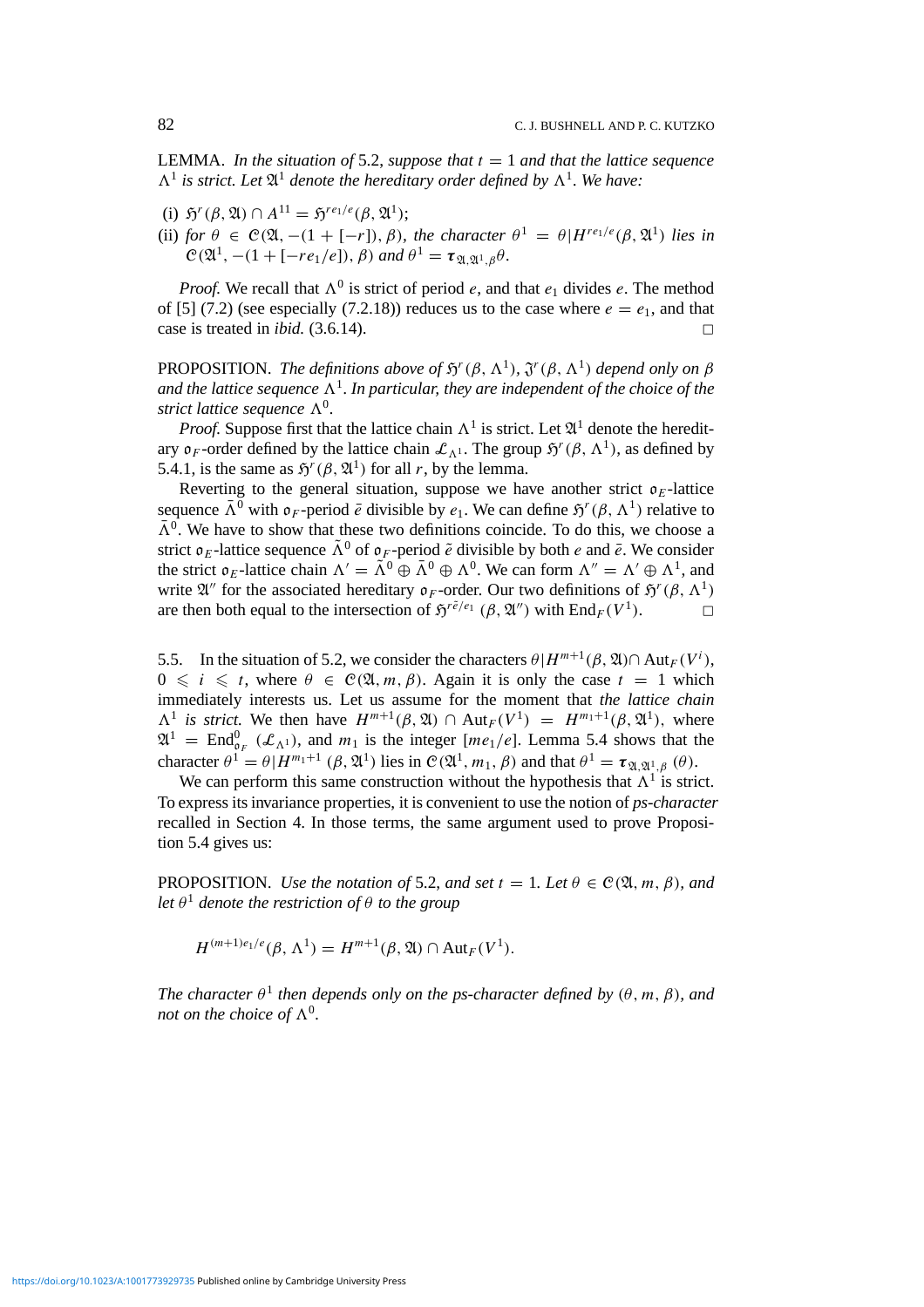LEMMA. *In the situation of* 5.2, *suppose that* $t = 1$ *and that the lattice sequence* $\Lambda^1$ *is strict. Let* $\mathfrak{A}^1$ *denote the hereditary order defined by* $\Lambda^1$. *We have:*

(i) $\mathfrak{H}^r(\beta, \mathfrak{A}) \cap A^{11} = \mathfrak{H}^{re_1/e}(\beta, \mathfrak{A}^1)$;

(ii) *for* $\theta \in \mathcal{C}(\mathfrak{A}, -(1 + [-r]), \beta)$, *the character* $\theta^1 = \theta | H^{re_1/e}(\beta, \mathfrak{A}^1)$ *lies in* $\mathcal{C}(\mathfrak{A}^1, -(1 + [-re_1/e]), \beta)$ *and* $\theta^1 = \boldsymbol{\tau}_{\mathfrak{A}, \mathfrak{A}^1, \beta}\theta$.

*Proof.* We recall that $\Lambda^0$ is strict of period $e$, and that $e_1$ divides $e$. The method of [5] (7.2) (see especially (7.2.18)) reduces us to the case where $e = e_1$, and that case is treated in *ibid.* (3.6.14). □

PROPOSITION. *The definitions above of* $\mathfrak{H}^r(\beta, \Lambda^1)$, $\mathfrak{J}^r(\beta, \Lambda^1)$ *depend only on* $\beta$ *and the lattice sequence* $\Lambda^1$. *In particular, they are independent of the choice of the strict lattice sequence* $\Lambda^0$.

*Proof.* Suppose first that the lattice chain $\Lambda^1$ is strict. Let $\mathfrak{A}^1$ denote the hereditary $\mathfrak{o}_F$-order defined by the lattice chain $\mathcal{L}_{\Lambda^1}$. The group $\mathfrak{H}^r(\beta, \Lambda^1)$, as defined by 5.4.1, is the same as $\mathfrak{H}^r(\beta, \mathfrak{A}^1)$ for all $r$, by the lemma.

Reverting to the general situation, suppose we have another strict $\mathfrak{o}_E$-lattice sequence $\bar{\Lambda}^0$ with $\mathfrak{o}_F$-period $\bar{e}$ divisible by $e_1$. We can define $\mathfrak{H}^r(\beta, \Lambda^1)$ relative to $\bar{\Lambda}^0$. We have to show that these two definitions coincide. To do this, we choose a strict $\mathfrak{o}_E$-lattice sequence $\tilde{\Lambda}^0$ of $\mathfrak{o}_F$-period $\tilde{e}$ divisible by both $e$ and $\bar{e}$. We consider the strict $\mathfrak{o}_E$-lattice chain $\Lambda' = \tilde{\Lambda}^0 \oplus \bar{\Lambda}^0 \oplus \Lambda^0$. We can form $\Lambda'' = \Lambda' \oplus \Lambda^1$, and write $\mathfrak{A}''$ for the associated hereditary $\mathfrak{o}_F$-order. Our two definitions of $\mathfrak{H}^r(\beta, \Lambda^1)$ are then both equal to the intersection of $\mathfrak{H}^{r\tilde{e}/e_1}(\beta, \mathfrak{A}'')$ with $\mathrm{End}_F(V^1)$. □

5.5. In the situation of 5.2, we consider the characters $\theta | H^{m+1}(\beta, \mathfrak{A}) \cap \mathrm{Aut}_F(V^i)$, $0 \leqslant i \leqslant t$, where $\theta \in \mathcal{C}(\mathfrak{A}, m, \beta)$. Again it is only the case $t = 1$ which immediately interests us. Let us assume for the moment that *the lattice chain* $\Lambda^1$ *is strict.* We then have $H^{m+1}(\beta, \mathfrak{A}) \cap \mathrm{Aut}_F(V^1) = H^{m_1+1}(\beta, \mathfrak{A}^1)$, where $\mathfrak{A}^1 = \mathrm{End}^0_{\mathfrak{o}_F}(\mathcal{L}_{\Lambda^1})$, and $m_1$ is the integer $[me_1/e]$. Lemma 5.4 shows that the character $\theta^1 = \theta | H^{m_1+1}(\beta, \mathfrak{A}^1)$ lies in $\mathcal{C}(\mathfrak{A}^1, m_1, \beta)$ and that $\theta^1 = \boldsymbol{\tau}_{\mathfrak{A}, \mathfrak{A}^1, \beta}(\theta)$.

We can perform this same construction without the hypothesis that $\Lambda^1$ is strict. To express its invariance properties, it is convenient to use the notion of *ps-character* recalled in Section 4. In those terms, the same argument used to prove Proposition 5.4 gives us:

PROPOSITION. *Use the notation of* 5.2, *and set* $t = 1$. *Let* $\theta \in \mathcal{C}(\mathfrak{A}, m, \beta)$, *and let* $\theta^1$ *denote the restriction of* $\theta$ *to the group*

$$H^{(m+1)e_1/e}(\beta, \Lambda^1) = H^{m+1}(\beta, \mathfrak{A}) \cap \mathrm{Aut}_F(V^1).$$

*The character* $\theta^1$ *then depends only on the ps-character defined by* $(\theta, m, \beta)$, *and not on the choice of* $\Lambda^0$.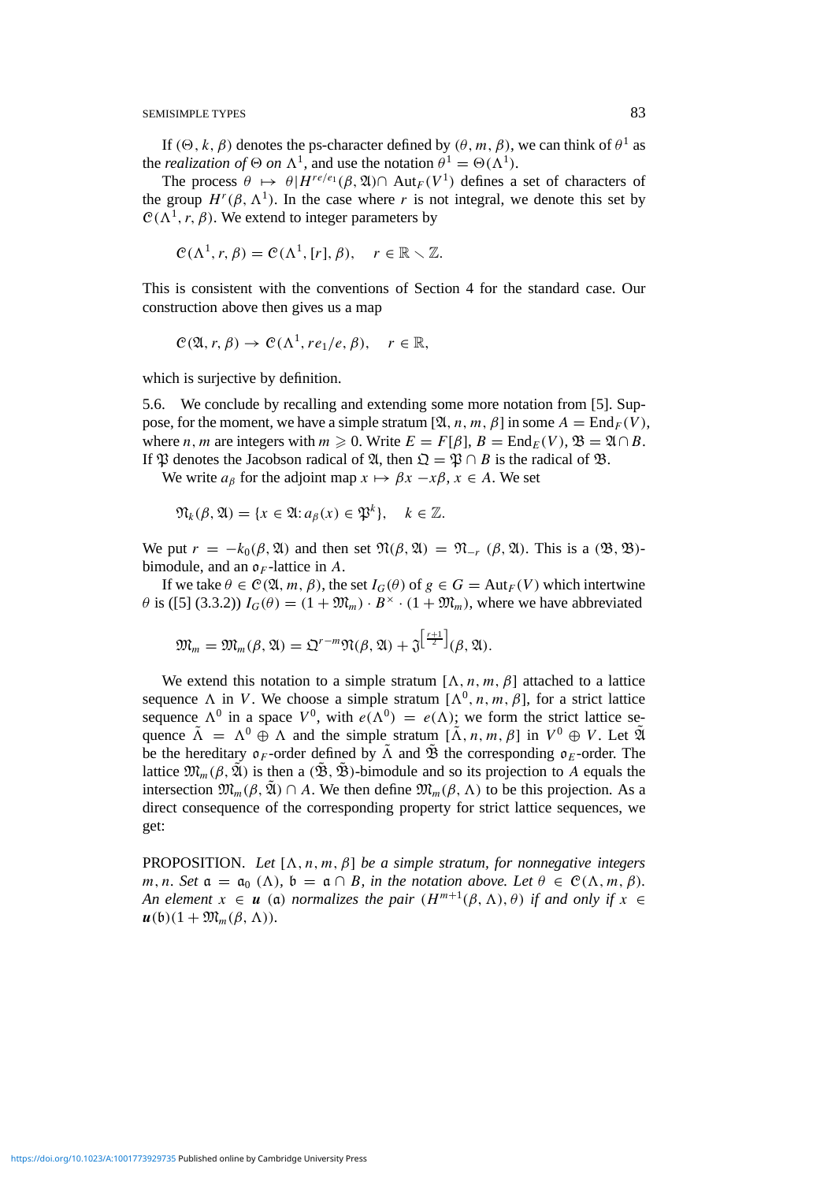If $(\Theta, k, \beta)$ denotes the ps-character defined by $(\theta, m, \beta)$, we can think of $\theta^1$ as the *realization of* $\Theta$ *on* $\Lambda^1$, and use the notation $\theta^1 = \Theta(\Lambda^1)$.

The process $\theta \mapsto \theta | H^{re/e_1}(\beta, \mathfrak{A}) \cap \operatorname{Aut}_F(V^1)$ defines a set of characters of the group $H^r(\beta, \Lambda^1)$. In the case where $r$ is not integral, we denote this set by $\mathcal{C}(\Lambda^1, r, \beta)$. We extend to integer parameters by

$$\mathcal{C}(\Lambda^1, r, \beta) = \mathcal{C}(\Lambda^1, [r], \beta), \quad r \in \mathbb{R} \setminus \mathbb{Z}.$$

This is consistent with the conventions of Section 4 for the standard case. Our construction above then gives us a map

$$\mathcal{C}(\mathfrak{A}, r, \beta) \to \mathcal{C}(\Lambda^1, re_1/e, \beta), \quad r \in \mathbb{R},$$

which is surjective by definition.

5.6. We conclude by recalling and extending some more notation from [5]. Suppose, for the moment, we have a simple stratum $[\mathfrak{A}, n, m, \beta]$ in some $A = \operatorname{End}_F(V)$, where $n, m$ are integers with $m \geqslant 0$. Write $E = F[\beta]$, $B = \operatorname{End}_E(V)$, $\mathfrak{B} = \mathfrak{A} \cap B$. If $\mathfrak{P}$ denotes the Jacobson radical of $\mathfrak{A}$, then $\mathfrak{Q} = \mathfrak{P} \cap B$ is the radical of $\mathfrak{B}$.

We write $a_\beta$ for the adjoint map $x \mapsto \beta x - x\beta$, $x \in A$. We set

$$\mathfrak{N}_k(\beta, \mathfrak{A}) = \{x \in \mathfrak{A}: a_\beta(x) \in \mathfrak{P}^k\}, \quad k \in \mathbb{Z}.$$

We put $r = -k_0(\beta, \mathfrak{A})$ and then set $\mathfrak{N}(\beta, \mathfrak{A}) = \mathfrak{N}_{-r}(\beta, \mathfrak{A})$. This is a $(\mathfrak{B}, \mathfrak{B})$-bimodule, and an $\mathfrak{o}_F$-lattice in $A$.

If we take $\theta \in \mathcal{C}(\mathfrak{A}, m, \beta)$, the set $I_G(\theta)$ of $g \in G = \operatorname{Aut}_F(V)$ which intertwine $\theta$ is ([5] (3.3.2)) $I_G(\theta) = (1 + \mathfrak{M}_m) \cdot B^\times \cdot (1 + \mathfrak{M}_m)$, where we have abbreviated

$$\mathfrak{M}_m = \mathfrak{M}_m(\beta, \mathfrak{A}) = \mathfrak{Q}^{r-m}\mathfrak{N}(\beta, \mathfrak{A}) + \mathfrak{J}^{\left[\frac{r+1}{2}\right]}(\beta, \mathfrak{A}).$$

We extend this notation to a simple stratum $[\Lambda, n, m, \beta]$ attached to a lattice sequence $\Lambda$ in $V$. We choose a simple stratum $[\Lambda^0, n, m, \beta]$, for a strict lattice sequence $\Lambda^0$ in a space $V^0$, with $e(\Lambda^0) = e(\Lambda)$; we form the strict lattice sequence $\tilde{\Lambda} = \Lambda^0 \oplus \Lambda$ and the simple stratum $[\tilde{\Lambda}, n, m, \beta]$ in $V^0 \oplus V$. Let $\tilde{\mathfrak{A}}$ be the hereditary $\mathfrak{o}_F$-order defined by $\tilde{\Lambda}$ and $\tilde{\mathfrak{B}}$ the corresponding $\mathfrak{o}_E$-order. The lattice $\mathfrak{M}_m(\beta, \tilde{\mathfrak{A}})$ is then a $(\tilde{\mathfrak{B}}, \tilde{\mathfrak{B}})$-bimodule and so its projection to $A$ equals the intersection $\mathfrak{M}_m(\beta, \tilde{\mathfrak{A}}) \cap A$. We then define $\mathfrak{M}_m(\beta, \Lambda)$ to be this projection. As a direct consequence of the corresponding property for strict lattice sequences, we get:

PROPOSITION. *Let $[\Lambda, n, m, \beta]$ be a simple stratum, for nonnegative integers $m, n$. Set $\mathfrak{a} = \mathfrak{a}_0(\Lambda)$, $\mathfrak{b} = \mathfrak{a} \cap B$, in the notation above. Let $\theta \in \mathcal{C}(\Lambda, m, \beta)$. An element $x \in \boldsymbol{u}(\mathfrak{a})$ normalizes the pair $(H^{m+1}(\beta, \Lambda), \theta)$ if and only if $x \in \boldsymbol{u}(\mathfrak{b})(1 + \mathfrak{M}_m(\beta, \Lambda))$.*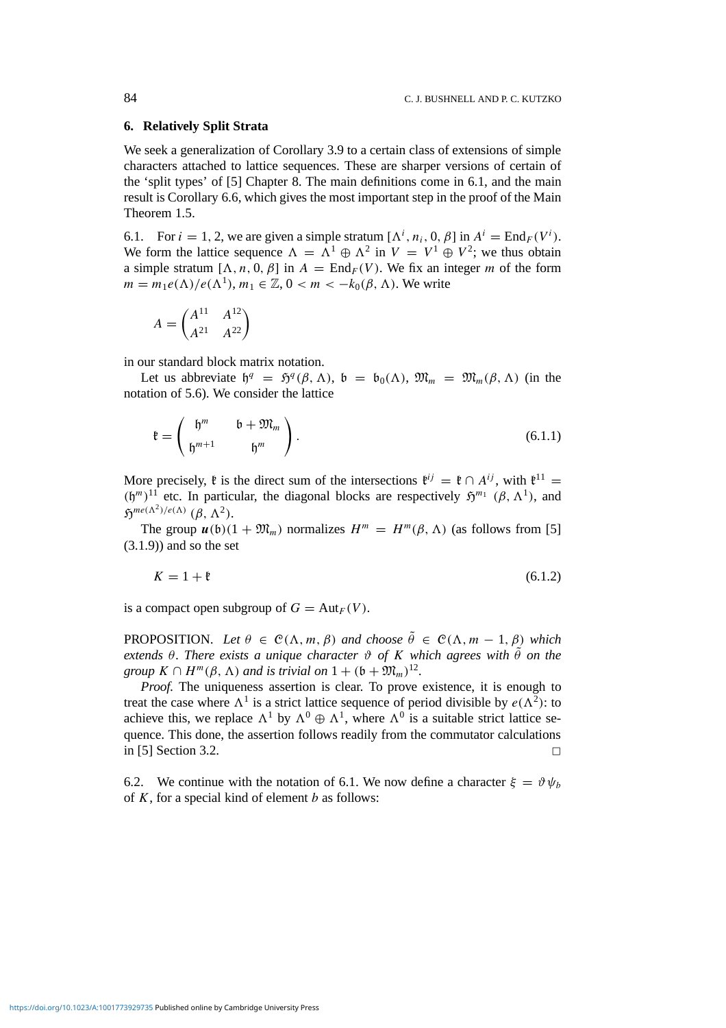## 6. Relatively Split Strata

We seek a generalization of Corollary 3.9 to a certain class of extensions of simple characters attached to lattice sequences. These are sharper versions of certain of the 'split types' of [5] Chapter 8. The main definitions come in 6.1, and the main result is Corollary 6.6, which gives the most important step in the proof of the Main Theorem 1.5.

6.1. For $i = 1, 2$, we are given a simple stratum $[\Lambda^i, n_i, 0, \beta]$ in $A^i = \mathrm{End}_F(V^i)$. We form the lattice sequence $\Lambda = \Lambda^1 \oplus \Lambda^2$ in $V = V^1 \oplus V^2$; we thus obtain a simple stratum $[\Lambda, n, 0, \beta]$ in $A = \mathrm{End}_F(V)$. We fix an integer $m$ of the form $m = m_1 e(\Lambda)/e(\Lambda^1)$, $m_1 \in \mathbb{Z}$, $0 < m < -k_0(\beta, \Lambda)$. We write

$$A = \begin{pmatrix} A^{11} & A^{12} \\ A^{21} & A^{22} \end{pmatrix}$$

in our standard block matrix notation.

Let us abbreviate $\mathfrak{h}^q = \mathfrak{H}^q(\beta, \Lambda)$, $\mathfrak{b} = \mathfrak{b}_0(\Lambda)$, $\mathfrak{M}_m = \mathfrak{M}_m(\beta, \Lambda)$ (in the notation of 5.6). We consider the lattice

$$\mathfrak{k} = \begin{pmatrix} \mathfrak{h}^m & \mathfrak{b} + \mathfrak{M}_m \\ \mathfrak{h}^{m+1} & \mathfrak{h}^m \end{pmatrix}. \tag{6.1.1}$$

More precisely, $\mathfrak{k}$ is the direct sum of the intersections $\mathfrak{k}^{ij} = \mathfrak{k} \cap A^{ij}$, with $\mathfrak{k}^{11} = (\mathfrak{h}^m)^{11}$ etc. In particular, the diagonal blocks are respectively $\mathfrak{H}^{m_1}(\beta, \Lambda^1)$, and $\mathfrak{H}^{me(\Lambda^2)/e(\Lambda)}(\beta, \Lambda^2)$.

The group $\boldsymbol{u}(\mathfrak{b})(1 + \mathfrak{M}_m)$ normalizes $H^m = H^m(\beta, \Lambda)$ (as follows from [5] (3.1.9)) and so the set

$$K = 1 + \mathfrak{k} \tag{6.1.2}$$

is a compact open subgroup of $G = \mathrm{Aut}_F(V)$.

PROPOSITION. *Let $\theta \in \mathcal{C}(\Lambda, m, \beta)$ and choose $\tilde{\theta} \in \mathcal{C}(\Lambda, m-1, \beta)$ which extends $\theta$. There exists a unique character $\vartheta$ of $K$ which agrees with $\tilde{\theta}$ on the group $K \cap H^m(\beta, \Lambda)$ and is trivial on $1 + (\mathfrak{b} + \mathfrak{M}_m)^{12}$.*

*Proof.* The uniqueness assertion is clear. To prove existence, it is enough to treat the case where $\Lambda^1$ is a strict lattice sequence of period divisible by $e(\Lambda^2)$: to achieve this, we replace $\Lambda^1$ by $\Lambda^0 \oplus \Lambda^1$, where $\Lambda^0$ is a suitable strict lattice sequence. This done, the assertion follows readily from the commutator calculations in [5] Section 3.2. $\square$

6.2. We continue with the notation of 6.1. We now define a character $\xi = \vartheta \psi_b$ of $K$, for a special kind of element $b$ as follows: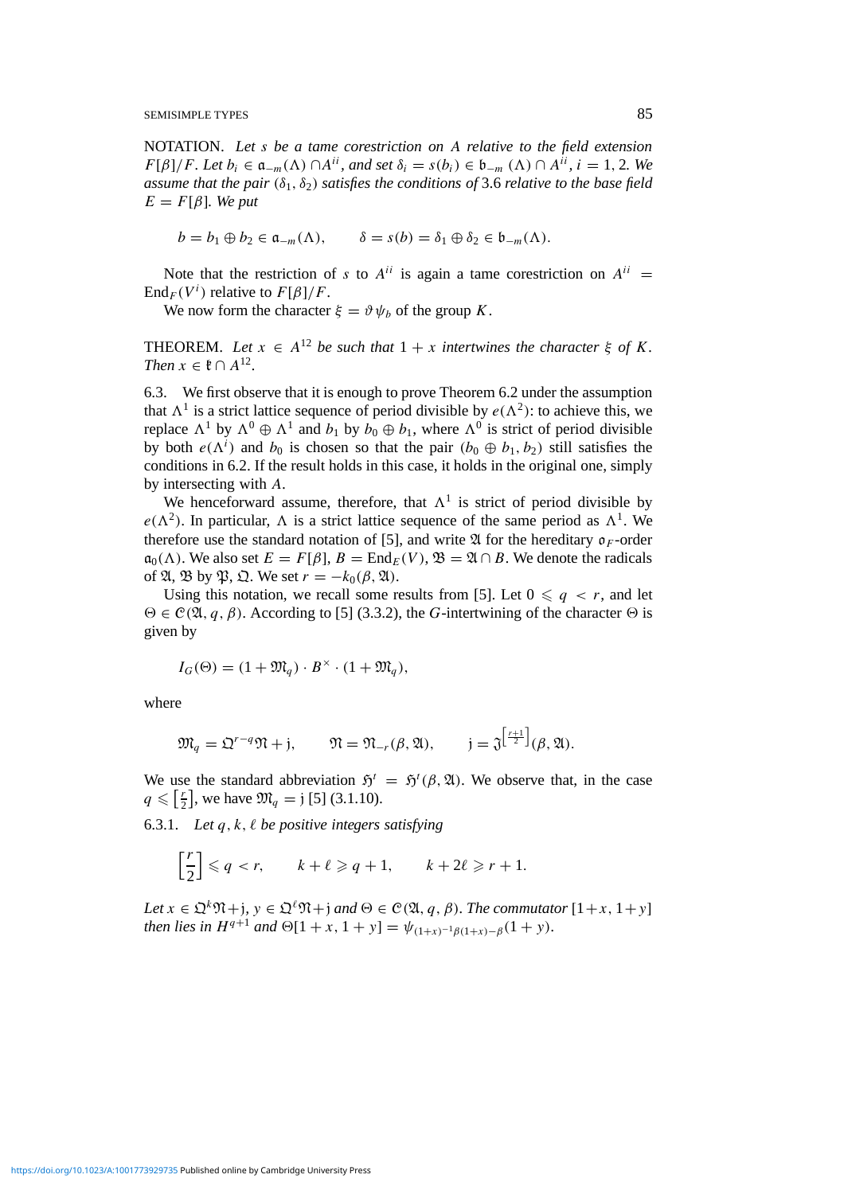NOTATION. *Let $s$ be a tame corestriction on $A$ relative to the field extension $F[\beta]/F$. Let $b_i \in \mathfrak{a}_{-m}(\Lambda) \cap A^{ii}$, and set $\delta_i = s(b_i) \in \mathfrak{b}_{-m}(\Lambda) \cap A^{ii}$, $i = 1, 2$. We assume that the pair $(\delta_1, \delta_2)$ satisfies the conditions of* 3.6 *relative to the base field $E = F[\beta]$. We put*

$$b = b_1 \oplus b_2 \in \mathfrak{a}_{-m}(\Lambda), \qquad \delta = s(b) = \delta_1 \oplus \delta_2 \in \mathfrak{b}_{-m}(\Lambda).$$

Note that the restriction of $s$ to $A^{ii}$ is again a tame corestriction on $A^{ii} = \mathrm{End}_F(V^i)$ relative to $F[\beta]/F$.

We now form the character $\xi = \vartheta\psi_b$ of the group $K$.

THEOREM. *Let $x \in A^{12}$ be such that $1 + x$ intertwines the character $\xi$ of $K$. Then $x \in \mathfrak{k} \cap A^{12}$.*

6.3. We first observe that it is enough to prove Theorem 6.2 under the assumption that $\Lambda^1$ is a strict lattice sequence of period divisible by $e(\Lambda^2)$: to achieve this, we replace $\Lambda^1$ by $\Lambda^0 \oplus \Lambda^1$ and $b_1$ by $b_0 \oplus b_1$, where $\Lambda^0$ is strict of period divisible by both $e(\Lambda^i)$ and $b_0$ is chosen so that the pair $(b_0 \oplus b_1, b_2)$ still satisfies the conditions in 6.2. If the result holds in this case, it holds in the original one, simply by intersecting with $A$.

We henceforward assume, therefore, that $\Lambda^1$ is strict of period divisible by $e(\Lambda^2)$. In particular, $\Lambda$ is a strict lattice sequence of the same period as $\Lambda^1$. We therefore use the standard notation of [5], and write $\mathfrak{A}$ for the hereditary $\mathfrak{o}_F$-order $\mathfrak{a}_0(\Lambda)$. We also set $E = F[\beta]$, $B = \mathrm{End}_E(V)$, $\mathfrak{B} = \mathfrak{A} \cap B$. We denote the radicals of $\mathfrak{A}$, $\mathfrak{B}$ by $\mathfrak{P}$, $\mathfrak{Q}$. We set $r = -k_0(\beta, \mathfrak{A})$.

Using this notation, we recall some results from [5]. Let $0 \leqslant q < r$, and let $\Theta \in \mathcal{C}(\mathfrak{A}, q, \beta)$. According to [5] (3.3.2), the $G$-intertwining of the character $\Theta$ is given by

$$I_G(\Theta) = (1 + \mathfrak{M}_q) \cdot B^\times \cdot (1 + \mathfrak{M}_q),$$

where

$$\mathfrak{M}_q = \mathfrak{Q}^{r-q}\mathfrak{N} + \mathfrak{j}, \qquad \mathfrak{N} = \mathfrak{N}_{-r}(\beta, \mathfrak{A}), \qquad \mathfrak{j} = \mathfrak{J}^{\left[\frac{r+1}{2}\right]}(\beta, \mathfrak{A}).$$

We use the standard abbreviation $\mathfrak{H}^t = \mathfrak{H}^t(\beta, \mathfrak{A})$. We observe that, in the case $q \leqslant \left[\frac{r}{2}\right]$, we have $\mathfrak{M}_q = \mathfrak{j}$ [5] (3.1.10).

6.3.1. *Let $q, k, \ell$ be positive integers satisfying*

$$\left[\frac{r}{2}\right] \leqslant q < r, \qquad k + \ell \geqslant q + 1, \qquad k + 2\ell \geqslant r + 1.$$

*Let $x \in \mathfrak{Q}^k\mathfrak{N} + \mathfrak{j}$, $y \in \mathfrak{Q}^\ell\mathfrak{N} + \mathfrak{j}$ and $\Theta \in \mathcal{C}(\mathfrak{A}, q, \beta)$. The commutator $[1+x, 1+y]$ then lies in $H^{q+1}$ and $\Theta[1 + x, 1 + y] = \psi_{(1+x)^{-1}\beta(1+x)-\beta}(1 + y)$.*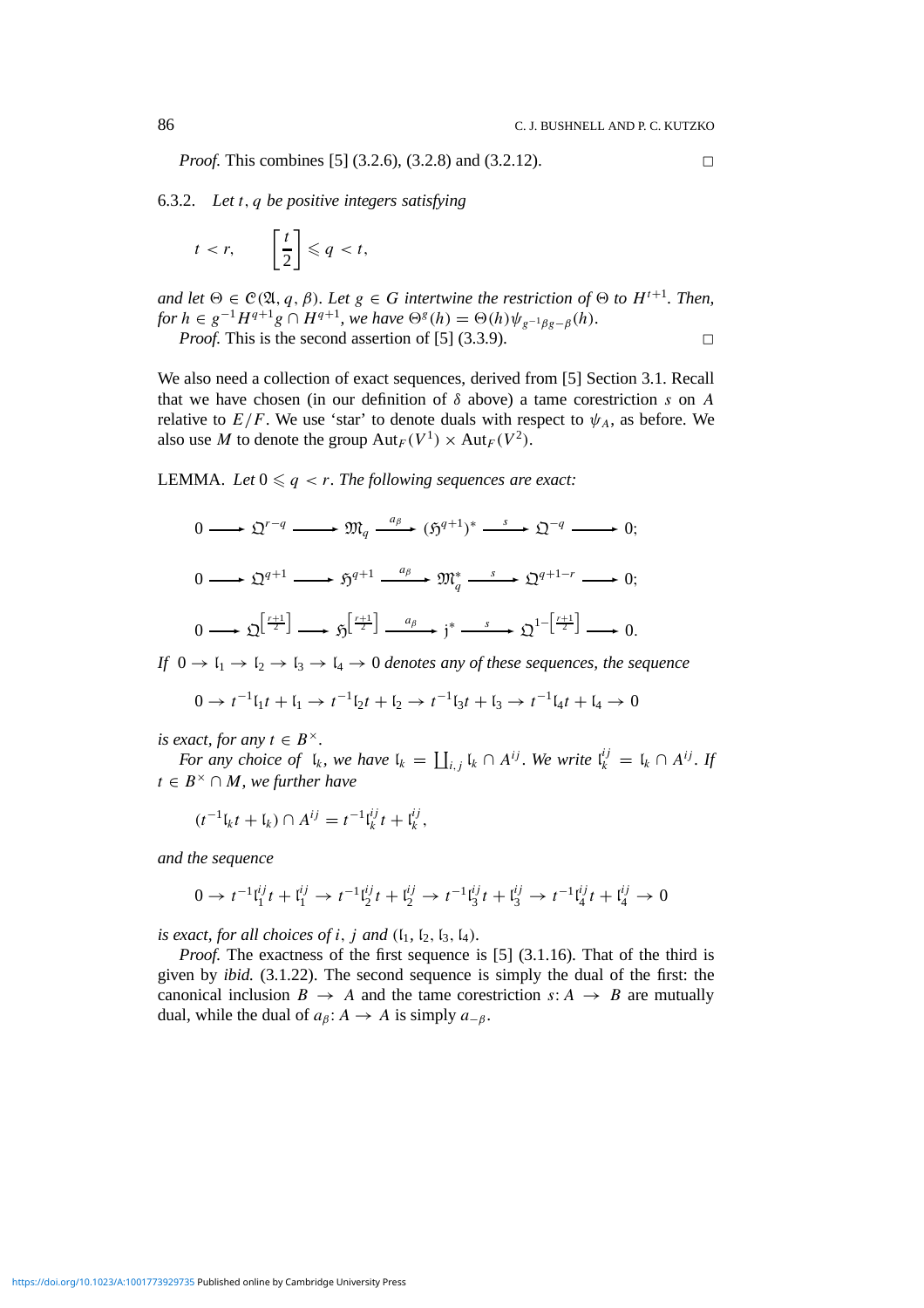*Proof.* This combines [5] (3.2.6), (3.2.8) and (3.2.12). □

6.3.2. *Let $t$, $q$ be positive integers satisfying*

$$t < r, \qquad \left[\frac{t}{2}\right] \leqslant q < t,$$

*and let $\Theta \in \mathcal{C}(\mathfrak{A}, q, \beta)$. Let $g \in G$ intertwine the restriction of $\Theta$ to $H^{t+1}$. Then, for $h \in g^{-1}H^{q+1}g \cap H^{q+1}$, we have $\Theta^g(h) = \Theta(h)\psi_{g^{-1}\beta g - \beta}(h)$.*

*Proof.* This is the second assertion of [5] (3.3.9). □

We also need a collection of exact sequences, derived from [5] Section 3.1. Recall that we have chosen (in our definition of $\delta$ above) a tame corestriction $s$ on $A$ relative to $E/F$. We use 'star' to denote duals with respect to $\psi_A$, as before. We also use $M$ to denote the group $\mathrm{Aut}_F(V^1) \times \mathrm{Aut}_F(V^2)$.

LEMMA. *Let $0 \leqslant q < r$. The following sequences are exact:*

$$0 \longrightarrow \mathfrak{Q}^{r-q} \longrightarrow \mathfrak{M}_q \xrightarrow{\ a_\beta\ } (\mathfrak{H}^{q+1})^* \xrightarrow{\ s\ } \mathfrak{Q}^{-q} \longrightarrow 0;$$

$$0 \longrightarrow \mathfrak{Q}^{q+1} \longrightarrow \mathfrak{H}^{q+1} \xrightarrow{\ a_\beta\ } \mathfrak{M}_q^* \xrightarrow{\ s\ } \mathfrak{Q}^{q+1-r} \longrightarrow 0;$$

$$0 \longrightarrow \mathfrak{Q}^{\left[\frac{r+1}{2}\right]} \longrightarrow \mathfrak{H}^{\left[\frac{r+1}{2}\right]} \xrightarrow{\ a_\beta\ } \mathfrak{j}^* \xrightarrow{\ s\ } \mathfrak{Q}^{1-\left[\frac{r+1}{2}\right]} \longrightarrow 0.$$

*If $0 \to \mathfrak{l}_1 \to \mathfrak{l}_2 \to \mathfrak{l}_3 \to \mathfrak{l}_4 \to 0$ denotes any of these sequences, the sequence*

$$0 \to t^{-1}\mathfrak{l}_1 t + \mathfrak{l}_1 \to t^{-1}\mathfrak{l}_2 t + \mathfrak{l}_2 \to t^{-1}\mathfrak{l}_3 t + \mathfrak{l}_3 \to t^{-1}\mathfrak{l}_4 t + \mathfrak{l}_4 \to 0$$

*is exact, for any $t \in B^\times$.*

*For any choice of $\mathfrak{l}_k$, we have $\mathfrak{l}_k = \coprod_{i,j} \mathfrak{l}_k \cap A^{ij}$. We write $\mathfrak{l}_k^{ij} = \mathfrak{l}_k \cap A^{ij}$. If $t \in B^\times \cap M$, we further have*

$$(t^{-1}\mathfrak{l}_k t + \mathfrak{l}_k) \cap A^{ij} = t^{-1}\mathfrak{l}_k^{ij} t + \mathfrak{l}_k^{ij},$$

*and the sequence*

$$0 \to t^{-1}\mathfrak{l}_1^{ij} t + \mathfrak{l}_1^{ij} \to t^{-1}\mathfrak{l}_2^{ij} t + \mathfrak{l}_2^{ij} \to t^{-1}\mathfrak{l}_3^{ij} t + \mathfrak{l}_3^{ij} \to t^{-1}\mathfrak{l}_4^{ij} t + \mathfrak{l}_4^{ij} \to 0$$

*is exact, for all choices of $i$, $j$ and $(\mathfrak{l}_1, \mathfrak{l}_2, \mathfrak{l}_3, \mathfrak{l}_4)$.*

*Proof.* The exactness of the first sequence is [5] (3.1.16). That of the third is given by *ibid.* (3.1.22). The second sequence is simply the dual of the first: the canonical inclusion $B \to A$ and the tame corestriction $s: A \to B$ are mutually dual, while the dual of $a_\beta: A \to A$ is simply $a_{-\beta}$.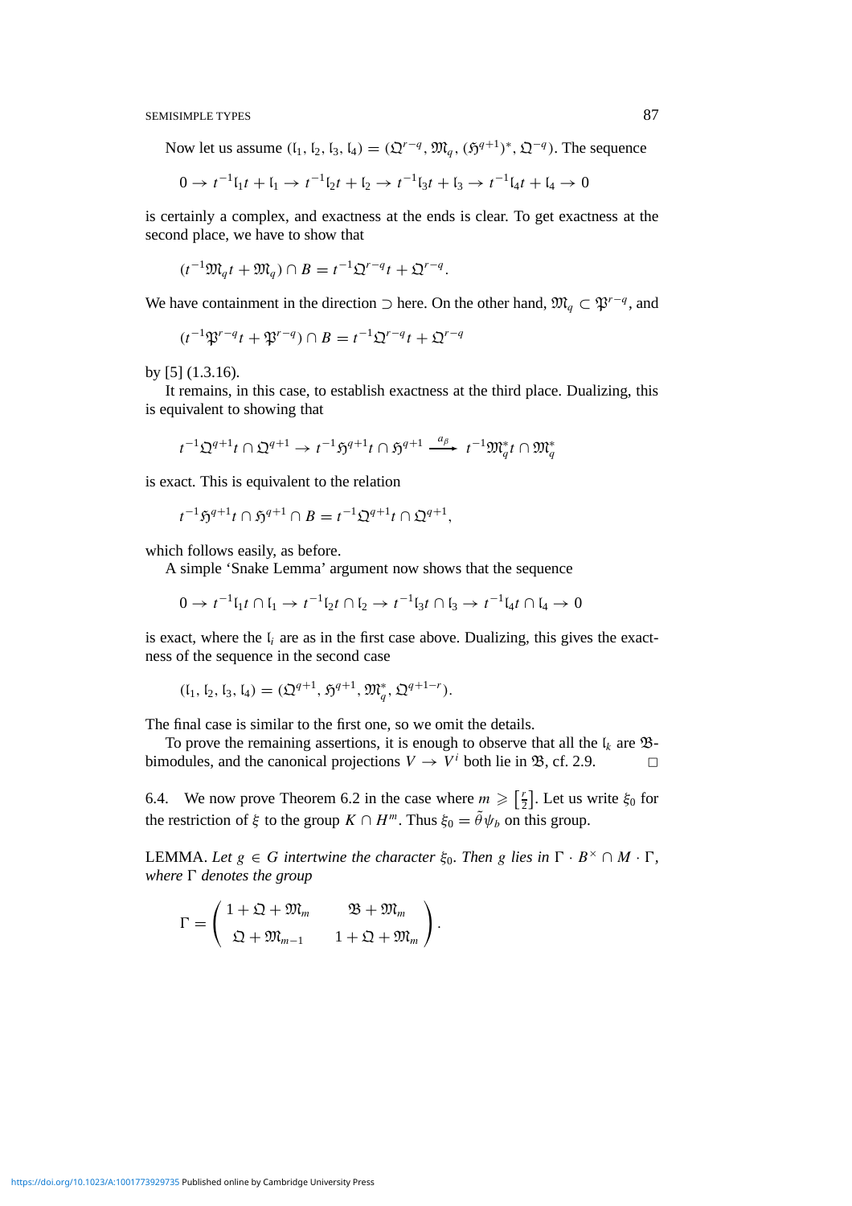Now let us assume $(\mathfrak{l}_1, \mathfrak{l}_2, \mathfrak{l}_3, \mathfrak{l}_4) = (\mathfrak{Q}^{r-q}, \mathfrak{M}_q, (\mathfrak{H}^{q+1})^*, \mathfrak{Q}^{-q})$. The sequence

$$0 \to t^{-1}\mathfrak{l}_1 t + \mathfrak{l}_1 \to t^{-1}\mathfrak{l}_2 t + \mathfrak{l}_2 \to t^{-1}\mathfrak{l}_3 t + \mathfrak{l}_3 \to t^{-1}\mathfrak{l}_4 t + \mathfrak{l}_4 \to 0$$

is certainly a complex, and exactness at the ends is clear. To get exactness at the second place, we have to show that

$$(t^{-1}\mathfrak{M}_q t + \mathfrak{M}_q) \cap B = t^{-1}\mathfrak{Q}^{r-q} t + \mathfrak{Q}^{r-q}.$$

We have containment in the direction $\supset$ here. On the other hand, $\mathfrak{M}_q \subset \mathfrak{P}^{r-q}$, and

$$(t^{-1}\mathfrak{P}^{r-q} t + \mathfrak{P}^{r-q}) \cap B = t^{-1}\mathfrak{Q}^{r-q} t + \mathfrak{Q}^{r-q}$$

by [5] (1.3.16).

It remains, in this case, to establish exactness at the third place. Dualizing, this is equivalent to showing that

$$t^{-1}\mathfrak{Q}^{q+1} t \cap \mathfrak{Q}^{q+1} \to t^{-1}\mathfrak{H}^{q+1} t \cap \mathfrak{H}^{q+1} \xrightarrow{a_\beta} t^{-1}\mathfrak{M}_q^* t \cap \mathfrak{M}_q^*$$

is exact. This is equivalent to the relation

$$t^{-1}\mathfrak{H}^{q+1} t \cap \mathfrak{H}^{q+1} \cap B = t^{-1}\mathfrak{Q}^{q+1} t \cap \mathfrak{Q}^{q+1},$$

which follows easily, as before.

A simple 'Snake Lemma' argument now shows that the sequence

$$0 \to t^{-1}\mathfrak{l}_1 t \cap \mathfrak{l}_1 \to t^{-1}\mathfrak{l}_2 t \cap \mathfrak{l}_2 \to t^{-1}\mathfrak{l}_3 t \cap \mathfrak{l}_3 \to t^{-1}\mathfrak{l}_4 t \cap \mathfrak{l}_4 \to 0$$

is exact, where the $\mathfrak{l}_i$ are as in the first case above. Dualizing, this gives the exactness of the sequence in the second case

$$(\mathfrak{l}_1, \mathfrak{l}_2, \mathfrak{l}_3, \mathfrak{l}_4) = (\mathfrak{Q}^{q+1}, \mathfrak{H}^{q+1}, \mathfrak{M}_q^*, \mathfrak{Q}^{q+1-r}).$$

The final case is similar to the first one, so we omit the details.

To prove the remaining assertions, it is enough to observe that all the $\mathfrak{l}_k$ are $\mathfrak{B}$-bimodules, and the canonical projections $V \to V^i$ both lie in $\mathfrak{B}$, cf. 2.9. □

6.4. We now prove Theorem 6.2 in the case where $m \geqslant \left[\frac{r}{2}\right]$. Let us write $\xi_0$ for the restriction of $\xi$ to the group $K \cap H^m$. Thus $\xi_0 = \tilde{\theta}\psi_b$ on this group.

LEMMA. *Let $g \in G$ intertwine the character $\xi_0$. Then $g$ lies in $\Gamma \cdot B^\times \cap M \cdot \Gamma$, where $\Gamma$ denotes the group*

$$\Gamma = \begin{pmatrix} 1 + \mathfrak{Q} + \mathfrak{M}_m & \mathfrak{B} + \mathfrak{M}_m \\ \mathfrak{Q} + \mathfrak{M}_{m-1} & 1 + \mathfrak{Q} + \mathfrak{M}_m \end{pmatrix}.$$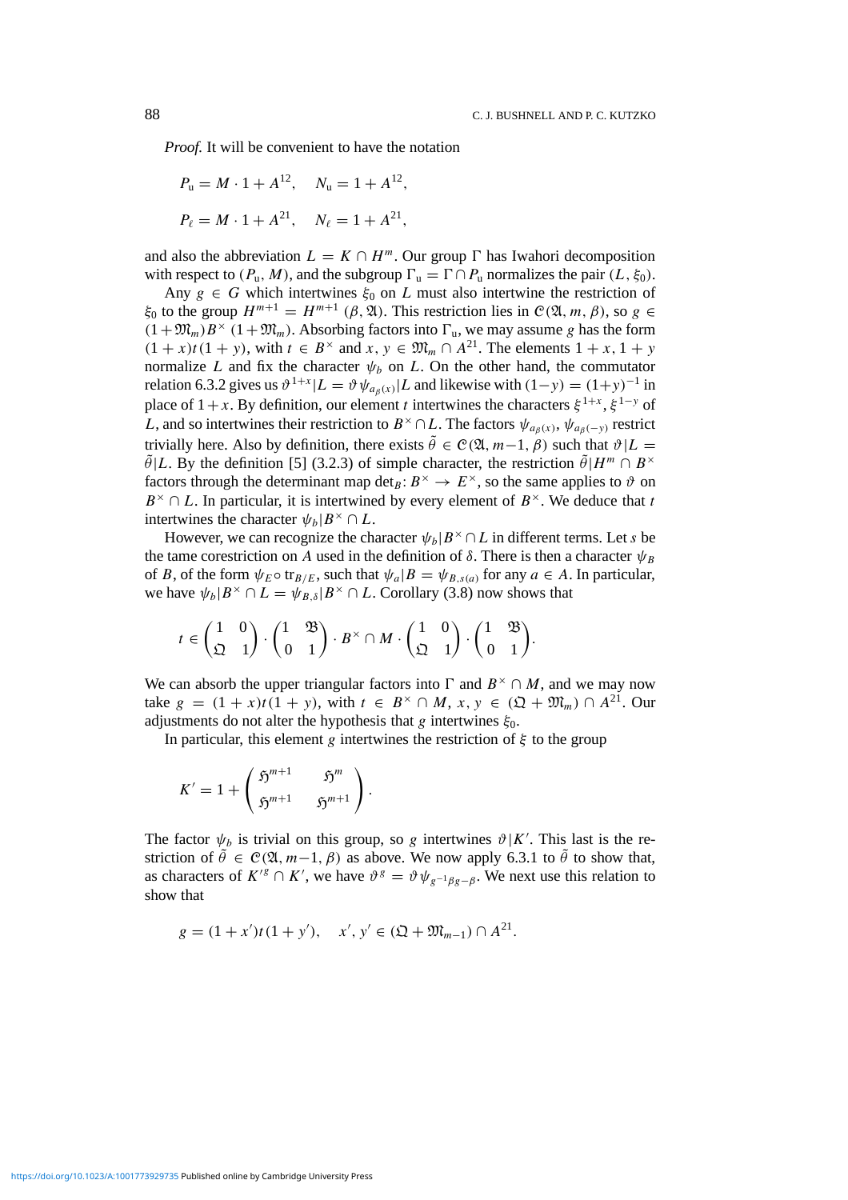*Proof.* It will be convenient to have the notation

$$P_{\mathrm{u}} = M \cdot 1 + A^{12}, \quad N_{\mathrm{u}} = 1 + A^{12},$$

$$P_{\ell} = M \cdot 1 + A^{21}, \quad N_{\ell} = 1 + A^{21},$$

and also the abbreviation $L = K \cap H^m$. Our group $\Gamma$ has Iwahori decomposition with respect to $(P_{\mathrm{u}}, M)$, and the subgroup $\Gamma_{\mathrm{u}} = \Gamma \cap P_{\mathrm{u}}$ normalizes the pair $(L, \xi_0)$.

Any $g \in G$ which intertwines $\xi_0$ on $L$ must also intertwine the restriction of $\xi_0$ to the group $H^{m+1} = H^{m+1}(\beta, \mathfrak{A})$. This restriction lies in $\mathcal{C}(\mathfrak{A}, m, \beta)$, so $g \in (1+\mathfrak{M}_m)B^\times(1+\mathfrak{M}_m)$. Absorbing factors into $\Gamma_{\mathrm{u}}$, we may assume $g$ has the form $(1+x)t(1+y)$, with $t \in B^\times$ and $x, y \in \mathfrak{M}_m \cap A^{21}$. The elements $1+x$, $1+y$ normalize $L$ and fix the character $\psi_b$ on $L$. On the other hand, the commutator relation 6.3.2 gives us $\vartheta^{1+x}|L = \vartheta\,\psi_{a_\beta(x)}|L$ and likewise with $(1-y) = (1+y)^{-1}$ in place of $1+x$. By definition, our element $t$ intertwines the characters $\xi^{1+x}, \xi^{1-y}$ of $L$, and so intertwines their restriction to $B^\times \cap L$. The factors $\psi_{a_\beta(x)}, \psi_{a_\beta(-y)}$ restrict trivially here. Also by definition, there exists $\tilde\theta \in \mathcal{C}(\mathfrak{A}, m-1, \beta)$ such that $\vartheta|L = \tilde\theta|L$. By the definition [5] (3.2.3) of simple character, the restriction $\tilde\theta|H^m \cap B^\times$ factors through the determinant map $\det_B\colon B^\times \to E^\times$, so the same applies to $\vartheta$ on $B^\times \cap L$. In particular, it is intertwined by every element of $B^\times$. We deduce that $t$ intertwines the character $\psi_b|B^\times \cap L$.

However, we can recognize the character $\psi_b|B^\times \cap L$ in different terms. Let $s$ be the tame corestriction on $A$ used in the definition of $\delta$. There is then a character $\psi_B$ of $B$, of the form $\psi_E \circ \mathrm{tr}_{B/E}$, such that $\psi_a|B = \psi_{B,s(a)}$ for any $a \in A$. In particular, we have $\psi_b|B^\times \cap L = \psi_{B,\delta}|B^\times \cap L$. Corollary (3.8) now shows that

$$t \in \begin{pmatrix} 1 & 0 \\ \mathfrak{Q} & 1 \end{pmatrix} \cdot \begin{pmatrix} 1 & \mathfrak{B} \\ 0 & 1 \end{pmatrix} \cdot B^\times \cap M \cdot \begin{pmatrix} 1 & 0 \\ \mathfrak{Q} & 1 \end{pmatrix} \cdot \begin{pmatrix} 1 & \mathfrak{B} \\ 0 & 1 \end{pmatrix}.$$

We can absorb the upper triangular factors into $\Gamma$ and $B^\times \cap M$, and we may now take $g = (1+x)t(1+y)$, with $t \in B^\times \cap M$, $x, y \in (\mathfrak{Q} + \mathfrak{M}_m) \cap A^{21}$. Our adjustments do not alter the hypothesis that $g$ intertwines $\xi_0$.

In particular, this element $g$ intertwines the restriction of $\xi$ to the group

$$K' = 1 + \begin{pmatrix} \mathfrak{H}^{m+1} & \mathfrak{H}^m \\ \mathfrak{H}^{m+1} & \mathfrak{H}^{m+1} \end{pmatrix}.$$

The factor $\psi_b$ is trivial on this group, so $g$ intertwines $\vartheta|K'$. This last is the restriction of $\tilde\theta \in \mathcal{C}(\mathfrak{A}, m-1, \beta)$ as above. We now apply 6.3.1 to $\tilde\theta$ to show that, as characters of $K'^g \cap K'$, we have $\vartheta^g = \vartheta\,\psi_{g^{-1}\beta g - \beta}$. We next use this relation to show that

$$g = (1+x')t(1+y'), \quad x', y' \in (\mathfrak{Q} + \mathfrak{M}_{m-1}) \cap A^{21}.$$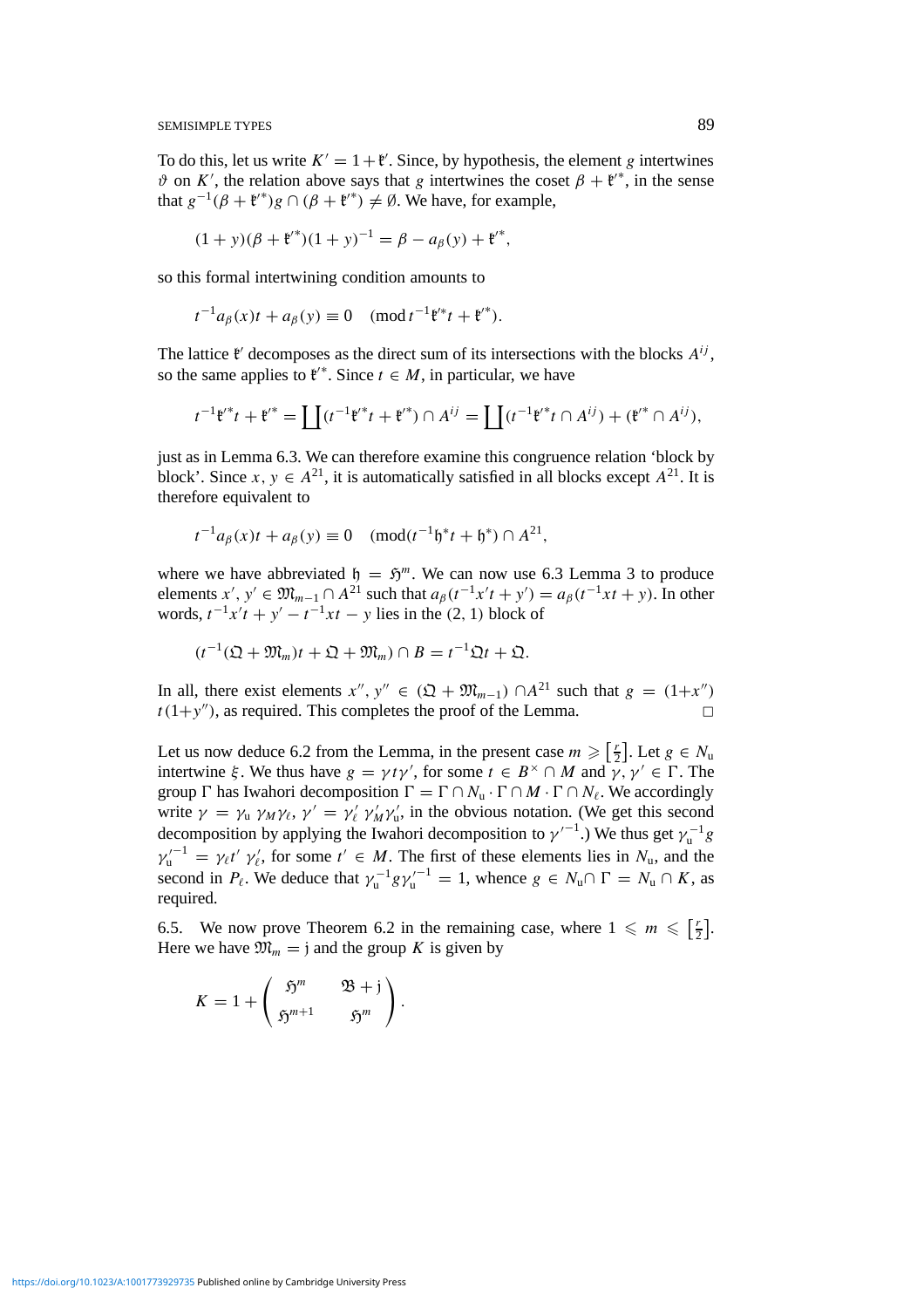To do this, let us write $K' = 1 + \mathfrak{k}'$. Since, by hypothesis, the element $g$ intertwines $\vartheta$ on $K'$, the relation above says that $g$ intertwines the coset $\beta + \mathfrak{k}'^*$, in the sense that $g^{-1}(\beta + \mathfrak{k}'^*)g \cap (\beta + \mathfrak{k}'^*) \neq \emptyset$. We have, for example,

$$(1 + y)(\beta + \mathfrak{k}'^*)(1 + y)^{-1} = \beta - a_\beta(y) + \mathfrak{k}'^*,$$

so this formal intertwining condition amounts to

$$t^{-1}a_\beta(x)t + a_\beta(y) \equiv 0 \pmod{t^{-1}\mathfrak{k}'^* t + \mathfrak{k}'^*}.$$

The lattice $\mathfrak{k}'$ decomposes as the direct sum of its intersections with the blocks $A^{ij}$, so the same applies to $\mathfrak{k}'^*$. Since $t \in M$, in particular, we have

$$t^{-1}\mathfrak{k}'^* t + \mathfrak{k}'^* = \coprod (t^{-1}\mathfrak{k}'^* t + \mathfrak{k}'^*) \cap A^{ij} = \coprod (t^{-1}\mathfrak{k}'^* t \cap A^{ij}) + (\mathfrak{k}'^* \cap A^{ij}),$$

just as in Lemma 6.3. We can therefore examine this congruence relation 'block by block'. Since $x, y \in A^{21}$, it is automatically satisfied in all blocks except $A^{21}$. It is therefore equivalent to

$$t^{-1}a_\beta(x)t + a_\beta(y) \equiv 0 \pmod{(t^{-1}\mathfrak{h}^* t + \mathfrak{h}^*) \cap A^{21}},$$

where we have abbreviated $\mathfrak{h} = \mathfrak{H}^m$. We can now use 6.3 Lemma 3 to produce elements $x', y' \in \mathfrak{M}_{m-1} \cap A^{21}$ such that $a_\beta(t^{-1}x't + y') = a_\beta(t^{-1}xt + y)$. In other words, $t^{-1}x't + y' - t^{-1}xt - y$ lies in the $(2, 1)$ block of

$$(t^{-1}(\mathfrak{Q} + \mathfrak{M}_m)t + \mathfrak{Q} + \mathfrak{M}_m) \cap B = t^{-1}\mathfrak{Q}t + \mathfrak{Q}.$$

In all, there exist elements $x'', y'' \in (\mathfrak{Q} + \mathfrak{M}_{m-1}) \cap A^{21}$ such that $g = (1+x'')t(1+y'')$, as required. This completes the proof of the Lemma. $\square$

Let us now deduce 6.2 from the Lemma, in the present case $m \geqslant \left[\frac{r}{2}\right]$. Let $g \in N_\mathrm{u}$ intertwine $\xi$. We thus have $g = \gamma t \gamma'$, for some $t \in B^\times \cap M$ and $\gamma, \gamma' \in \Gamma$. The group $\Gamma$ has Iwahori decomposition $\Gamma = \Gamma \cap N_\mathrm{u} \cdot \Gamma \cap M \cdot \Gamma \cap N_\ell$. We accordingly write $\gamma = \gamma_\mathrm{u}\, \gamma_M \gamma_\ell$, $\gamma' = \gamma'_\ell\, \gamma'_M \gamma'_\mathrm{u}$, in the obvious notation. (We get this second decomposition by applying the Iwahori decomposition to $\gamma'^{-1}$.) We thus get $\gamma_\mathrm{u}^{-1} g\, \gamma_\mathrm{u}'^{-1} = \gamma_\ell t'\, \gamma'_\ell$, for some $t' \in M$. The first of these elements lies in $N_\mathrm{u}$, and the second in $P_\ell$. We deduce that $\gamma_\mathrm{u}^{-1} g \gamma_\mathrm{u}'^{-1} = 1$, whence $g \in N_\mathrm{u} \cap \Gamma = N_\mathrm{u} \cap K$, as required.

6.5. We now prove Theorem 6.2 in the remaining case, where $1 \leqslant m \leqslant \left[\frac{r}{2}\right]$. Here we have $\mathfrak{M}_m = \mathfrak{j}$ and the group $K$ is given by

$$K = 1 + \begin{pmatrix} \mathfrak{H}^m & \mathfrak{B} + \mathfrak{j} \\ \mathfrak{H}^{m+1} & \mathfrak{H}^m \end{pmatrix}.$$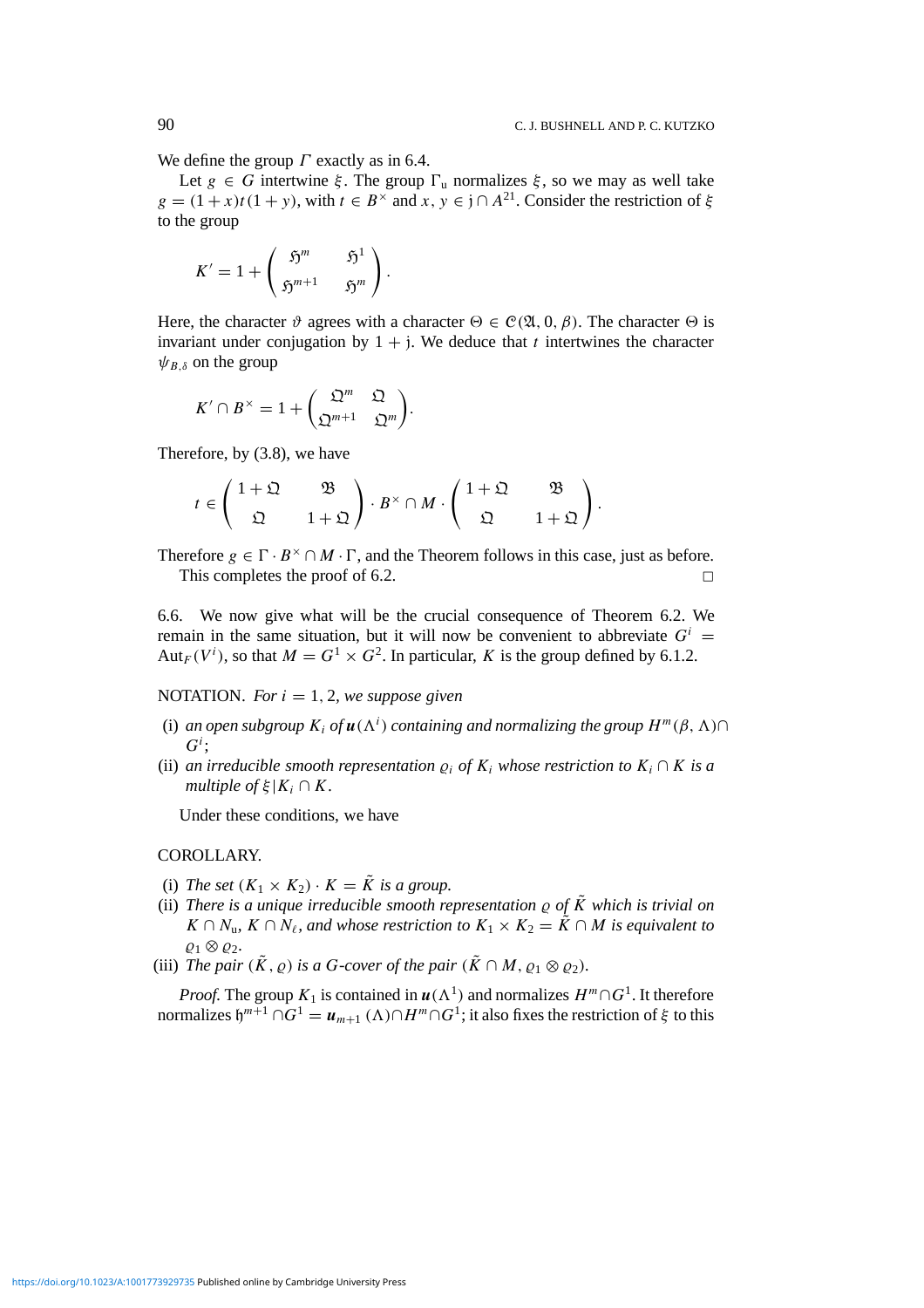We define the group $\Gamma$ exactly as in 6.4.

Let $g \in G$ intertwine $\xi$. The group $\Gamma_{\mathrm{u}}$ normalizes $\xi$, so we may as well take $g = (1+x)t(1+y)$, with $t \in B^\times$ and $x, y \in \mathfrak{j} \cap A^{21}$. Consider the restriction of $\xi$ to the group

$$K' = 1 + \begin{pmatrix} \mathfrak{H}^m & \mathfrak{H}^1 \\ \mathfrak{H}^{m+1} & \mathfrak{H}^m \end{pmatrix}.$$

Here, the character $\vartheta$ agrees with a character $\Theta \in \mathcal{C}(\mathfrak{A}, 0, \beta)$. The character $\Theta$ is invariant under conjugation by $1+\mathfrak{j}$. We deduce that $t$ intertwines the character $\psi_{B,\delta}$ on the group

$$K' \cap B^\times = 1 + \begin{pmatrix} \mathfrak{Q}^m & \mathfrak{Q} \\ \mathfrak{Q}^{m+1} & \mathfrak{Q}^m \end{pmatrix}.$$

Therefore, by (3.8), we have

$$t \in \begin{pmatrix} 1+\mathfrak{Q} & \mathfrak{B} \\ \mathfrak{Q} & 1+\mathfrak{Q} \end{pmatrix} \cdot B^\times \cap M \cdot \begin{pmatrix} 1+\mathfrak{Q} & \mathfrak{B} \\ \mathfrak{Q} & 1+\mathfrak{Q} \end{pmatrix}.$$

Therefore $g \in \Gamma \cdot B^\times \cap M \cdot \Gamma$, and the Theorem follows in this case, just as before.

This completes the proof of 6.2. □

6.6. We now give what will be the crucial consequence of Theorem 6.2. We remain in the same situation, but it will now be convenient to abbreviate $G^i = \mathrm{Aut}_F(V^i)$, so that $M = G^1 \times G^2$. In particular, $K$ is the group defined by 6.1.2.

NOTATION. *For $i = 1, 2$, we suppose given*

(i) *an open subgroup $K_i$ of $\boldsymbol{u}(\Lambda^i)$ containing and normalizing the group $H^m(\beta, \Lambda) \cap G^i$;*
(ii) *an irreducible smooth representation $\varrho_i$ of $K_i$ whose restriction to $K_i \cap K$ is a multiple of $\xi | K_i \cap K$.*

Under these conditions, we have

COROLLARY.

(i) *The set $(K_1 \times K_2) \cdot K = \tilde{K}$ is a group.*
(ii) *There is a unique irreducible smooth representation $\varrho$ of $\tilde{K}$ which is trivial on $K \cap N_{\mathrm{u}}$, $K \cap N_\ell$, and whose restriction to $K_1 \times K_2 = \tilde{K} \cap M$ is equivalent to $\varrho_1 \otimes \varrho_2$.*
(iii) *The pair $(\tilde{K}, \varrho)$ is a $G$-cover of the pair $(\tilde{K} \cap M, \varrho_1 \otimes \varrho_2)$.*

*Proof.* The group $K_1$ is contained in $\boldsymbol{u}(\Lambda^1)$ and normalizes $H^m \cap G^1$. It therefore normalizes $\mathfrak{h}^{m+1} \cap G^1 = \boldsymbol{u}_{m+1}(\Lambda) \cap H^m \cap G^1$; it also fixes the restriction of $\xi$ to this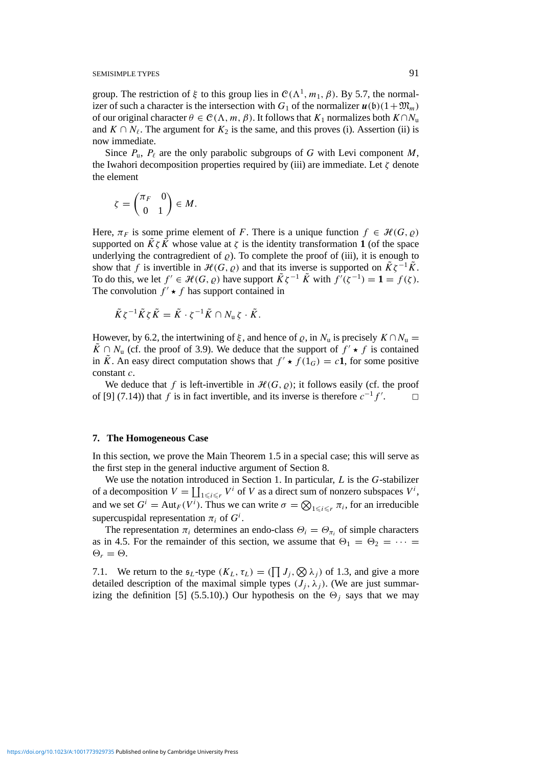group. The restriction of $\xi$ to this group lies in $\mathcal{C}(\Lambda^1, m_1, \beta)$. By 5.7, the normalizer of such a character is the intersection with $G_1$ of the normalizer $\boldsymbol{u}(\mathfrak{b})(1+\mathfrak{M}_m)$ of our original character $\theta \in \mathcal{C}(\Lambda, m, \beta)$. It follows that $K_1$ normalizes both $K \cap N_{\mathrm{u}}$ and $K \cap N_\ell$. The argument for $K_2$ is the same, and this proves (i). Assertion (ii) is now immediate.

Since $P_{\mathrm{u}}$, $P_\ell$ are the only parabolic subgroups of $G$ with Levi component $M$, the Iwahori decomposition properties required by (iii) are immediate. Let $\zeta$ denote the element

$$\zeta = \begin{pmatrix} \pi_F & 0 \\ 0 & 1 \end{pmatrix} \in M.$$

Here, $\pi_F$ is some prime element of $F$. There is a unique function $f \in \mathcal{H}(G, \varrho)$ supported on $\tilde{K}\zeta\tilde{K}$ whose value at $\zeta$ is the identity transformation $\mathbf{1}$ (of the space underlying the contragredient of $\varrho$). To complete the proof of (iii), it is enough to show that $f$ is invertible in $\mathcal{H}(G, \varrho)$ and that its inverse is supported on $\tilde{K}\zeta^{-1}\tilde{K}$. To do this, we let $f' \in \mathcal{H}(G, \varrho)$ have support $\tilde{K}\zeta^{-1}\tilde{K}$ with $f'(\zeta^{-1}) = \mathbf{1} = f(\zeta)$. The convolution $f' \star f$ has support contained in

$$\tilde{K}\zeta^{-1}\tilde{K}\zeta\tilde{K} = \tilde{K} \cdot \zeta^{-1}\tilde{K} \cap N_{\mathrm{u}}\zeta \cdot \tilde{K}.$$

However, by 6.2, the intertwining of $\xi$, and hence of $\varrho$, in $N_{\mathrm{u}}$ is precisely $K \cap N_{\mathrm{u}} = \tilde{K} \cap N_{\mathrm{u}}$ (cf. the proof of 3.9). We deduce that the support of $f' \star f$ is contained in $\tilde{K}$. An easy direct computation shows that $f' \star f(1_G) = c\mathbf{1}$, for some positive constant $c$.

We deduce that $f$ is left-invertible in $\mathcal{H}(G, \varrho)$; it follows easily (cf. the proof of [9] (7.14)) that $f$ is in fact invertible, and its inverse is therefore $c^{-1}f'$. □

## 7. The Homogeneous Case

In this section, we prove the Main Theorem 1.5 in a special case; this will serve as the first step in the general inductive argument of Section 8.

We use the notation introduced in Section 1. In particular, $L$ is the $G$-stabilizer of a decomposition $V = \coprod_{1 \leqslant i \leqslant r} V^i$ of $V$ as a direct sum of nonzero subspaces $V^i$, and we set $G^i = \mathrm{Aut}_F(V^i)$. Thus we can write $\sigma = \bigotimes_{1 \leqslant i \leqslant r} \pi_i$, for an irreducible supercuspidal representation $\pi_i$ of $G^i$.

The representation $\pi_i$ determines an endo-class $\Theta_i = \Theta_{\pi_i}$ of simple characters as in 4.5. For the remainder of this section, we assume that $\Theta_1 = \Theta_2 = \cdots = \Theta_r = \Theta$.

7.1. We return to the $\mathfrak{s}_L$-type $(K_L, \tau_L) = (\prod J_j, \bigotimes \lambda_j)$ of 1.3, and give a more detailed description of the maximal simple types $(J_j, \lambda_j)$. (We are just summarizing the definition [5] (5.5.10).) Our hypothesis on the $\Theta_j$ says that we may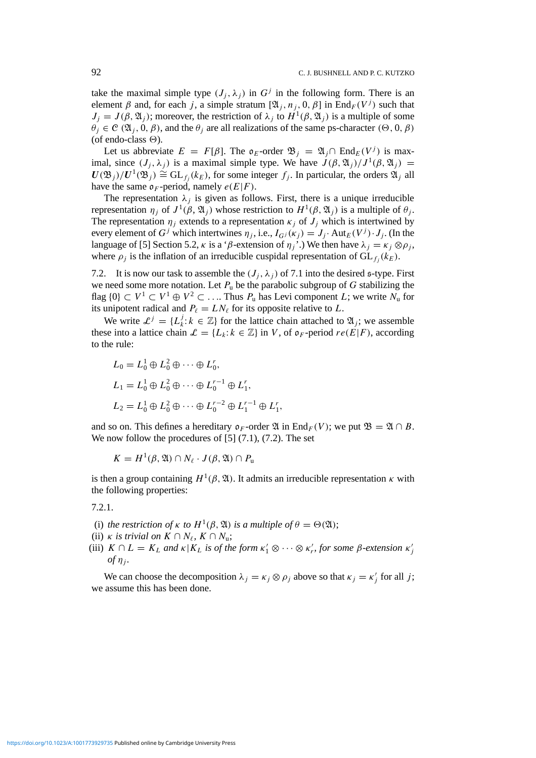take the maximal simple type $(J_j, \lambda_j)$ in $G^j$ in the following form. There is an element $\beta$ and, for each $j$, a simple stratum $[\mathfrak{A}_j, n_j, 0, \beta]$ in $\mathrm{End}_F(V^j)$ such that $J_j = J(\beta, \mathfrak{A}_j)$; moreover, the restriction of $\lambda_j$ to $H^1(\beta, \mathfrak{A}_j)$ is a multiple of some $\theta_j \in \mathcal{C}(\mathfrak{A}_j, 0, \beta)$, and the $\theta_j$ are all realizations of the same ps-character $(\Theta, 0, \beta)$ (of endo-class $\Theta$).

Let us abbreviate $E = F[\beta]$. The $\mathfrak{o}_E$-order $\mathfrak{B}_j = \mathfrak{A}_j \cap \mathrm{End}_E(V^j)$ is maximal, since $(J_j, \lambda_j)$ is a maximal simple type. We have $J(\beta, \mathfrak{A}_j)/J^1(\beta, \mathfrak{A}_j) = \boldsymbol{U}(\mathfrak{B}_j)/\boldsymbol{U}^1(\mathfrak{B}_j) \cong \mathrm{GL}_{f_j}(k_E)$, for some integer $f_j$. In particular, the orders $\mathfrak{A}_j$ all have the same $\mathfrak{o}_F$-period, namely $e(E|F)$.

The representation $\lambda_j$ is given as follows. First, there is a unique irreducible representation $\eta_j$ of $J^1(\beta, \mathfrak{A}_j)$ whose restriction to $H^1(\beta, \mathfrak{A}_j)$ is a multiple of $\theta_j$. The representation $\eta_j$ extends to a representation $\kappa_j$ of $J_j$ which is intertwined by every element of $G^j$ which intertwines $\eta_j$, i.e., $I_{G^j}(\kappa_j) = J_j \cdot \mathrm{Aut}_E(V^j) \cdot J_j$. (In the language of [5] Section 5.2, $\kappa$ is a '$\beta$-extension of $\eta_j$'.) We then have $\lambda_j = \kappa_j \otimes \rho_j$, where $\rho_j$ is the inflation of an irreducible cuspidal representation of $\mathrm{GL}_{f_j}(k_E)$.

7.2. It is now our task to assemble the $(J_j, \lambda_j)$ of 7.1 into the desired $\mathfrak{s}$-type. First we need some more notation. Let $P_{\mathrm{u}}$ be the parabolic subgroup of $G$ stabilizing the flag $\{0\} \subset V^1 \subset V^1 \oplus V^2 \subset \ldots$. Thus $P_{\mathrm{u}}$ has Levi component $L$; we write $N_{\mathrm{u}}$ for its unipotent radical and $P_\ell = LN_\ell$ for its opposite relative to $L$.

We write $\mathcal{L}^j = \{L_k^j : k \in \mathbb{Z}\}$ for the lattice chain attached to $\mathfrak{A}_j$; we assemble these into a lattice chain $\mathcal{L} = \{L_k : k \in \mathbb{Z}\}$ in $V$, of $\mathfrak{o}_F$-period $re(E|F)$, according to the rule:

$$L_0 = L_0^1 \oplus L_0^2 \oplus \cdots \oplus L_0^r,$$

$$L_1 = L_0^1 \oplus L_0^2 \oplus \cdots \oplus L_0^{r-1} \oplus L_1^r,$$

$$L_2 = L_0^1 \oplus L_0^2 \oplus \cdots \oplus L_0^{r-2} \oplus L_1^{r-1} \oplus L_1^r,$$

and so on. This defines a hereditary $\mathfrak{o}_F$-order $\mathfrak{A}$ in $\mathrm{End}_F(V)$; we put $\mathfrak{B} = \mathfrak{A} \cap B$. We now follow the procedures of [5] (7.1), (7.2). The set

$$K = H^1(\beta, \mathfrak{A}) \cap N_\ell \cdot J(\beta, \mathfrak{A}) \cap P_{\mathrm{u}}$$

is then a group containing $H^1(\beta, \mathfrak{A})$. It admits an irreducible representation $\kappa$ with the following properties:

7.2.1.

(i) *the restriction of* $\kappa$ *to* $H^1(\beta, \mathfrak{A})$ *is a multiple of* $\theta = \Theta(\mathfrak{A})$;
(ii) $\kappa$ *is trivial on* $K \cap N_\ell$, $K \cap N_{\mathrm{u}}$;
(iii) $K \cap L = K_L$ *and* $\kappa | K_L$ *is of the form* $\kappa_1' \otimes \cdots \otimes \kappa_r'$, *for some* $\beta$*-extension* $\kappa_j'$ *of* $\eta_j$.

We can choose the decomposition $\lambda_j = \kappa_j \otimes \rho_j$ above so that $\kappa_j = \kappa_j'$ for all $j$; we assume this has been done.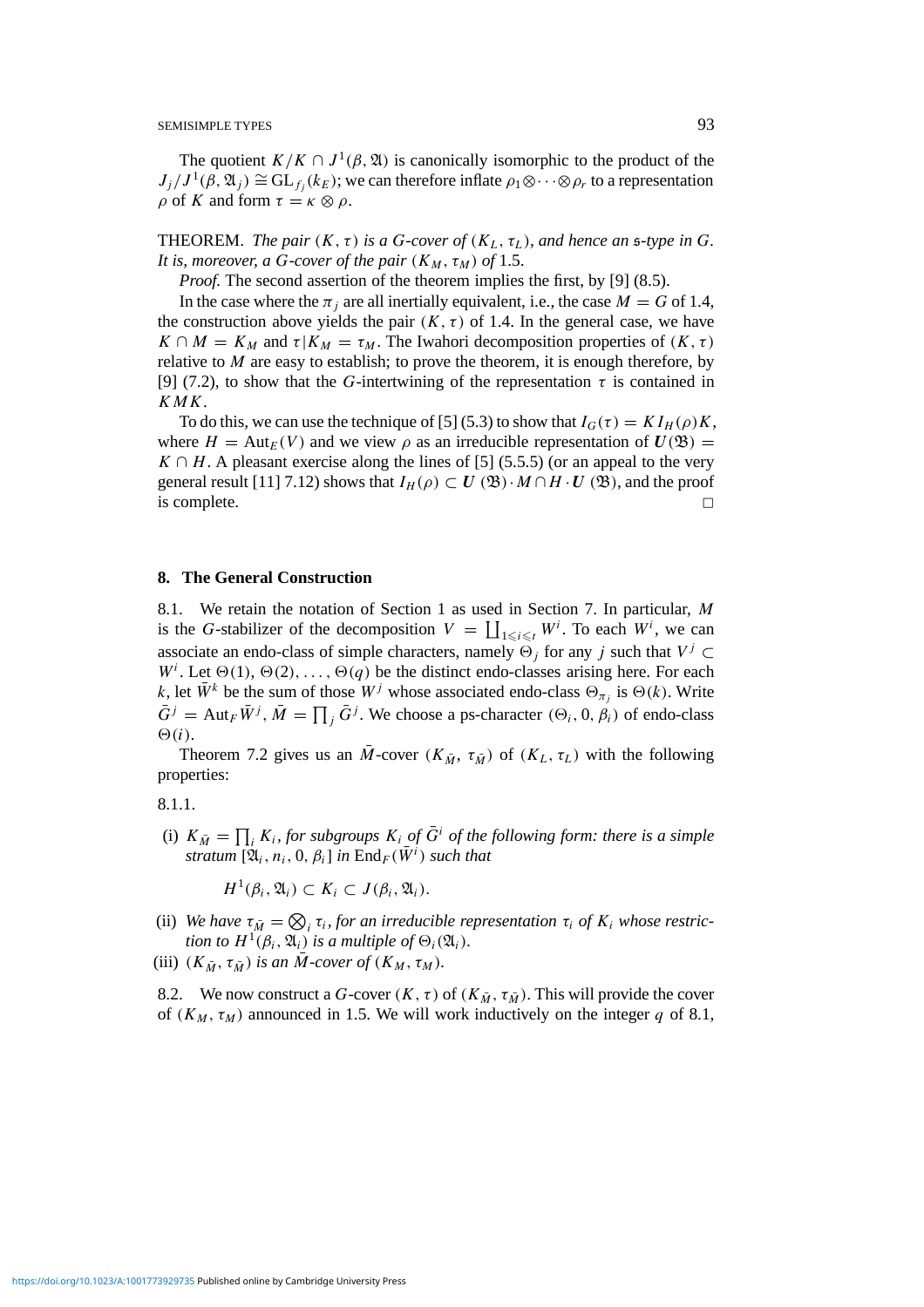The quotient $K/K \cap J^1(\beta, \mathfrak{A})$ is canonically isomorphic to the product of the $J_j/J^1(\beta, \mathfrak{A}_j) \cong \mathrm{GL}_{f_j}(k_E)$; we can therefore inflate $\rho_1 \otimes \cdots \otimes \rho_r$ to a representation $\rho$ of $K$ and form $\tau = \kappa \otimes \rho$.

THEOREM. *The pair $(K, \tau)$ is a $G$-cover of $(K_L, \tau_L)$, and hence an $\mathfrak{s}$-type in $G$. It is, moreover, a $G$-cover of the pair $(K_M, \tau_M)$ of* 1.5.

*Proof.* The second assertion of the theorem implies the first, by [9] (8.5).

In the case where the $\pi_j$ are all inertially equivalent, i.e., the case $M = G$ of 1.4, the construction above yields the pair $(K, \tau)$ of 1.4. In the general case, we have $K \cap M = K_M$ and $\tau | K_M = \tau_M$. The Iwahori decomposition properties of $(K, \tau)$ relative to $M$ are easy to establish; to prove the theorem, it is enough therefore, by [9] (7.2), to show that the $G$-intertwining of the representation $\tau$ is contained in $KMK$.

To do this, we can use the technique of [5] (5.3) to show that $I_G(\tau) = K I_H(\rho) K$, where $H = \mathrm{Aut}_E(V)$ and we view $\rho$ as an irreducible representation of $\boldsymbol{U}(\mathfrak{B}) = K \cap H$. A pleasant exercise along the lines of [5] (5.5.5) (or an appeal to the very general result [11] 7.12) shows that $I_H(\rho) \subset \boldsymbol{U}(\mathfrak{B}) \cdot M \cap H \cdot \boldsymbol{U}(\mathfrak{B})$, and the proof is complete. □

## 8. The General Construction

8.1. We retain the notation of Section 1 as used in Section 7. In particular, $M$ is the $G$-stabilizer of the decomposition $V = \coprod_{1 \leqslant i \leqslant t} W^i$. To each $W^i$, we can associate an endo-class of simple characters, namely $\Theta_j$ for any $j$ such that $V^j \subset W^i$. Let $\Theta(1), \Theta(2), \ldots, \Theta(q)$ be the distinct endo-classes arising here. For each $k$, let $\bar{W}^k$ be the sum of those $W^j$ whose associated endo-class $\Theta_{\pi_j}$ is $\Theta(k)$. Write $\bar{G}^j = \mathrm{Aut}_F \bar{W}^j$, $\bar{M} = \prod_j \bar{G}^j$. We choose a ps-character $(\Theta_i, 0, \beta_i)$ of endo-class $\Theta(i)$.

Theorem 7.2 gives us an $\bar{M}$-cover $(K_{\bar{M}}, \tau_{\bar{M}})$ of $(K_L, \tau_L)$ with the following properties:

8.1.1.

(i) *$K_{\bar{M}} = \prod_i K_i$, for subgroups $K_i$ of $\bar{G}^i$ of the following form: there is a simple stratum $[\mathfrak{A}_i, n_i, 0, \beta_i]$ in $\mathrm{End}_F(\bar{W}^i)$ such that*

$$H^1(\beta_i, \mathfrak{A}_i) \subset K_i \subset J(\beta_i, \mathfrak{A}_i).$$

(ii) *We have $\tau_{\bar{M}} = \bigotimes_i \tau_i$, for an irreducible representation $\tau_i$ of $K_i$ whose restriction to $H^1(\beta_i, \mathfrak{A}_i)$ is a multiple of $\Theta_i(\mathfrak{A}_i)$.*

(iii) *$(K_{\bar{M}}, \tau_{\bar{M}})$ is an $\bar{M}$-cover of $(K_M, \tau_M)$.*

8.2. We now construct a $G$-cover $(K, \tau)$ of $(K_{\bar{M}}, \tau_{\bar{M}})$. This will provide the cover of $(K_M, \tau_M)$ announced in 1.5. We will work inductively on the integer $q$ of 8.1,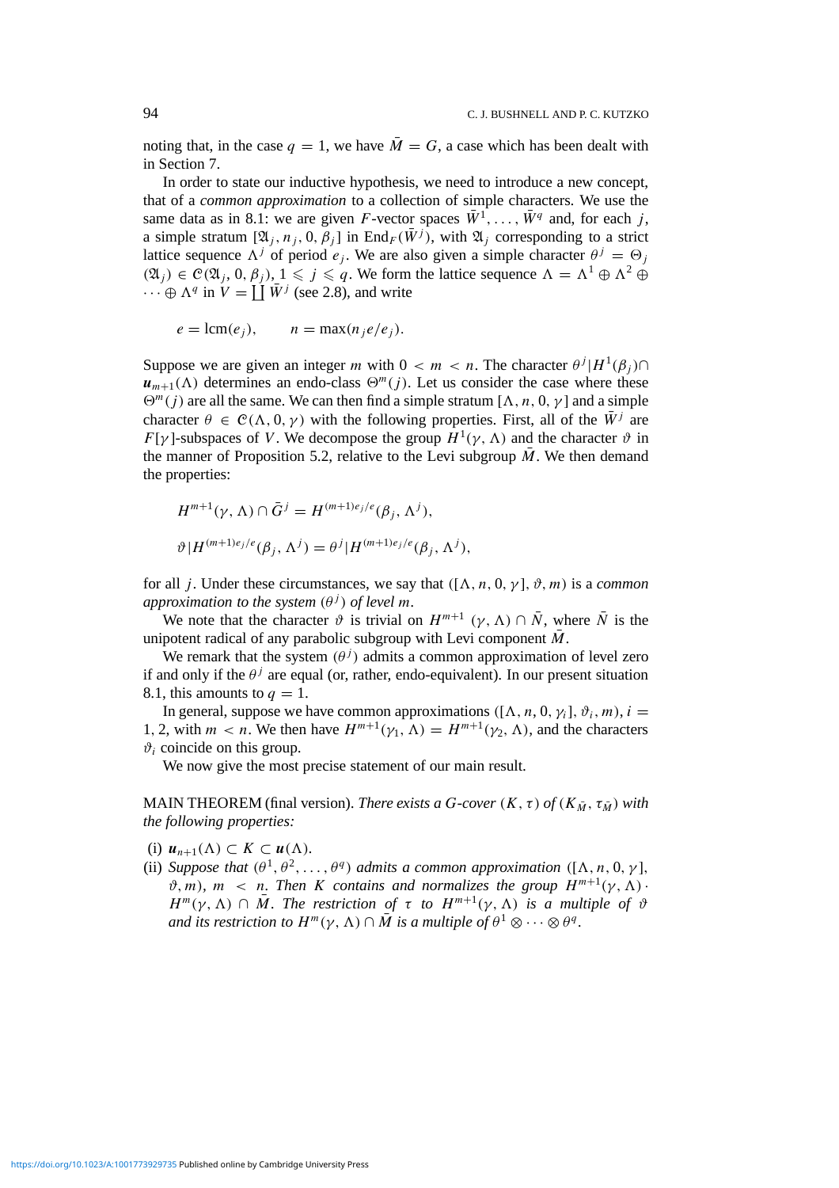noting that, in the case $q = 1$, we have $\bar{M} = G$, a case which has been dealt with in Section 7.

In order to state our inductive hypothesis, we need to introduce a new concept, that of a *common approximation* to a collection of simple characters. We use the same data as in 8.1: we are given $F$-vector spaces $\bar{W}^1, \ldots, \bar{W}^q$ and, for each $j$, a simple stratum $[\mathfrak{A}_j, n_j, 0, \beta_j]$ in $\mathrm{End}_F(\bar{W}^j)$, with $\mathfrak{A}_j$ corresponding to a strict lattice sequence $\Lambda^j$ of period $e_j$. We are also given a simple character $\theta^j = \Theta_j(\mathfrak{A}_j) \in \mathcal{C}(\mathfrak{A}_j, 0, \beta_j)$, $1 \leqslant j \leqslant q$. We form the lattice sequence $\Lambda = \Lambda^1 \oplus \Lambda^2 \oplus \cdots \oplus \Lambda^q$ in $V = \coprod \bar{W}^j$ (see 2.8), and write

$$e = \mathrm{lcm}(e_j), \qquad n = \max(n_j e/e_j).$$

Suppose we are given an integer $m$ with $0 < m < n$. The character $\theta^j | H^1(\beta_j) \cap \boldsymbol{u}_{m+1}(\Lambda)$ determines an endo-class $\Theta^m(j)$. Let us consider the case where these $\Theta^m(j)$ are all the same. We can then find a simple stratum $[\Lambda, n, 0, \gamma]$ and a simple character $\theta \in \mathcal{C}(\Lambda, 0, \gamma)$ with the following properties. First, all of the $\bar{W}^j$ are $F[\gamma]$-subspaces of $V$. We decompose the group $H^1(\gamma, \Lambda)$ and the character $\vartheta$ in the manner of Proposition 5.2, relative to the Levi subgroup $\bar{M}$. We then demand the properties:

$$H^{m+1}(\gamma, \Lambda) \cap \bar{G}^j = H^{(m+1)e_j/e}(\beta_j, \Lambda^j),$$

$$\vartheta | H^{(m+1)e_j/e}(\beta_j, \Lambda^j) = \theta^j | H^{(m+1)e_j/e}(\beta_j, \Lambda^j),$$

for all $j$. Under these circumstances, we say that $([\Lambda, n, 0, \gamma], \vartheta, m)$ is a *common approximation to the system* $(\theta^j)$ *of level* $m$.

We note that the character $\vartheta$ is trivial on $H^{m+1}(\gamma, \Lambda) \cap \bar{N}$, where $\bar{N}$ is the unipotent radical of any parabolic subgroup with Levi component $\bar{M}$.

We remark that the system $(\theta^j)$ admits a common approximation of level zero if and only if the $\theta^j$ are equal (or, rather, endo-equivalent). In our present situation 8.1, this amounts to $q = 1$.

In general, suppose we have common approximations $([\Lambda, n, 0, \gamma_i], \vartheta_i, m)$, $i = 1, 2$, with $m < n$. We then have $H^{m+1}(\gamma_1, \Lambda) = H^{m+1}(\gamma_2, \Lambda)$, and the characters $\vartheta_i$ coincide on this group.

We now give the most precise statement of our main result.

MAIN THEOREM (final version). *There exists a $G$-cover $(K, \tau)$ of $(K_{\bar{M}}, \tau_{\bar{M}})$ with the following properties:*

(i) $\boldsymbol{u}_{n+1}(\Lambda) \subset K \subset \boldsymbol{u}(\Lambda)$.

(ii) *Suppose that $(\theta^1, \theta^2, \ldots, \theta^q)$ admits a common approximation $([\Lambda, n, 0, \gamma], \vartheta, m)$, $m < n$. Then $K$ contains and normalizes the group $H^{m+1}(\gamma, \Lambda) \cdot H^m(\gamma, \Lambda) \cap \bar{M}$. The restriction of $\tau$ to $H^{m+1}(\gamma, \Lambda)$ is a multiple of $\vartheta$ and its restriction to $H^m(\gamma, \Lambda) \cap \bar{M}$ is a multiple of $\theta^1 \otimes \cdots \otimes \theta^q$.*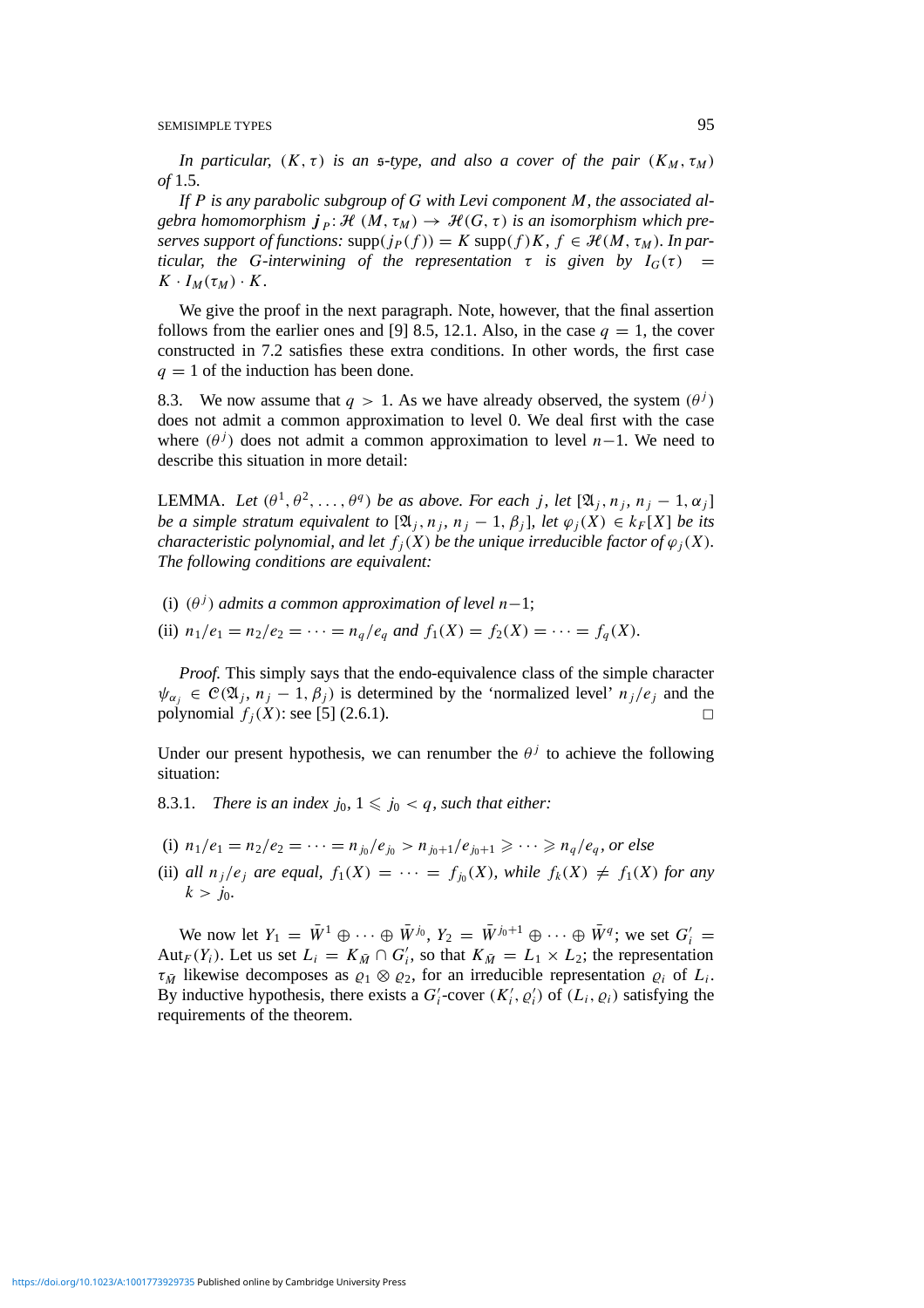*In particular,* $(K, \tau)$ *is an* $\mathfrak{s}$*-type, and also a cover of the pair* $(K_M, \tau_M)$ *of* 1.5.

*If* $P$ *is any parabolic subgroup of* $G$ *with Levi component* $M$*, the associated algebra homomorphism* $\boldsymbol{j}_P\colon \mathcal{H}(M, \tau_M) \to \mathcal{H}(G, \tau)$ *is an isomorphism which preserves support of functions:* $\operatorname{supp}(j_P(f)) = K \operatorname{supp}(f) K$, $f \in \mathcal{H}(M, \tau_M)$*. In particular, the* $G$*-interwining of the representation* $\tau$ *is given by* $I_G(\tau) = K \cdot I_M(\tau_M) \cdot K$.

We give the proof in the next paragraph. Note, however, that the final assertion follows from the earlier ones and [9] 8.5, 12.1. Also, in the case $q = 1$, the cover constructed in 7.2 satisfies these extra conditions. In other words, the first case $q = 1$ of the induction has been done.

8.3. We now assume that $q > 1$. As we have already observed, the system $(\theta^j)$ does not admit a common approximation to level 0. We deal first with the case where $(\theta^j)$ does not admit a common approximation to level $n-1$. We need to describe this situation in more detail:

LEMMA. *Let* $(\theta^1, \theta^2, \dots, \theta^q)$ *be as above. For each* $j$*, let* $[\mathfrak{A}_j, n_j, n_j - 1, \alpha_j]$ *be a simple stratum equivalent to* $[\mathfrak{A}_j, n_j, n_j - 1, \beta_j]$*, let* $\varphi_j(X) \in k_F[X]$ *be its characteristic polynomial, and let* $f_j(X)$ *be the unique irreducible factor of* $\varphi_j(X)$*. The following conditions are equivalent:*

(i) $(\theta^j)$ *admits a common approximation of level* $n-1$;

(ii) $n_1/e_1 = n_2/e_2 = \cdots = n_q/e_q$ *and* $f_1(X) = f_2(X) = \cdots = f_q(X)$.

*Proof.* This simply says that the endo-equivalence class of the simple character $\psi_{\alpha_j} \in \mathcal{C}(\mathfrak{A}_j, n_j - 1, \beta_j)$ is determined by the 'normalized level' $n_j/e_j$ and the polynomial $f_j(X)$: see [5] (2.6.1). □

Under our present hypothesis, we can renumber the $\theta^j$ to achieve the following situation:

8.3.1. *There is an index* $j_0$, $1 \leqslant j_0 < q$*, such that either:*

(i) $n_1/e_1 = n_2/e_2 = \cdots = n_{j_0}/e_{j_0} > n_{j_0+1}/e_{j_0+1} \geqslant \cdots \geqslant n_q/e_q$*, or else*

(ii) *all* $n_j/e_j$ *are equal,* $f_1(X) = \cdots = f_{j_0}(X)$*, while* $f_k(X) \neq f_1(X)$ *for any* $k > j_0$.

We now let $Y_1 = \bar{W}^1 \oplus \cdots \oplus \bar{W}^{j_0}$, $Y_2 = \bar{W}^{j_0+1} \oplus \cdots \oplus \bar{W}^q$; we set $G'_i = \operatorname{Aut}_F(Y_i)$. Let us set $L_i = K_{\bar{M}} \cap G'_i$, so that $K_{\bar{M}} = L_1 \times L_2$; the representation $\tau_{\bar{M}}$ likewise decomposes as $\varrho_1 \otimes \varrho_2$, for an irreducible representation $\varrho_i$ of $L_i$. By inductive hypothesis, there exists a $G'_i$-cover $(K'_i, \varrho'_i)$ of $(L_i, \varrho_i)$ satisfying the requirements of the theorem.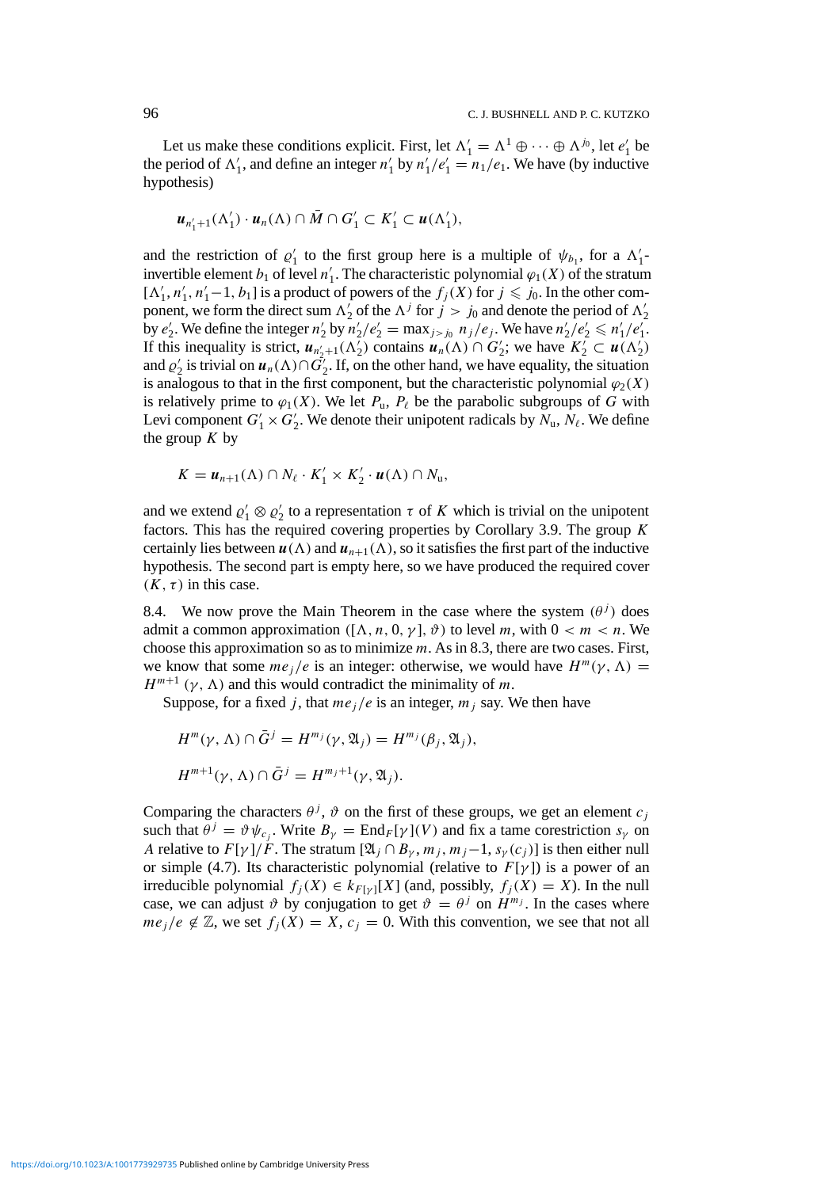Let us make these conditions explicit. First, let $\Lambda_1' = \Lambda^1 \oplus \cdots \oplus \Lambda^{j_0}$, let $e_1'$ be the period of $\Lambda_1'$, and define an integer $n_1'$ by $n_1'/e_1' = n_1/e_1$. We have (by inductive hypothesis)

$$\boldsymbol{u}_{n_1'+1}(\Lambda_1') \cdot \boldsymbol{u}_n(\Lambda) \cap \bar{M} \cap G_1' \subset K_1' \subset \boldsymbol{u}(\Lambda_1'),$$

and the restriction of $\varrho_1'$ to the first group here is a multiple of $\psi_{b_1}$, for a $\Lambda_1'$-invertible element $b_1$ of level $n_1'$. The characteristic polynomial $\varphi_1(X)$ of the stratum $[\Lambda_1', n_1', n_1'-1, b_1]$ is a product of powers of the $f_j(X)$ for $j \leqslant j_0$. In the other component, we form the direct sum $\Lambda_2'$ of the $\Lambda^j$ for $j > j_0$ and denote the period of $\Lambda_2'$ by $e_2'$. We define the integer $n_2'$ by $n_2'/e_2' = \max_{j>j_0} n_j/e_j$. We have $n_2'/e_2' \leqslant n_1'/e_1'$. If this inequality is strict, $\boldsymbol{u}_{n_2'+1}(\Lambda_2')$ contains $\boldsymbol{u}_n(\Lambda) \cap G_2'$; we have $K_2' \subset \boldsymbol{u}(\Lambda_2')$ and $\varrho_2'$ is trivial on $\boldsymbol{u}_n(\Lambda) \cap G_2'$. If, on the other hand, we have equality, the situation is analogous to that in the first component, but the characteristic polynomial $\varphi_2(X)$ is relatively prime to $\varphi_1(X)$. We let $P_{\mathrm{u}}$, $P_\ell$ be the parabolic subgroups of $G$ with Levi component $G_1' \times G_2'$. We denote their unipotent radicals by $N_{\mathrm{u}}$, $N_\ell$. We define the group $K$ by

$$K = \boldsymbol{u}_{n+1}(\Lambda) \cap N_\ell \cdot K_1' \times K_2' \cdot \boldsymbol{u}(\Lambda) \cap N_{\mathrm{u}},$$

and we extend $\varrho_1' \otimes \varrho_2'$ to a representation $\tau$ of $K$ which is trivial on the unipotent factors. This has the required covering properties by Corollary 3.9. The group $K$ certainly lies between $\boldsymbol{u}(\Lambda)$ and $\boldsymbol{u}_{n+1}(\Lambda)$, so it satisfies the first part of the inductive hypothesis. The second part is empty here, so we have produced the required cover $(K, \tau)$ in this case.

8.4. We now prove the Main Theorem in the case where the system $(\theta^j)$ does admit a common approximation $([\Lambda, n, 0, \gamma], \vartheta)$ to level $m$, with $0 < m < n$. We choose this approximation so as to minimize $m$. As in 8.3, there are two cases. First, we know that some $me_j/e$ is an integer: otherwise, we would have $H^m(\gamma, \Lambda) = H^{m+1}(\gamma, \Lambda)$ and this would contradict the minimality of $m$.

Suppose, for a fixed $j$, that $me_j/e$ is an integer, $m_j$ say. We then have

$$H^m(\gamma, \Lambda) \cap \bar{G}^j = H^{m_j}(\gamma, \mathfrak{A}_j) = H^{m_j}(\beta_j, \mathfrak{A}_j),$$

$$H^{m+1}(\gamma, \Lambda) \cap \bar{G}^j = H^{m_j+1}(\gamma, \mathfrak{A}_j).$$

Comparing the characters $\theta^j$, $\vartheta$ on the first of these groups, we get an element $c_j$ such that $\theta^j = \vartheta\psi_{c_j}$. Write $B_\gamma = \mathrm{End}_{F[\gamma]}(V)$ and fix a tame corestriction $s_\gamma$ on $A$ relative to $F[\gamma]/F$. The stratum $[\mathfrak{A}_j \cap B_\gamma, m_j, m_j-1, s_\gamma(c_j)]$ is then either null or simple (4.7). Its characteristic polynomial (relative to $F[\gamma]$) is a power of an irreducible polynomial $f_j(X) \in k_{F[\gamma]}[X]$ (and, possibly, $f_j(X) = X$). In the null case, we can adjust $\vartheta$ by conjugation to get $\vartheta = \theta^j$ on $H^{m_j}$. In the cases where $me_j/e \notin \mathbb{Z}$, we set $f_j(X) = X$, $c_j = 0$. With this convention, we see that not all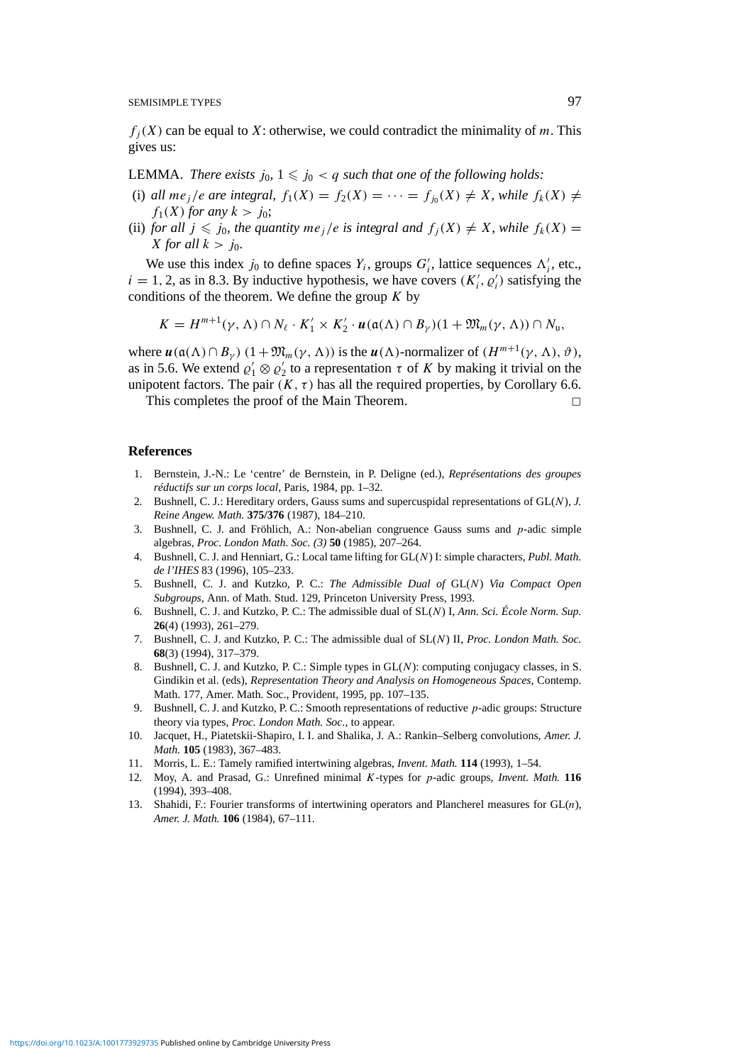$f_j(X)$ can be equal to $X$: otherwise, we could contradict the minimality of $m$. This gives us:

LEMMA. *There exists $j_0$, $1 \leqslant j_0 < q$ such that one of the following holds:*

(i) *all $me_j/e$ are integral, $f_1(X) = f_2(X) = \cdots = f_{j_0}(X) \neq X$, while $f_k(X) \neq f_1(X)$ for any $k > j_0$;*

(ii) *for all $j \leqslant j_0$, the quantity $me_j/e$ is integral and $f_j(X) \neq X$, while $f_k(X) = X$ for all $k > j_0$.*

We use this index $j_0$ to define spaces $Y_i$, groups $G'_i$, lattice sequences $\Lambda'_i$, etc., $i = 1, 2$, as in 8.3. By inductive hypothesis, we have covers $(K'_i, \varrho'_i)$ satisfying the conditions of the theorem. We define the group $K$ by

$$K = H^{m+1}(\gamma, \Lambda) \cap N_\ell \cdot K'_1 \times K'_2 \cdot \boldsymbol{u}(\mathfrak{a}(\Lambda) \cap B_\gamma)(1 + \mathfrak{M}_m(\gamma, \Lambda)) \cap N_{\mathrm{u}},$$

where $\boldsymbol{u}(\mathfrak{a}(\Lambda) \cap B_\gamma)$ $(1 + \mathfrak{M}_m(\gamma, \Lambda))$ is the $\boldsymbol{u}(\Lambda)$-normalizer of $(H^{m+1}(\gamma, \Lambda), \vartheta)$, as in 5.6. We extend $\varrho'_1 \otimes \varrho'_2$ to a representation $\tau$ of $K$ by making it trivial on the unipotent factors. The pair $(K, \tau)$ has all the required properties, by Corollary 6.6.

This completes the proof of the Main Theorem. □

## References

1. Bernstein, J.-N.: Le 'centre' de Bernstein, in P. Deligne (ed.), *Représentations des groupes réductifs sur un corps local*, Paris, 1984, pp. 1–32.
2. Bushnell, C. J.: Hereditary orders, Gauss sums and supercuspidal representations of GL($N$), *J. Reine Angew. Math.* **375/376** (1987), 184–210.
3. Bushnell, C. J. and Fröhlich, A.: Non-abelian congruence Gauss sums and $p$-adic simple algebras, *Proc. London Math. Soc. (3)* **50** (1985), 207–264.
4. Bushnell, C. J. and Henniart, G.: Local tame lifting for GL($N$) I: simple characters, *Publ. Math. de l'IHES* 83 (1996), 105–233.
5. Bushnell, C. J. and Kutzko, P. C.: *The Admissible Dual of* GL($N$) *Via Compact Open Subgroups*, Ann. of Math. Stud. 129, Princeton University Press, 1993.
6. Bushnell, C. J. and Kutzko, P. C.: The admissible dual of SL($N$) I, *Ann. Sci. École Norm. Sup.* **26**(4) (1993), 261–279.
7. Bushnell, C. J. and Kutzko, P. C.: The admissible dual of SL($N$) II, *Proc. London Math. Soc.* **68**(3) (1994), 317–379.
8. Bushnell, C. J. and Kutzko, P. C.: Simple types in GL($N$): computing conjugacy classes, in S. Gindikin et al. (eds), *Representation Theory and Analysis on Homogeneous Spaces*, Contemp. Math. 177, Amer. Math. Soc., Provident, 1995, pp. 107–135.
9. Bushnell, C. J. and Kutzko, P. C.: Smooth representations of reductive $p$-adic groups: Structure theory via types, *Proc. London Math. Soc.*, to appear.
10. Jacquet, H., Piatetskii-Shapiro, I. I. and Shalika, J. A.: Rankin–Selberg convolutions, *Amer. J. Math.* **105** (1983), 367–483.
11. Morris, L. E.: Tamely ramified intertwining algebras, *Invent. Math.* **114** (1993), 1–54.
12. Moy, A. and Prasad, G.: Unrefined minimal $K$-types for $p$-adic groups, *Invent. Math.* **116** (1994), 393–408.
13. Shahidi, F.: Fourier transforms of intertwining operators and Plancherel measures for GL($n$), *Amer. J. Math.* **106** (1984), 67–111.